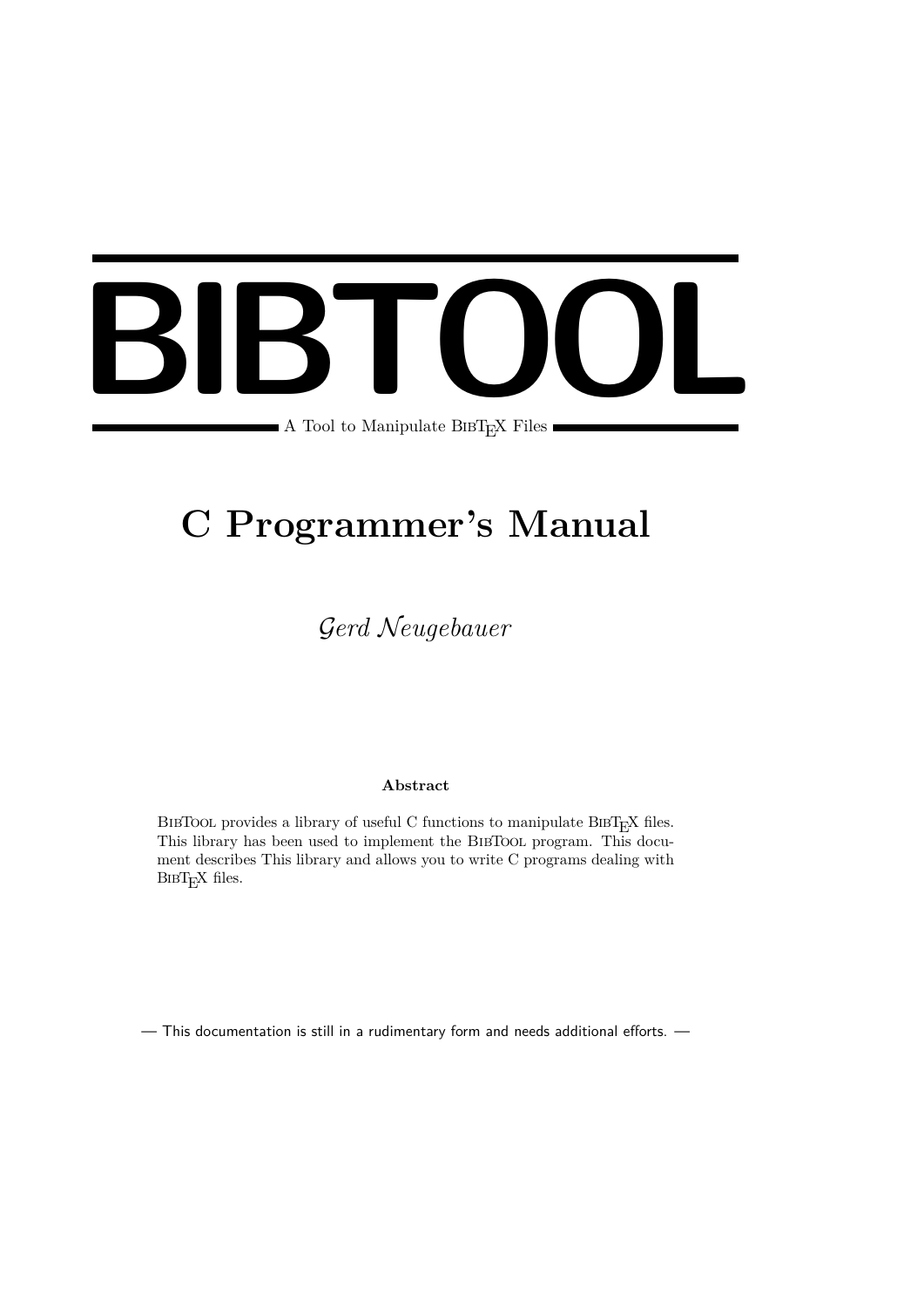# BIBTOOL

A Tool to Manipulate BibTeX Files

## C Programmer's Manual

*Gerd Neugebauer*

**Abstract**

BibTool provides a library of useful C functions to manipulate BibTeX files. This library has been used to implement the BibTool program. This document describes This library and allows you to write C programs dealing with BibTeX files.

— This documentation is still in a rudimentary form and needs additional efforts. —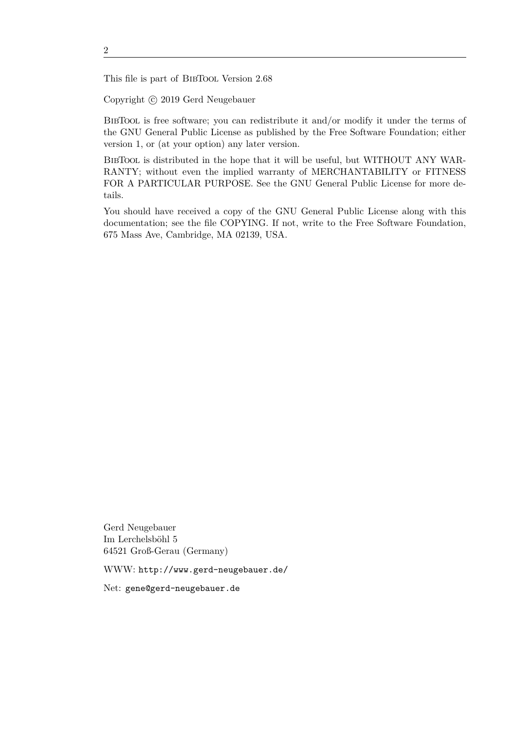This file is part of BibTool Version 2.68

Copyright © 2019 Gerd Neugebauer

BibTool is free software; you can redistribute it and/or modify it under the terms of the GNU General Public License as published by the Free Software Foundation; either version 1, or (at your option) any later version.

BibTool is distributed in the hope that it will be useful, but WITHOUT ANY WARRANTY; without even the implied warranty of MERCHANTABILITY or FITNESS FOR A PARTICULAR PURPOSE. See the GNU General Public License for more details.

You should have received a copy of the GNU General Public License along with this documentation; see the file COPYING. If not, write to the Free Software Foundation, 675 Mass Ave, Cambridge, MA 02139, USA.

Gerd Neugebauer  
Im Lerchelsböhl 5  
64521 Groß-Gerau (Germany)

WWW: `http://www.gerd-neugebauer.de/`

Net: `gene@gerd-neugebauer.de`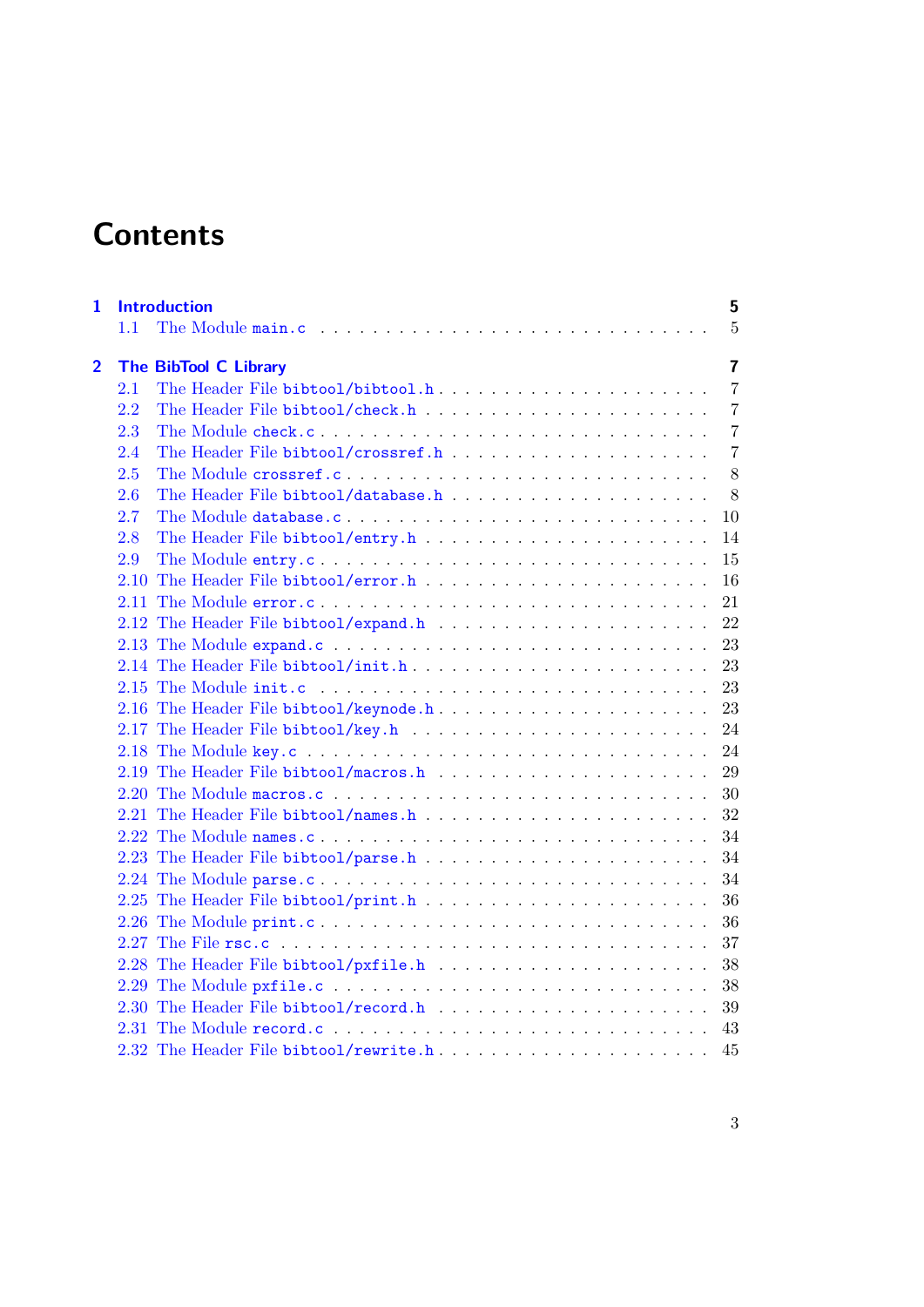# Contents

**1 Introduction** — 5

- 1.1 The Module `main.c` — 5

**2 The BibTool C Library** — 7

- 2.1 The Header File `bibtool/bibtool.h` — 7
- 2.2 The Header File `bibtool/check.h` — 7
- 2.3 The Module `check.c` — 7
- 2.4 The Header File `bibtool/crossref.h` — 7
- 2.5 The Module `crossref.c` — 8
- 2.6 The Header File `bibtool/database.h` — 8
- 2.7 The Module `database.c` — 10
- 2.8 The Header File `bibtool/entry.h` — 14
- 2.9 The Module `entry.c` — 15
- 2.10 The Header File `bibtool/error.h` — 16
- 2.11 The Module `error.c` — 21
- 2.12 The Header File `bibtool/expand.h` — 22
- 2.13 The Module `expand.c` — 23
- 2.14 The Header File `bibtool/init.h` — 23
- 2.15 The Module `init.c` — 23
- 2.16 The Header File `bibtool/keynode.h` — 23
- 2.17 The Header File `bibtool/key.h` — 24
- 2.18 The Module `key.c` — 24
- 2.19 The Header File `bibtool/macros.h` — 29
- 2.20 The Module `macros.c` — 30
- 2.21 The Header File `bibtool/names.h` — 32
- 2.22 The Module `names.c` — 34
- 2.23 The Header File `bibtool/parse.h` — 34
- 2.24 The Module `parse.c` — 34
- 2.25 The Header File `bibtool/print.h` — 36
- 2.26 The Module `print.c` — 36
- 2.27 The File `rsc.c` — 37
- 2.28 The Header File `bibtool/pxfile.h` — 38
- 2.29 The Module `pxfile.c` — 38
- 2.30 The Header File `bibtool/record.h` — 39
- 2.31 The Module `record.c` — 43
- 2.32 The Header File `bibtool/rewrite.h` — 45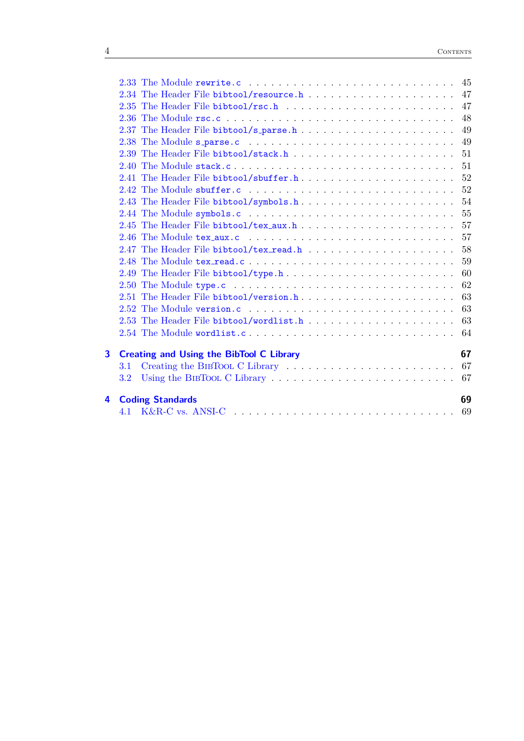2.33 The Module rewrite.c . . . . . . . . . . . . . . . . . . . . . . . . . . 45
2.34 The Header File bibtool/resource.h . . . . . . . . . . . . . . . . . . . 47
2.35 The Header File bibtool/rsc.h . . . . . . . . . . . . . . . . . . . . . 47
2.36 The Module rsc.c . . . . . . . . . . . . . . . . . . . . . . . . . . . . 48
2.37 The Header File bibtool/s_parse.h . . . . . . . . . . . . . . . . . . . 49
2.38 The Module s_parse.c . . . . . . . . . . . . . . . . . . . . . . . . . . 49
2.39 The Header File bibtool/stack.h . . . . . . . . . . . . . . . . . . . . 51
2.40 The Module stack.c . . . . . . . . . . . . . . . . . . . . . . . . . . . 51
2.41 The Header File bibtool/sbuffer.h . . . . . . . . . . . . . . . . . . . 52
2.42 The Module sbuffer.c . . . . . . . . . . . . . . . . . . . . . . . . . . 52
2.43 The Header File bibtool/symbols.h . . . . . . . . . . . . . . . . . . . 54
2.44 The Module symbols.c . . . . . . . . . . . . . . . . . . . . . . . . . . 55
2.45 The Header File bibtool/tex_aux.h . . . . . . . . . . . . . . . . . . . 57
2.46 The Module tex_aux.c . . . . . . . . . . . . . . . . . . . . . . . . . . 57
2.47 The Header File bibtool/tex_read.h . . . . . . . . . . . . . . . . . . . 58
2.48 The Module tex_read.c . . . . . . . . . . . . . . . . . . . . . . . . . . 59
2.49 The Header File bibtool/type.h . . . . . . . . . . . . . . . . . . . . . 60
2.50 The Module type.c . . . . . . . . . . . . . . . . . . . . . . . . . . . . 62
2.51 The Header File bibtool/version.h . . . . . . . . . . . . . . . . . . . 63
2.52 The Module version.c . . . . . . . . . . . . . . . . . . . . . . . . . . 63
2.53 The Header File bibtool/wordlist.h . . . . . . . . . . . . . . . . . . . 63
2.54 The Module wordlist.c . . . . . . . . . . . . . . . . . . . . . . . . . . 64

**3 Creating and Using the BibTool C Library** **67**

3.1 Creating the BibTool C Library . . . . . . . . . . . . . . . . . . . . . 67
3.2 Using the BibTool C Library . . . . . . . . . . . . . . . . . . . . . . . 67

**4 Coding Standards** **69**

4.1 K&R-C vs. ANSI-C . . . . . . . . . . . . . . . . . . . . . . . . . . . . 69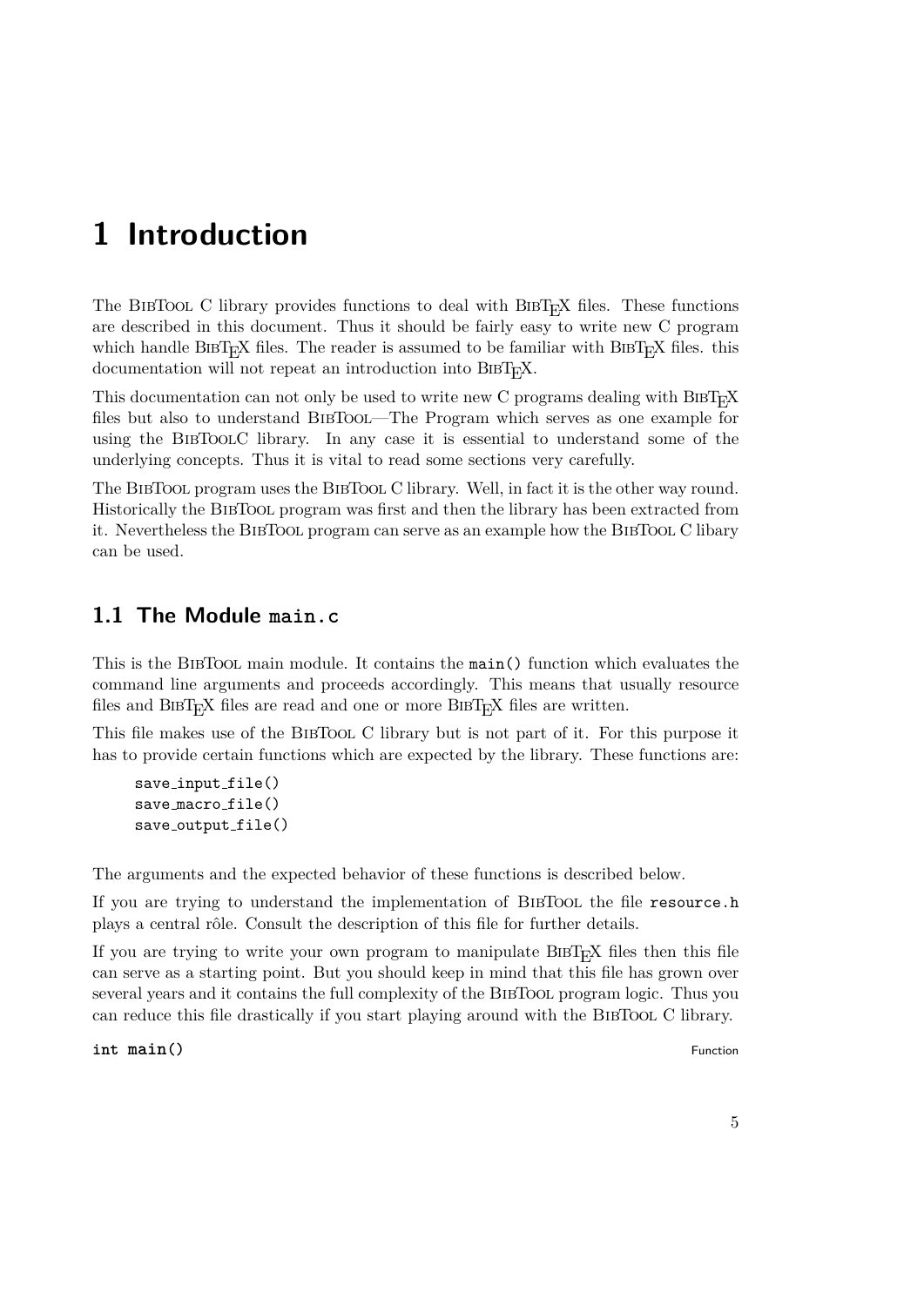# 1 Introduction

The BibTool C library provides functions to deal with BibTeX files. These functions are described in this document. Thus it should be fairly easy to write new C program which handle BibTeX files. The reader is assumed to be familiar with BibTeX files. this documentation will not repeat an introduction into BibTeX.

This documentation can not only be used to write new C programs dealing with BibTeX files but also to understand BibTool—The Program which serves as one example for using the BibToolC library. In any case it is essential to understand some of the underlying concepts. Thus it is vital to read some sections very carefully.

The BibTool program uses the BibTool C library. Well, in fact it is the other way round. Historically the BibTool program was first and then the library has been extracted from it. Nevertheless the BibTool program can serve as an example how the BibTool C libary can be used.

## 1.1 The Module `main.c`

This is the BibTool main module. It contains the `main()` function which evaluates the command line arguments and proceeds accordingly. This means that usually resource files and BibTeX files are read and one or more BibTeX files are written.

This file makes use of the BibTool C library but is not part of it. For this purpose it has to provide certain functions which are expected by the library. These functions are:

```
save_input_file()
save_macro_file()
save_output_file()
```

The arguments and the expected behavior of these functions is described below.

If you are trying to understand the implementation of BibTool the file `resource.h` plays a central rôle. Consult the description of this file for further details.

If you are trying to write your own program to manipulate BibTeX files then this file can serve as a starting point. But you should keep in mind that this file has grown over several years and it contains the full complexity of the BibTool program logic. Thus you can reduce this file drastically if you start playing around with the BibTool C library.

**`int main()`** Function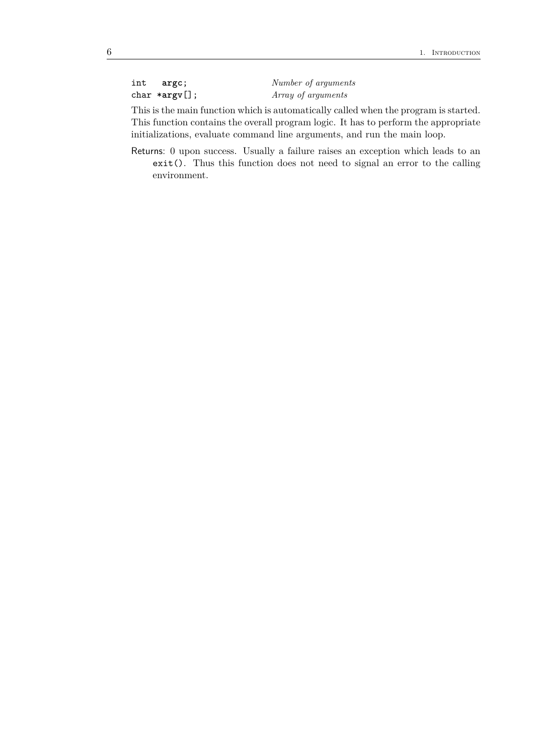| | |
|---|---|
| `int   argc;` | *Number of arguments* |
| `char *argv[];` | *Array of arguments* |

This is the main function which is automatically called when the program is started. This function contains the overall program logic. It has to perform the appropriate initializations, evaluate command line arguments, and run the main loop.

Returns: 0 upon success. Usually a failure raises an exception which leads to an `exit()`. Thus this function does not need to signal an error to the calling environment.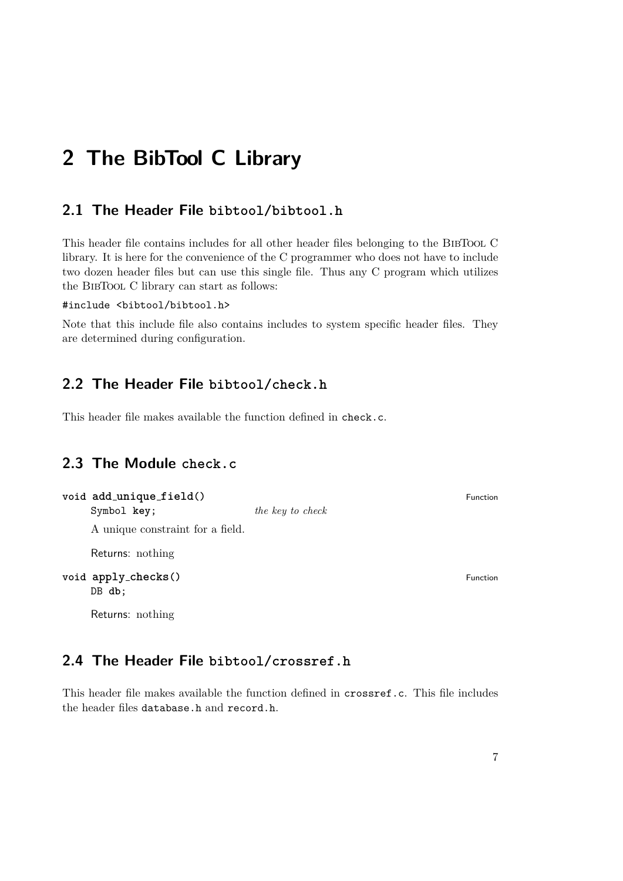# 2 The BibTool C Library

## 2.1 The Header File `bibtool/bibtool.h`

This header file contains includes for all other header files belonging to the BibTool C library. It is here for the convenience of the C programmer who does not have to include two dozen header files but can use this single file. Thus any C program which utilizes the BibTool C library can start as follows:

```
#include <bibtool/bibtool.h>
```

Note that this include file also contains includes to system specific header files. They are determined during configuration.

## 2.2 The Header File `bibtool/check.h`

This header file makes available the function defined in `check.c`.

## 2.3 The Module `check.c`

**`void add_unique_field()`** — Function

`Symbol key;` *the key to check*

A unique constraint for a field.

Returns: nothing

**`void apply_checks()`** — Function

`DB db;`

Returns: nothing

## 2.4 The Header File `bibtool/crossref.h`

This header file makes available the function defined in `crossref.c`. This file includes the header files `database.h` and `record.h`.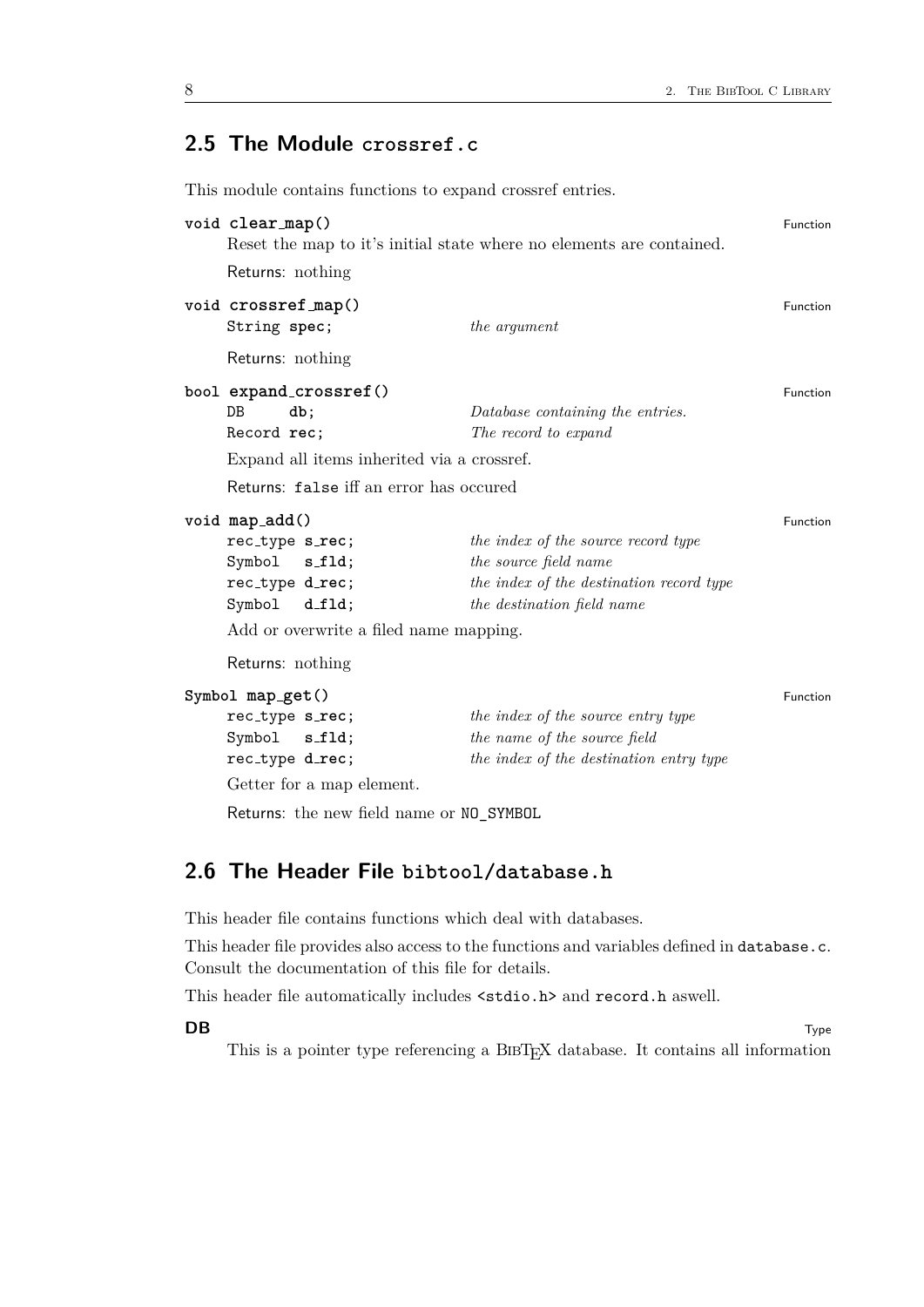## 2.5 The Module `crossref.c`

This module contains functions to expand crossref entries.

**`void clear_map()`** Function

Reset the map to it's initial state where no elements are contained.

Returns: nothing

**`void crossref_map()`** Function

| | |
|---|---|
| `String spec;` | *the argument* |

Returns: nothing

**`bool expand_crossref()`** Function

| | |
|---|---|
| `DB db;` | *Database containing the entries.* |
| `Record rec;` | *The record to expand* |

Expand all items inherited via a crossref.

Returns: `false` iff an error has occured

**`void map_add()`** Function

| | |
|---|---|
| `rec_type s_rec;` | *the index of the source record type* |
| `Symbol s_fld;` | *the source field name* |
| `rec_type d_rec;` | *the index of the destination record type* |
| `Symbol d_fld;` | *the destination field name* |

Add or overwrite a filed name mapping.

Returns: nothing

**`Symbol map_get()`** Function

| | |
|---|---|
| `rec_type s_rec;` | *the index of the source entry type* |
| `Symbol s_fld;` | *the name of the source field* |
| `rec_type d_rec;` | *the index of the destination entry type* |

Getter for a map element.

Returns: the new field name or `NO_SYMBOL`

## 2.6 The Header File `bibtool/database.h`

This header file contains functions which deal with databases.

This header file provides also access to the functions and variables defined in `database.c`. Consult the documentation of this file for details.

This header file automatically includes `<stdio.h>` and `record.h` aswell.

**DB** Type

This is a pointer type referencing a BibTeX database. It contains all information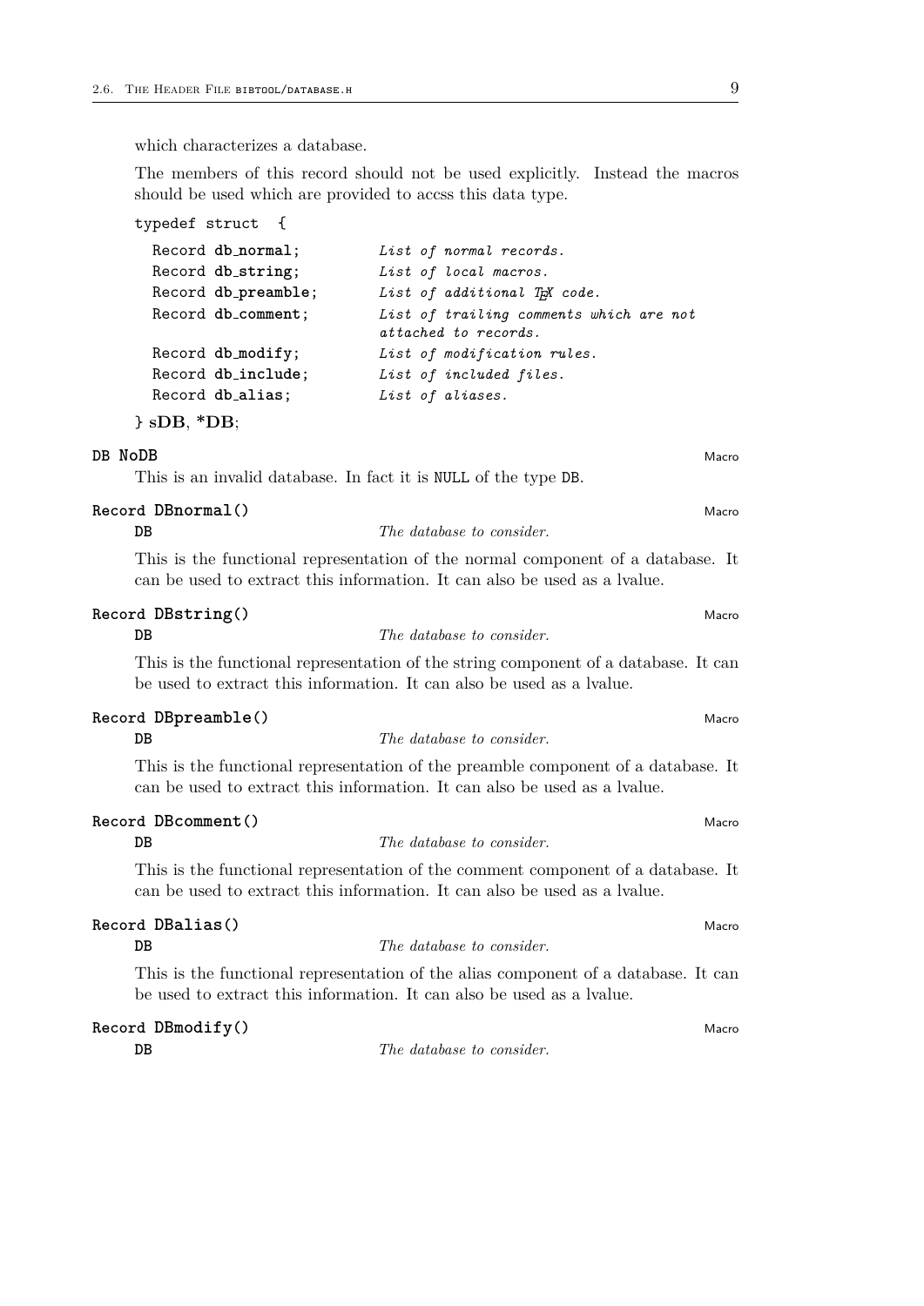which characterizes a database.

The members of this record should not be used explicitly. Instead the macros should be used which are provided to accss this data type.

```
typedef struct {
  Record db_normal;       List of normal records.
  Record db_string;       List of local macros.
  Record db_preamble;     List of additional TeX code.
  Record db_comment;      List of trailing comments which are not
                          attached to records.
  Record db_modify;       List of modification rules.
  Record db_include;      List of included files.
  Record db_alias;        List of aliases.
} sDB, *DB;
```

**DB NoDB** — Macro

This is an invalid database. In fact it is NULL of the type DB.

**Record DBnormal()** — Macro

| | |
|---|---|
| DB | *The database to consider.* |

This is the functional representation of the normal component of a database. It can be used to extract this information. It can also be used as a lvalue.

**Record DBstring()** — Macro

| | |
|---|---|
| DB | *The database to consider.* |

This is the functional representation of the string component of a database. It can be used to extract this information. It can also be used as a lvalue.

**Record DBpreamble()** — Macro

| | |
|---|---|
| DB | *The database to consider.* |

This is the functional representation of the preamble component of a database. It can be used to extract this information. It can also be used as a lvalue.

**Record DBcomment()** — Macro

| | |
|---|---|
| DB | *The database to consider.* |

This is the functional representation of the comment component of a database. It can be used to extract this information. It can also be used as a lvalue.

**Record DBalias()** — Macro

| | |
|---|---|
| DB | *The database to consider.* |

This is the functional representation of the alias component of a database. It can be used to extract this information. It can also be used as a lvalue.

**Record DBmodify()** — Macro

| | |
|---|---|
| DB | *The database to consider.* |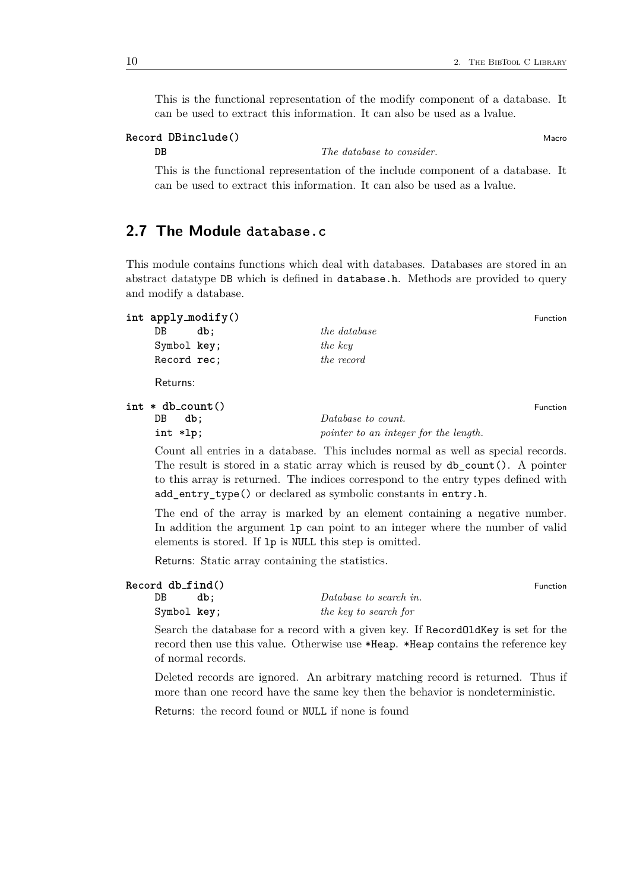This is the functional representation of the modify component of a database. It can be used to extract this information. It can also be used as a lvalue.

**Record DBinclude()** Macro

| | |
|---|---|
| `DB` | *The database to consider.* |

This is the functional representation of the include component of a database. It can be used to extract this information. It can also be used as a lvalue.

## 2.7 The Module `database.c`

This module contains functions which deal with databases. Databases are stored in an abstract datatype `DB` which is defined in `database.h`. Methods are provided to query and modify a database.

**int apply_modify()** Function

| | |
|---|---|
| `DB db;` | *the database* |
| `Symbol key;` | *the key* |
| `Record rec;` | *the record* |

Returns:

**int * db_count()** Function

| | |
|---|---|
| `DB db;` | *Database to count.* |
| `int *lp;` | *pointer to an integer for the length.* |

Count all entries in a database. This includes normal as well as special records. The result is stored in a static array which is reused by `db_count()`. A pointer to this array is returned. The indices correspond to the entry types defined with `add_entry_type()` or declared as symbolic constants in `entry.h`.

The end of the array is marked by an element containing a negative number. In addition the argument `lp` can point to an integer where the number of valid elements is stored. If `lp` is `NULL` this step is omitted.

Returns: Static array containing the statistics.

**Record db_find()** Function

| | |
|---|---|
| `DB db;` | *Database to search in.* |
| `Symbol key;` | *the key to search for* |

Search the database for a record with a given key. If `RecordOldKey` is set for the record then use this value. Otherwise use `*Heap`. `*Heap` contains the reference key of normal records.

Deleted records are ignored. An arbitrary matching record is returned. Thus if more than one record have the same key then the behavior is nondeterministic.

Returns: the record found or `NULL` if none is found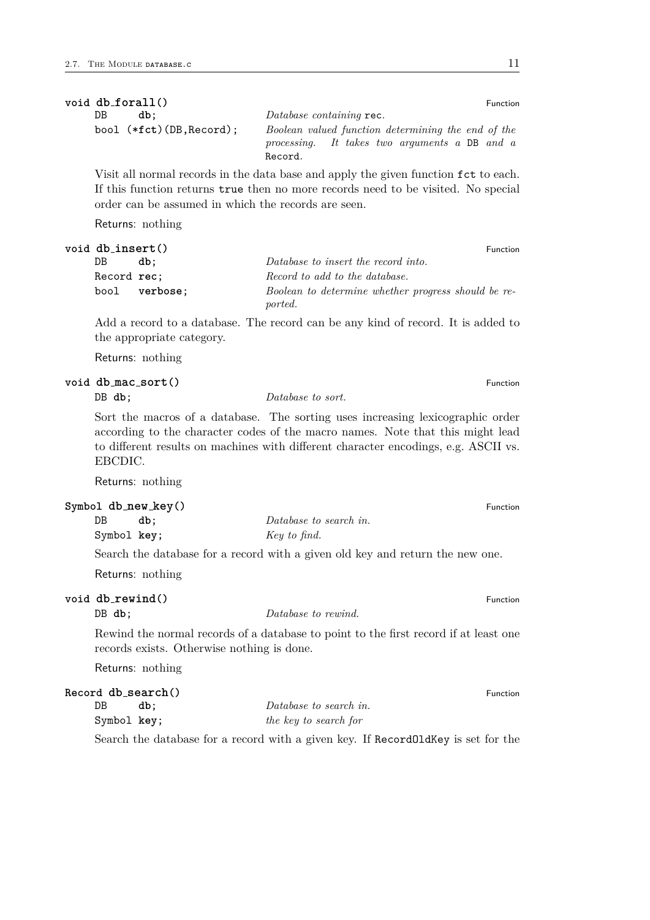**void db_forall()** Function

| | |
|---|---|
| `DB db;` | *Database containing* `rec`*.* |
| `bool (*fct)(DB,Record);` | *Boolean valued function determining the end of the processing. It takes two arguments a* `DB` *and a* `Record`*.* |

Visit all normal records in the data base and apply the given function `fct` to each. If this function returns `true` then no more records need to be visited. No special order can be assumed in which the records are seen.

Returns: nothing

**void db_insert()** Function

| | |
|---|---|
| `DB db;` | *Database to insert the record into.* |
| `Record rec;` | *Record to add to the database.* |
| `bool verbose;` | *Boolean to determine whether progress should be reported.* |

Add a record to a database. The record can be any kind of record. It is added to the appropriate category.

Returns: nothing

**void db_mac_sort()** Function

| | |
|---|---|
| `DB db;` | *Database to sort.* |

Sort the macros of a database. The sorting uses increasing lexicographic order according to the character codes of the macro names. Note that this might lead to different results on machines with different character encodings, e.g. ASCII vs. EBCDIC.

Returns: nothing

**Symbol db_new_key()** Function

| | |
|---|---|
| `DB db;` | *Database to search in.* |
| `Symbol key;` | *Key to find.* |

Search the database for a record with a given old key and return the new one.

Returns: nothing

**void db_rewind()** Function

| | |
|---|---|
| `DB db;` | *Database to rewind.* |

Rewind the normal records of a database to point to the first record if at least one records exists. Otherwise nothing is done.

Returns: nothing

**Record db_search()** Function

| | |
|---|---|
| `DB db;` | *Database to search in.* |
| `Symbol key;` | *the key to search for* |

Search the database for a record with a given key. If `RecordOldKey` is set for the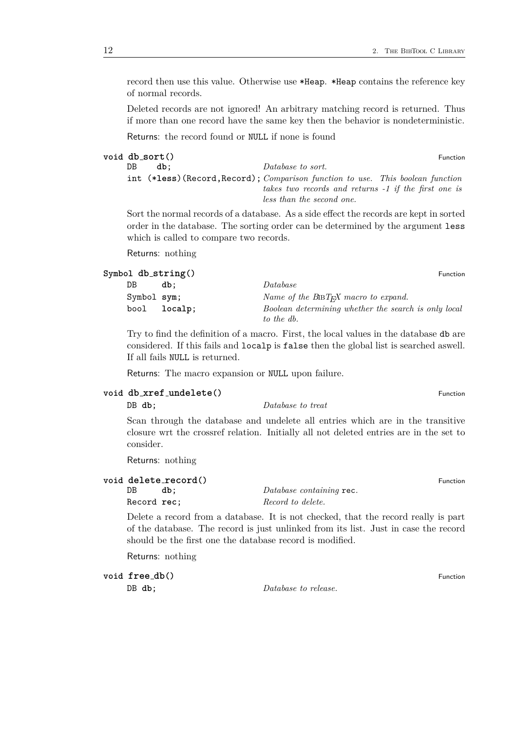record then use this value. Otherwise use *Heap. *Heap contains the reference key of normal records.

Deleted records are not ignored! An arbitrary matching record is returned. Thus if more than one record have the same key then the behavior is nondeterministic.

Returns: the record found or NULL if none is found

**void db_sort()** — Function

| | |
|---|---|
| `DB db;` | *Database to sort.* |
| `int (*less)(Record,Record);` | *Comparison function to use. This boolean function takes two records and returns -1 if the first one is less than the second one.* |

Sort the normal records of a database. As a side effect the records are kept in sorted order in the database. The sorting order can be determined by the argument `less` which is called to compare two records.

Returns: nothing

**Symbol db_string()** — Function

| | |
|---|---|
| `DB db;` | *Database* |
| `Symbol sym;` | *Name of the BibTeX macro to expand.* |
| `bool localp;` | *Boolean determining whether the search is only local to the db.* |

Try to find the definition of a macro. First, the local values in the database `db` are considered. If this fails and `localp` is `false` then the global list is searched aswell. If all fails NULL is returned.

Returns: The macro expansion or NULL upon failure.

**void db_xref_undelete()** — Function

| | |
|---|---|
| `DB db;` | *Database to treat* |

Scan through the database and undelete all entries which are in the transitive closure wrt the crossref relation. Initially all not deleted entries are in the set to consider.

Returns: nothing

**void delete_record()** — Function

| | |
|---|---|
| `DB db;` | *Database containing* `rec`. |
| `Record rec;` | *Record to delete.* |

Delete a record from a database. It is not checked, that the record really is part of the database. The record is just unlinked from its list. Just in case the record should be the first one the database record is modified.

Returns: nothing

**void free_db()** — Function

| | |
|---|---|
| `DB db;` | *Database to release.* |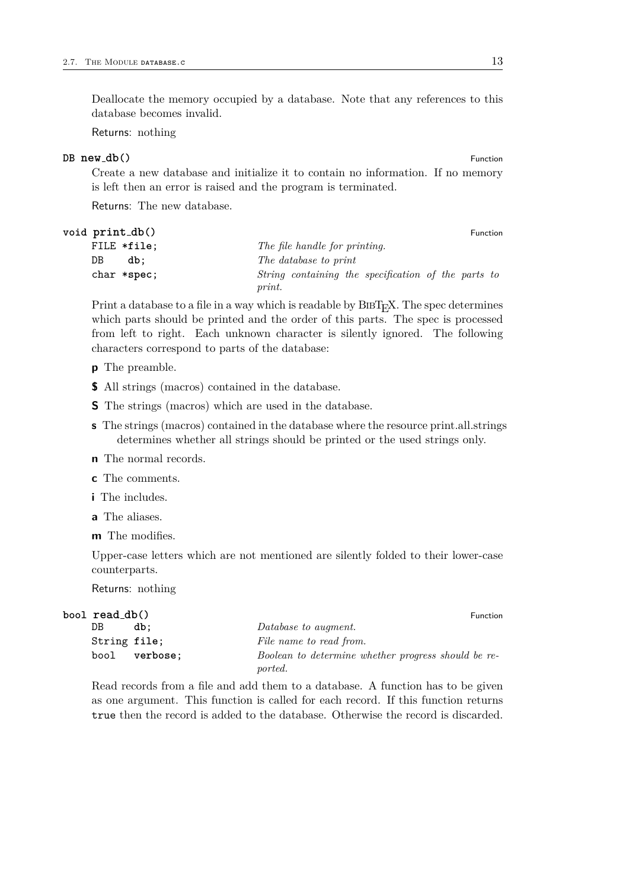Deallocate the memory occupied by a database. Note that any references to this database becomes invalid.

Returns: nothing

**DB new_db()** Function

Create a new database and initialize it to contain no information. If no memory is left then an error is raised and the program is terminated.

Returns: The new database.

**void print_db()** Function

| | |
|---|---|
| `FILE *file;` | *The file handle for printing.* |
| `DB db;` | *The database to print* |
| `char *spec;` | *String containing the specification of the parts to print.* |

Print a database to a file in a way which is readable by BibTeX. The spec determines which parts should be printed and the order of this parts. The spec is processed from left to right. Each unknown character is silently ignored. The following characters correspond to parts of the database:

- **p** The preamble.
- **$** All strings (macros) contained in the database.
- **S** The strings (macros) which are used in the database.
- **s** The strings (macros) contained in the database where the resource print.all.strings determines whether all strings should be printed or the used strings only.
- **n** The normal records.
- **c** The comments.
- **i** The includes.
- **a** The aliases.
- **m** The modifies.

Upper-case letters which are not mentioned are silently folded to their lower-case counterparts.

Returns: nothing

**bool read_db()** Function

| | |
|---|---|
| `DB db;` | *Database to augment.* |
| `String file;` | *File name to read from.* |
| `bool verbose;` | *Boolean to determine whether progress should be reported.* |

Read records from a file and add them to a database. A function has to be given as one argument. This function is called for each record. If this function returns `true` then the record is added to the database. Otherwise the record is discarded.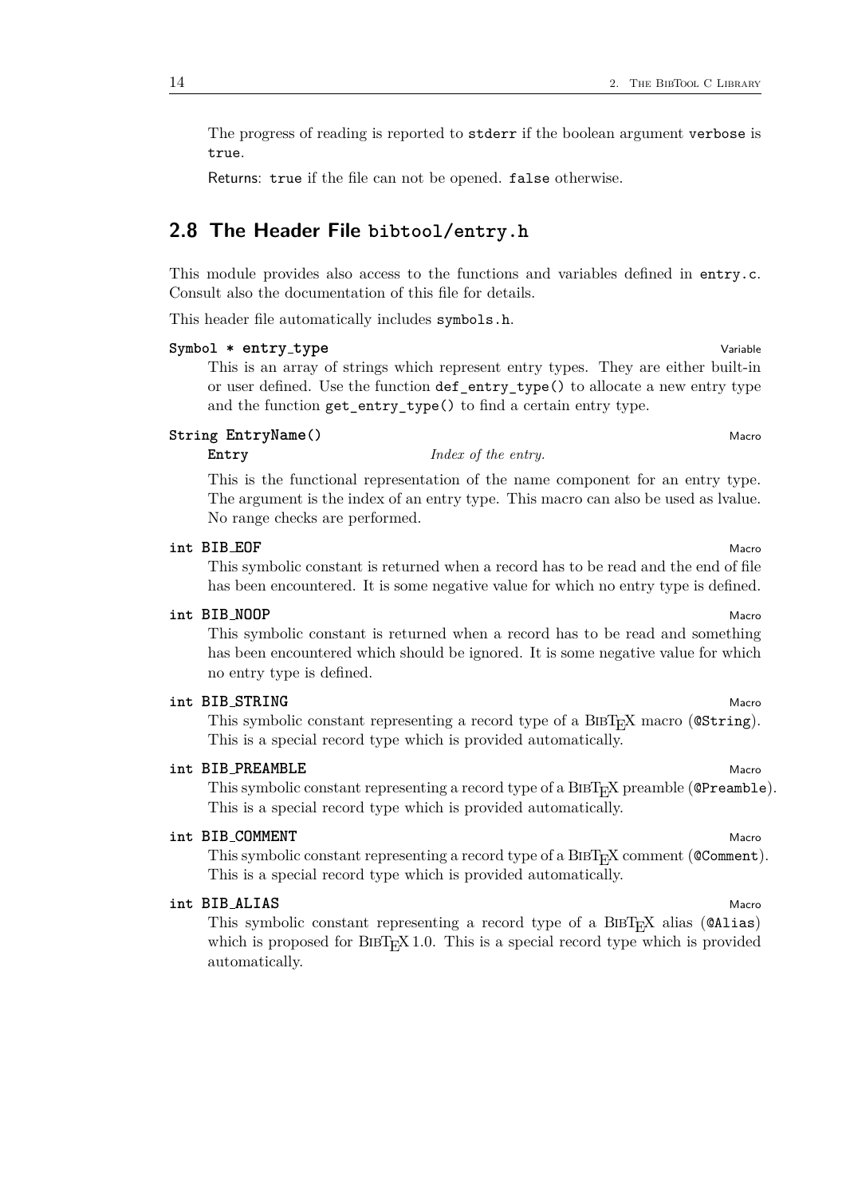The progress of reading is reported to `stderr` if the boolean argument `verbose` is `true`.

Returns: `true` if the file can not be opened. `false` otherwise.

## 2.8 The Header File `bibtool/entry.h`

This module provides also access to the functions and variables defined in `entry.c`. Consult also the documentation of this file for details.

This header file automatically includes `symbols.h`.

**`Symbol * entry_type`** — Variable

This is an array of strings which represent entry types. They are either built-in or user defined. Use the function `def_entry_type()` to allocate a new entry type and the function `get_entry_type()` to find a certain entry type.

**`String EntryName()`** — Macro

`Entry` *Index of the entry.*

This is the functional representation of the name component for an entry type. The argument is the index of an entry type. This macro can also be used as lvalue. No range checks are performed.

**`int BIB_EOF`** — Macro

This symbolic constant is returned when a record has to be read and the end of file has been encountered. It is some negative value for which no entry type is defined.

**`int BIB_NOOP`** — Macro

This symbolic constant is returned when a record has to be read and something has been encountered which should be ignored. It is some negative value for which no entry type is defined.

**`int BIB_STRING`** — Macro

This symbolic constant representing a record type of a BibTeX macro (`@String`). This is a special record type which is provided automatically.

**`int BIB_PREAMBLE`** — Macro

This symbolic constant representing a record type of a BibTeX preamble (`@Preamble`). This is a special record type which is provided automatically.

**`int BIB_COMMENT`** — Macro

This symbolic constant representing a record type of a BibTeX comment (`@Comment`). This is a special record type which is provided automatically.

**`int BIB_ALIAS`** — Macro

This symbolic constant representing a record type of a BibTeX alias (`@Alias`) which is proposed for BibTeX 1.0. This is a special record type which is provided automatically.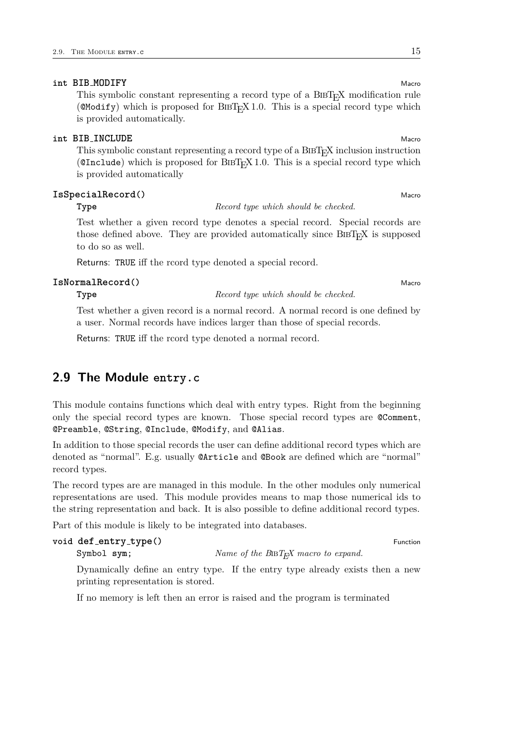**int BIB_MODIFY** Macro

This symbolic constant representing a record type of a BibTeX modification rule (`@Modify`) which is proposed for BibTeX 1.0. This is a special record type which is provided automatically.

**int BIB_INCLUDE** Macro

This symbolic constant representing a record type of a BibTeX inclusion instruction (`@Include`) which is proposed for BibTeX 1.0. This is a special record type which is provided automatically

**IsSpecialRecord()** Macro

**Type** *Record type which should be checked.*

Test whether a given record type denotes a special record. Special records are those defined above. They are provided automatically since BibTeX is supposed to do so as well.

Returns: `TRUE` iff the rcord type denoted a special record.

**IsNormalRecord()** Macro

**Type** *Record type which should be checked.*

Test whether a given record is a normal record. A normal record is one defined by a user. Normal records have indices larger than those of special records.

Returns: `TRUE` iff the rcord type denoted a normal record.

## 2.9 The Module entry.c

This module contains functions which deal with entry types. Right from the beginning only the special record types are known. Those special record types are `@Comment`, `@Preamble`, `@String`, `@Include`, `@Modify`, and `@Alias`.

In addition to those special records the user can define additional record types which are denoted as "normal". E.g. usually `@Article` and `@Book` are defined which are "normal" record types.

The record types are are managed in this module. In the other modules only numerical representations are used. This module provides means to map those numerical ids to the string representation and back. It is also possible to define additional record types.

Part of this module is likely to be integrated into databases.

**void def_entry_type()** Function

`Symbol` **sym;** *Name of the BibTeX macro to expand.*

Dynamically define an entry type. If the entry type already exists then a new printing representation is stored.

If no memory is left then an error is raised and the program is terminated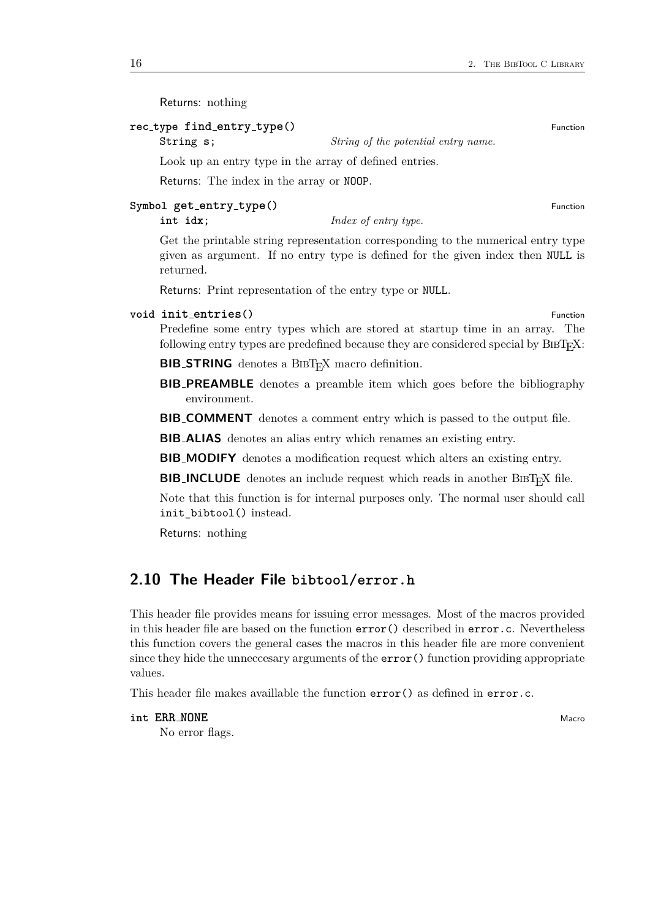Returns: nothing

**rec_type find_entry_type()** Function

`String s;` *String of the potential entry name.*

Look up an entry type in the array of defined entries.

Returns: The index in the array or `NOOP`.

**Symbol get_entry_type()** Function

`int idx;` *Index of entry type.*

Get the printable string representation corresponding to the numerical entry type given as argument. If no entry type is defined for the given index then `NULL` is returned.

Returns: Print representation of the entry type or `NULL`.

**void init_entries()** Function

Predefine some entry types which are stored at startup time in an array. The following entry types are predefined because they are considered special by BibTeX:

**BIB_STRING** denotes a BibTeX macro definition.

**BIB_PREAMBLE** denotes a preamble item which goes before the bibliography environment.

**BIB_COMMENT** denotes a comment entry which is passed to the output file.

**BIB_ALIAS** denotes an alias entry which renames an existing entry.

**BIB_MODIFY** denotes a modification request which alters an existing entry.

**BIB_INCLUDE** denotes an include request which reads in another BibTeX file.

Note that this function is for internal purposes only. The normal user should call `init_bibtool()` instead.

Returns: nothing

## 2.10 The Header File bibtool/error.h

This header file provides means for issuing error messages. Most of the macros provided in this header file are based on the function `error()` described in `error.c`. Nevertheless this function covers the general cases the macros in this header file are more convenient since they hide the unneccesary arguments of the `error()` function providing appropriate values.

This header file makes availlable the function `error()` as defined in `error.c`.

**int ERR_NONE** Macro

No error flags.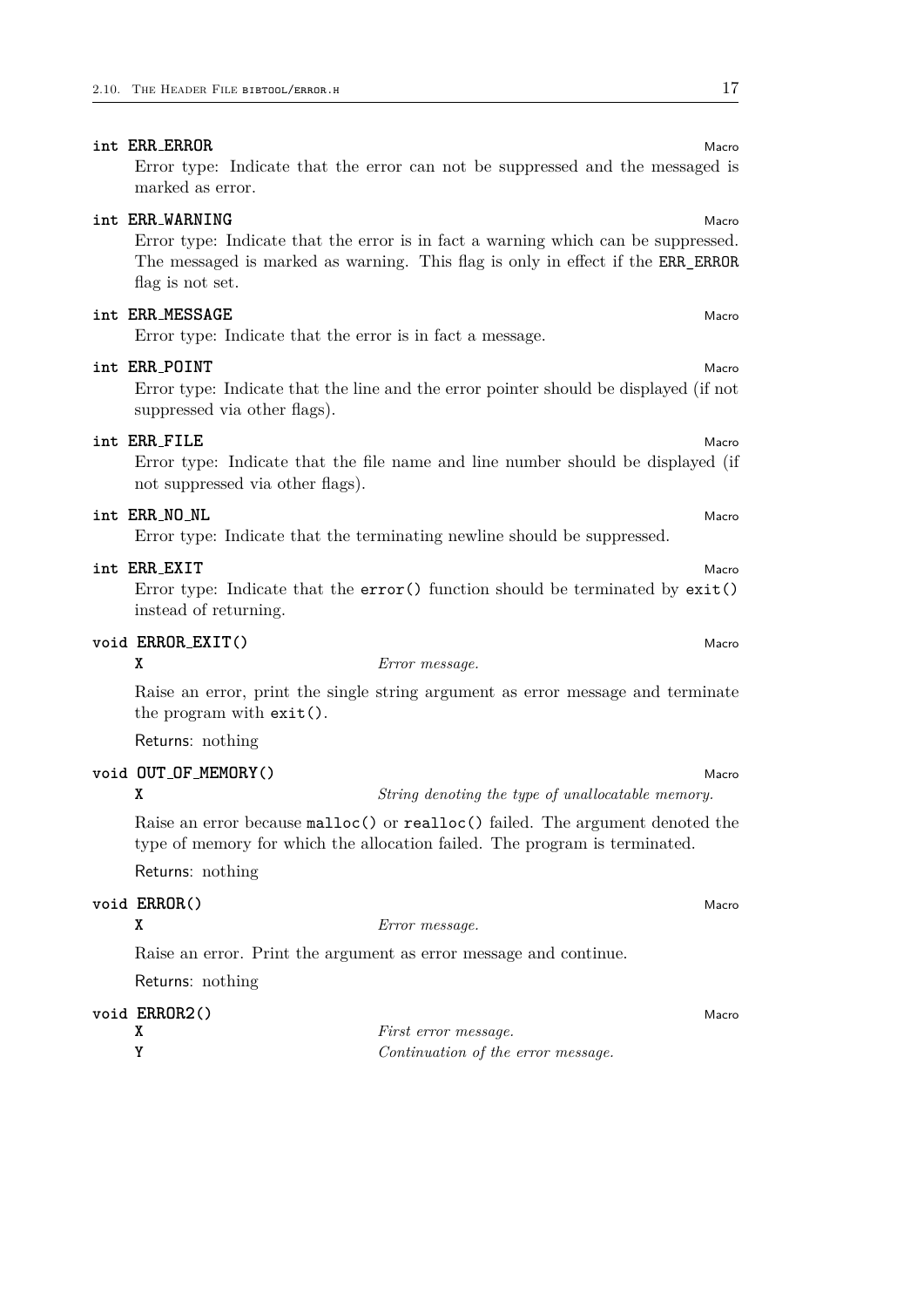**int ERR_ERROR** Macro

Error type: Indicate that the error can not be suppressed and the messaged is marked as error.

**int ERR_WARNING** Macro

Error type: Indicate that the error is in fact a warning which can be suppressed. The messaged is marked as warning. This flag is only in effect if the `ERR_ERROR` flag is not set.

**int ERR_MESSAGE** Macro

Error type: Indicate that the error is in fact a message.

**int ERR_POINT** Macro

Error type: Indicate that the line and the error pointer should be displayed (if not suppressed via other flags).

**int ERR_FILE** Macro

Error type: Indicate that the file name and line number should be displayed (if not suppressed via other flags).

**int ERR_NO_NL** Macro

Error type: Indicate that the terminating newline should be suppressed.

**int ERR_EXIT** Macro

Error type: Indicate that the `error()` function should be terminated by `exit()` instead of returning.

**void ERROR_EXIT()** Macro

**X** *Error message.*

Raise an error, print the single string argument as error message and terminate the program with `exit()`.

Returns: nothing

**void OUT_OF_MEMORY()** Macro

**X** *String denoting the type of unallocatable memory.*

Raise an error because `malloc()` or `realloc()` failed. The argument denoted the type of memory for which the allocation failed. The program is terminated.

Returns: nothing

**void ERROR()** Macro

**X** *Error message.*

Raise an error. Print the argument as error message and continue.

Returns: nothing

**void ERROR2()** Macro

**X** *First error message.*
**Y** *Continuation of the error message.*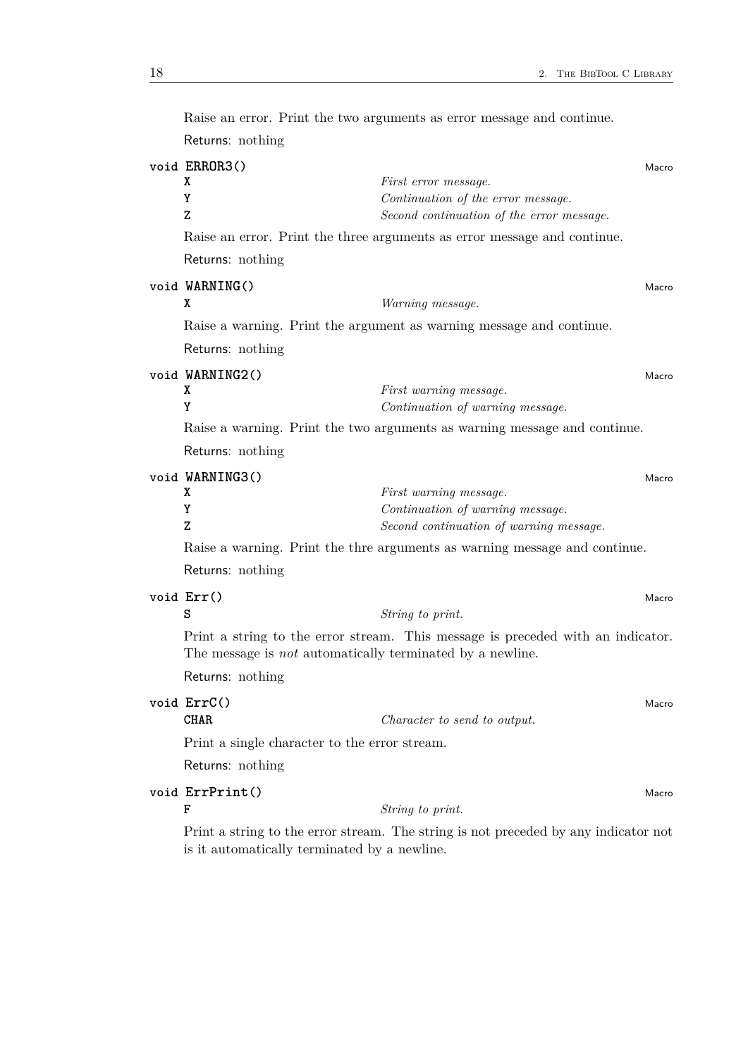Raise an error. Print the two arguments as error message and continue.

Returns: nothing

**void ERROR3()** — Macro

| | |
|---|---|
| **X** | *First error message.* |
| **Y** | *Continuation of the error message.* |
| **Z** | *Second continuation of the error message.* |

Raise an error. Print the three arguments as error message and continue.

Returns: nothing

**void WARNING()** — Macro

| | |
|---|---|
| **X** | *Warning message.* |

Raise a warning. Print the argument as warning message and continue.

Returns: nothing

**void WARNING2()** — Macro

| | |
|---|---|
| **X** | *First warning message.* |
| **Y** | *Continuation of warning message.* |

Raise a warning. Print the two arguments as warning message and continue.

Returns: nothing

**void WARNING3()** — Macro

| | |
|---|---|
| **X** | *First warning message.* |
| **Y** | *Continuation of warning message.* |
| **Z** | *Second continuation of warning message.* |

Raise a warning. Print the thre arguments as warning message and continue.

Returns: nothing

**void Err()** — Macro

| | |
|---|---|
| **S** | *String to print.* |

Print a string to the error stream. This message is preceded with an indicator. The message is *not* automatically terminated by a newline.

Returns: nothing

**void ErrC()** — Macro

| | |
|---|---|
| **CHAR** | *Character to send to output.* |

Print a single character to the error stream.

Returns: nothing

**void ErrPrint()** — Macro

| | |
|---|---|
| **F** | *String to print.* |

Print a string to the error stream. The string is not preceded by any indicator not is it automatically terminated by a newline.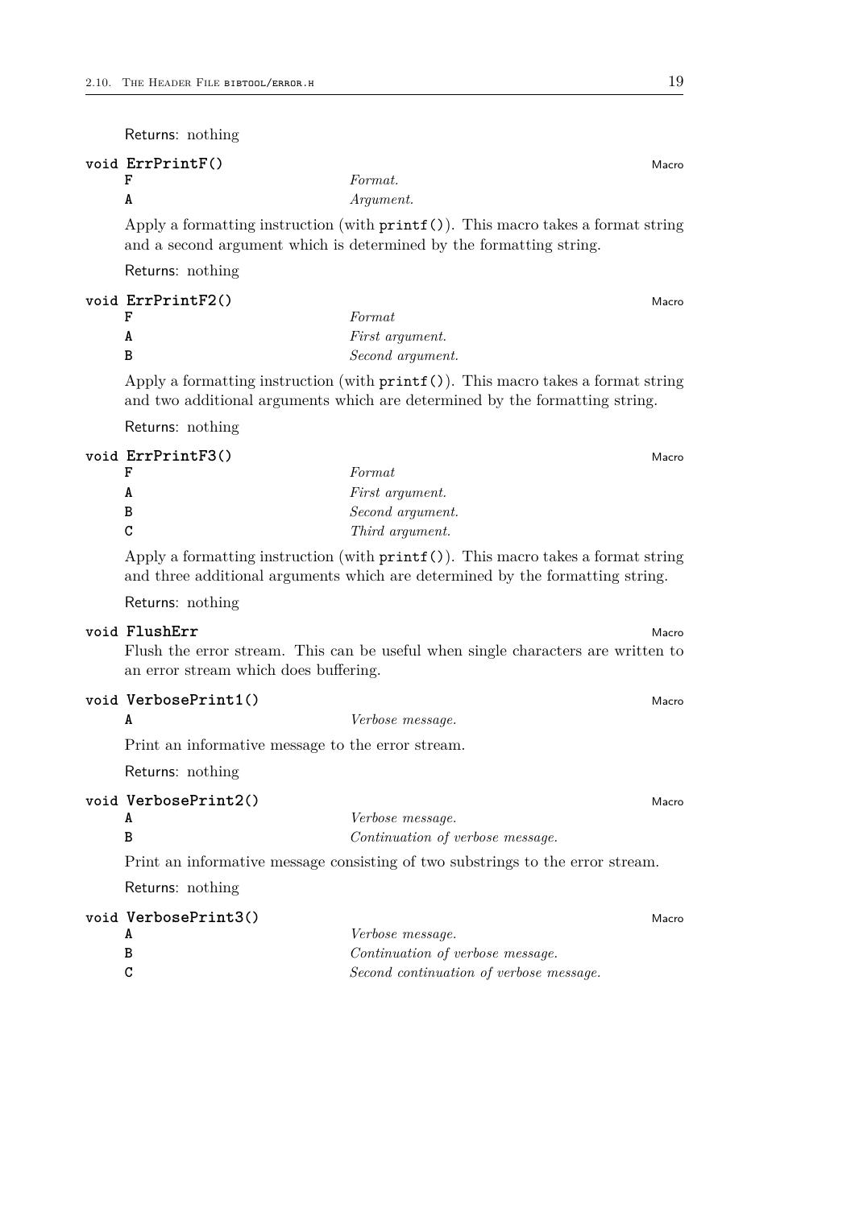Returns: nothing

**void ErrPrintF()** Macro

| | |
|---|---|
| **F** | *Format.* |
| **A** | *Argument.* |

Apply a formatting instruction (with `printf()`). This macro takes a format string and a second argument which is determined by the formatting string.

Returns: nothing

**void ErrPrintF2()** Macro

| | |
|---|---|
| **F** | *Format* |
| **A** | *First argument.* |
| **B** | *Second argument.* |

Apply a formatting instruction (with `printf()`). This macro takes a format string and two additional arguments which are determined by the formatting string.

Returns: nothing

**void ErrPrintF3()** Macro

| | |
|---|---|
| **F** | *Format* |
| **A** | *First argument.* |
| **B** | *Second argument.* |
| **C** | *Third argument.* |

Apply a formatting instruction (with `printf()`). This macro takes a format string and three additional arguments which are determined by the formatting string.

Returns: nothing

**void FlushErr** Macro

Flush the error stream. This can be useful when single characters are written to an error stream which does buffering.

**void VerbosePrint1()** Macro

| | |
|---|---|
| **A** | *Verbose message.* |

Print an informative message to the error stream.

Returns: nothing

**void VerbosePrint2()** Macro

| | |
|---|---|
| **A** | *Verbose message.* |
| **B** | *Continuation of verbose message.* |

Print an informative message consisting of two substrings to the error stream.

Returns: nothing

**void VerbosePrint3()** Macro

| | |
|---|---|
| **A** | *Verbose message.* |
| **B** | *Continuation of verbose message.* |
| **C** | *Second continuation of verbose message.* |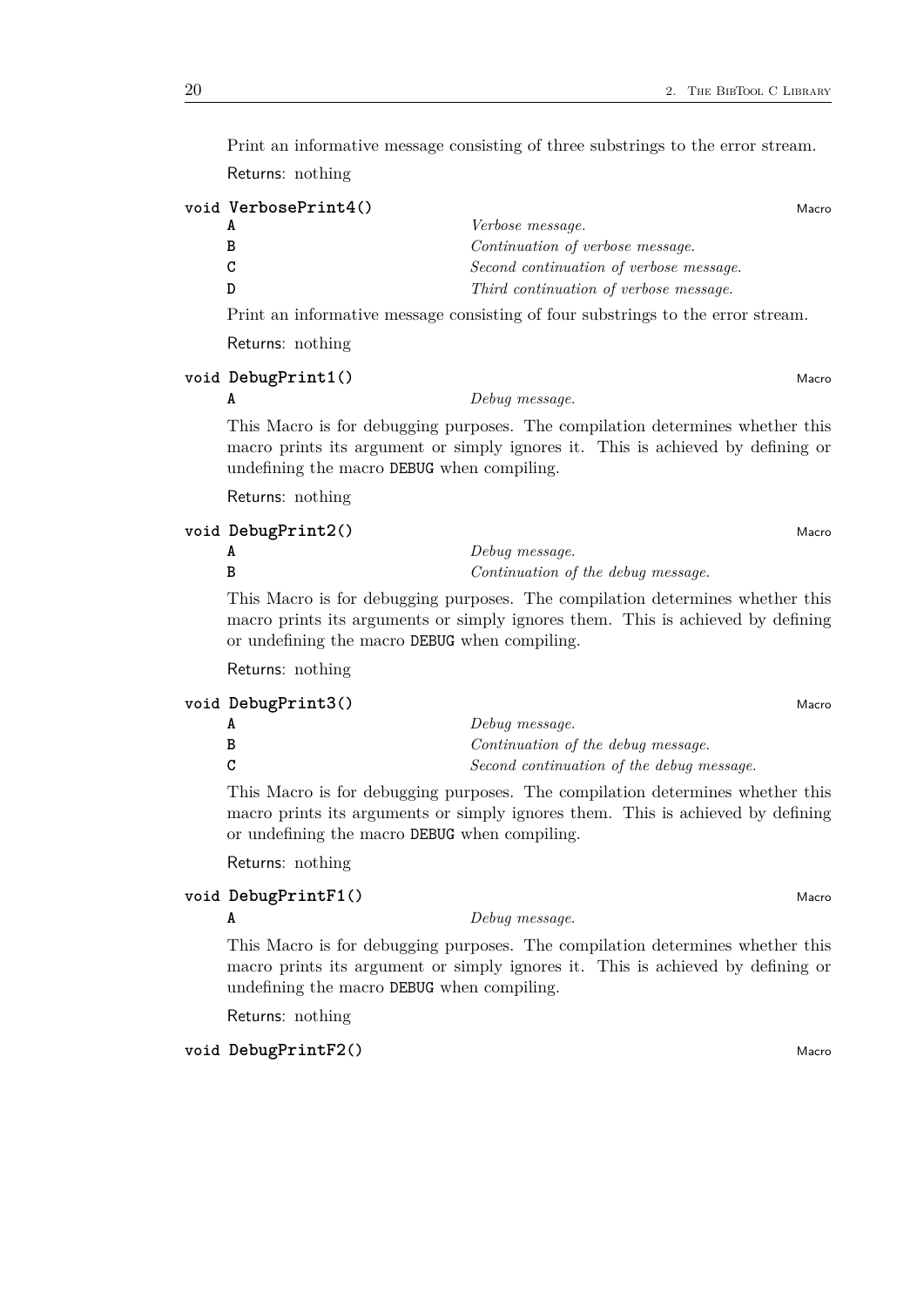Print an informative message consisting of three substrings to the error stream.

Returns: nothing

**void VerbosePrint4()** — Macro

| | |
|---|---|
| **A** | *Verbose message.* |
| **B** | *Continuation of verbose message.* |
| **C** | *Second continuation of verbose message.* |
| **D** | *Third continuation of verbose message.* |

Print an informative message consisting of four substrings to the error stream.

Returns: nothing

**void DebugPrint1()** — Macro

| | |
|---|---|
| **A** | *Debug message.* |

This Macro is for debugging purposes. The compilation determines whether this macro prints its argument or simply ignores it. This is achieved by defining or undefining the macro `DEBUG` when compiling.

Returns: nothing

**void DebugPrint2()** — Macro

| | |
|---|---|
| **A** | *Debug message.* |
| **B** | *Continuation of the debug message.* |

This Macro is for debugging purposes. The compilation determines whether this macro prints its arguments or simply ignores them. This is achieved by defining or undefining the macro `DEBUG` when compiling.

Returns: nothing

**void DebugPrint3()** — Macro

| | |
|---|---|
| **A** | *Debug message.* |
| **B** | *Continuation of the debug message.* |
| **C** | *Second continuation of the debug message.* |

This Macro is for debugging purposes. The compilation determines whether this macro prints its arguments or simply ignores them. This is achieved by defining or undefining the macro `DEBUG` when compiling.

Returns: nothing

**void DebugPrintF1()** — Macro

| | |
|---|---|
| **A** | *Debug message.* |

This Macro is for debugging purposes. The compilation determines whether this macro prints its argument or simply ignores it. This is achieved by defining or undefining the macro `DEBUG` when compiling.

Returns: nothing

**void DebugPrintF2()** — Macro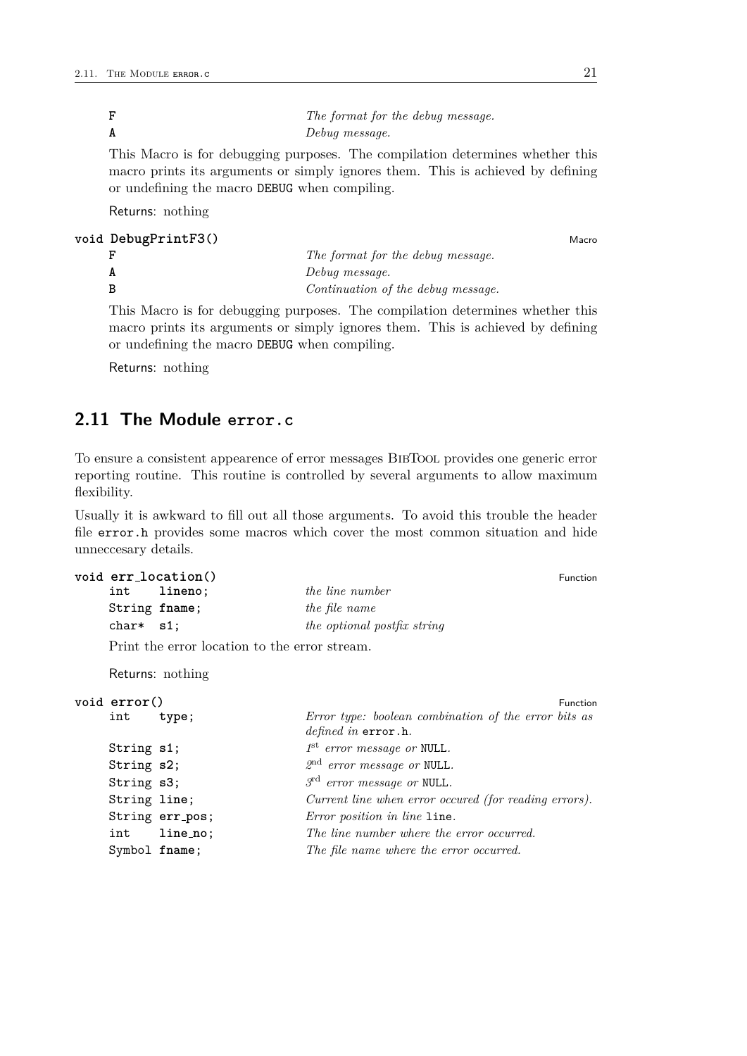| | |
|---|---|
| **F** | *The format for the debug message.* |
| **A** | *Debug message.* |

This Macro is for debugging purposes. The compilation determines whether this macro prints its arguments or simply ignores them. This is achieved by defining or undefining the macro DEBUG when compiling.

Returns: nothing

**void DebugPrintF3()** — Macro

| | |
|---|---|
| **F** | *The format for the debug message.* |
| **A** | *Debug message.* |
| **B** | *Continuation of the debug message.* |

This Macro is for debugging purposes. The compilation determines whether this macro prints its arguments or simply ignores them. This is achieved by defining or undefining the macro DEBUG when compiling.

Returns: nothing

## 2.11 The Module error.c

To ensure a consistent appearence of error messages BibTool provides one generic error reporting routine. This routine is controlled by several arguments to allow maximum flexibility.

Usually it is awkward to fill out all those arguments. To avoid this trouble the header file error.h provides some macros which cover the most common situation and hide unneccesary details.

**void err_location()** — Function

| | |
|---|---|
| int **lineno**; | *the line number* |
| String **fname**; | *the file name* |
| char* **s1**; | *the optional postfix string* |

Print the error location to the error stream.

Returns: nothing

**void error()** — Function

| | |
|---|---|
| int **type**; | *Error type: boolean combination of the error bits as defined in* error.h. |
| String **s1**; | *1st error message or* NULL. |
| String **s2**; | *2nd error message or* NULL. |
| String **s3**; | *3rd error message or* NULL. |
| String **line**; | *Current line when error occured (for reading errors).* |
| String **err_pos**; | *Error position in line* line. |
| int **line_no**; | *The line number where the error occurred.* |
| Symbol **fname**; | *The file name where the error occurred.* |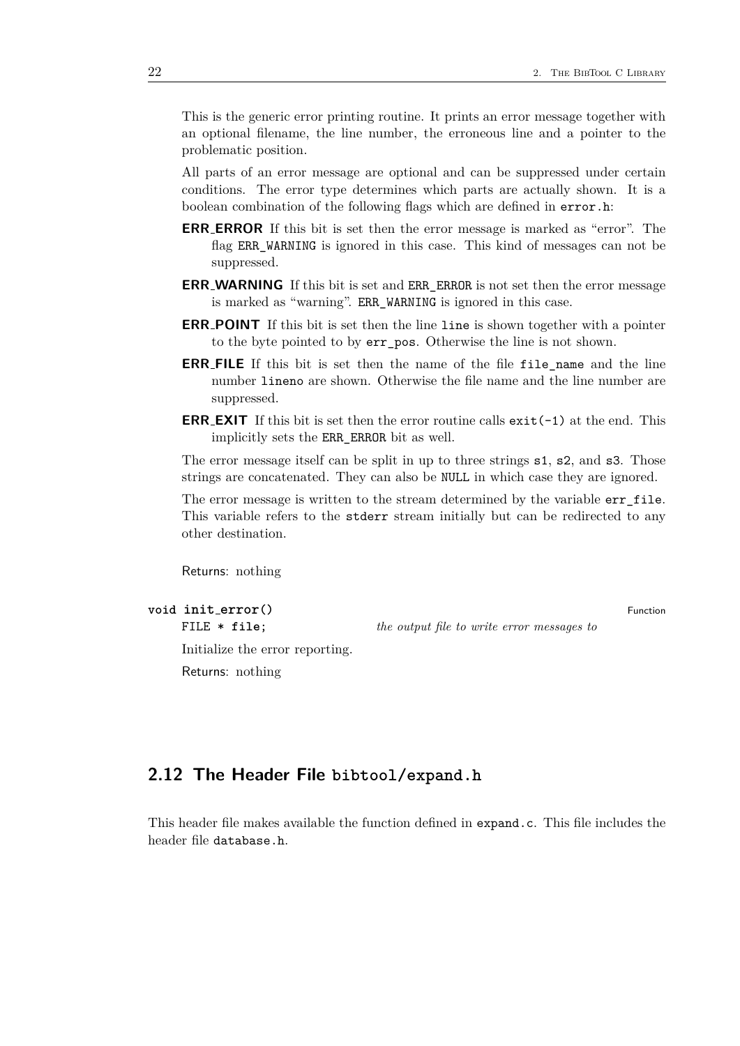This is the generic error printing routine. It prints an error message together with an optional filename, the line number, the erroneous line and a pointer to the problematic position.

All parts of an error message are optional and can be suppressed under certain conditions. The error type determines which parts are actually shown. It is a boolean combination of the following flags which are defined in `error.h`:

**ERR_ERROR** If this bit is set then the error message is marked as "error". The flag `ERR_WARNING` is ignored in this case. This kind of messages can not be suppressed.

**ERR_WARNING** If this bit is set and `ERR_ERROR` is not set then the error message is marked as "warning". `ERR_WARNING` is ignored in this case.

**ERR_POINT** If this bit is set then the line `line` is shown together with a pointer to the byte pointed to by `err_pos`. Otherwise the line is not shown.

**ERR_FILE** If this bit is set then the name of the file `file_name` and the line number `lineno` are shown. Otherwise the file name and the line number are suppressed.

**ERR_EXIT** If this bit is set then the error routine calls `exit(-1)` at the end. This implicitly sets the `ERR_ERROR` bit as well.

The error message itself can be split in up to three strings `s1`, `s2`, and `s3`. Those strings are concatenated. They can also be `NULL` in which case they are ignored.

The error message is written to the stream determined by the variable `err_file`. This variable refers to the `stderr` stream initially but can be redirected to any other destination.

Returns: nothing

**`void init_error()`** — Function

`FILE * file;` *the output file to write error messages to*

Initialize the error reporting.

Returns: nothing

## 2.12 The Header File `bibtool/expand.h`

This header file makes available the function defined in `expand.c`. This file includes the header file `database.h`.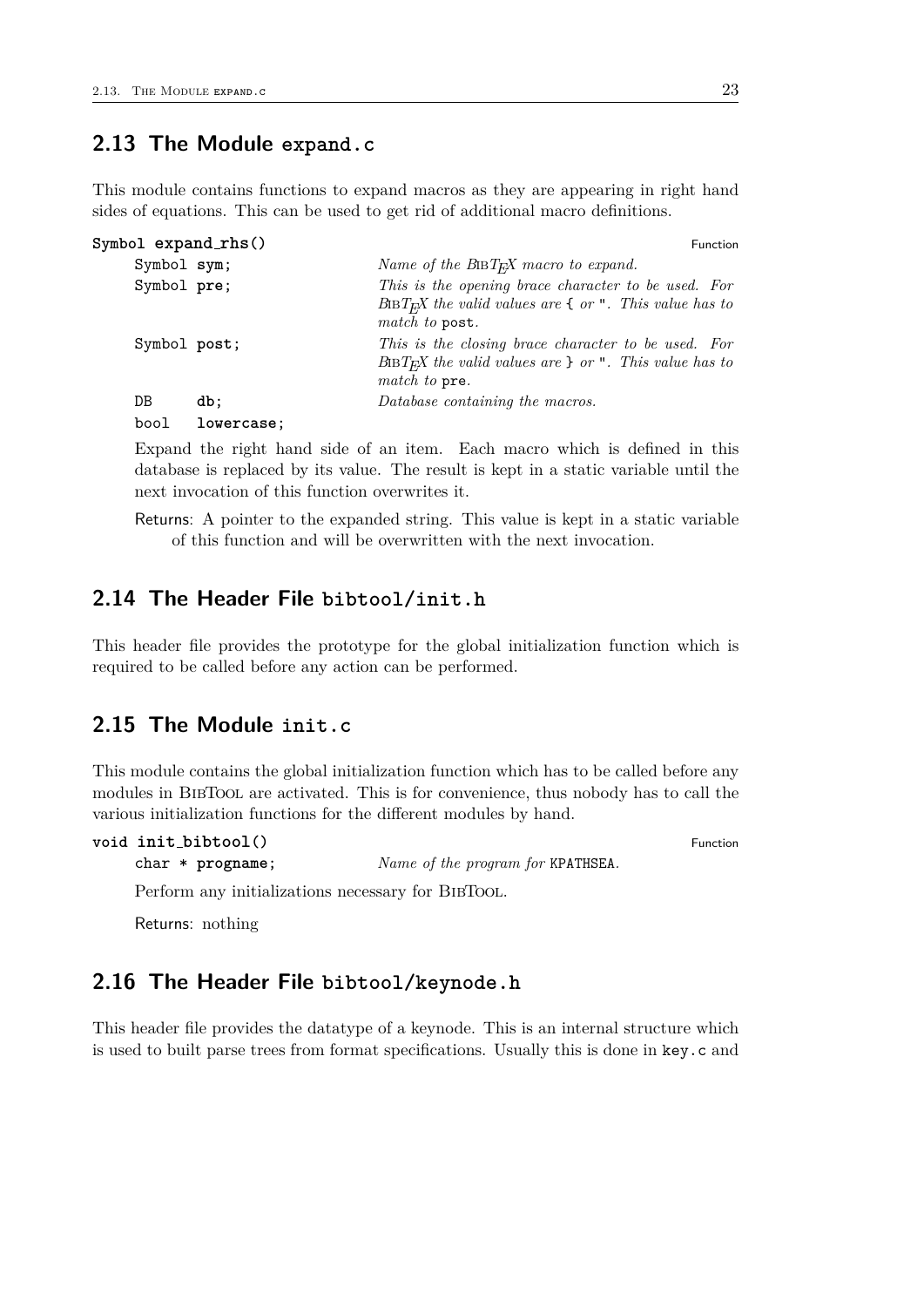## 2.13 The Module expand.c

This module contains functions to expand macros as they are appearing in right hand sides of equations. This can be used to get rid of additional macro definitions.

**Symbol expand_rhs()** — Function

| Parameter | Description |
|---|---|
| `Symbol sym;` | *Name of the BibTeX macro to expand.* |
| `Symbol pre;` | *This is the opening brace character to be used. For BibTeX the valid values are* `{` *or* `"`*. This value has to match to* `post`. |
| `Symbol post;` | *This is the closing brace character to be used. For BibTeX the valid values are* `}` *or* `"`*. This value has to match to* `pre`. |
| `DB db;` | *Database containing the macros.* |
| `bool lowercase;` | |

Expand the right hand side of an item. Each macro which is defined in this database is replaced by its value. The result is kept in a static variable until the next invocation of this function overwrites it.

Returns: A pointer to the expanded string. This value is kept in a static variable of this function and will be overwritten with the next invocation.

## 2.14 The Header File bibtool/init.h

This header file provides the prototype for the global initialization function which is required to be called before any action can be performed.

## 2.15 The Module init.c

This module contains the global initialization function which has to be called before any modules in BibTool are activated. This is for convenience, thus nobody has to call the various initialization functions for the different modules by hand.

**void init_bibtool()** — Function

| Parameter | Description |
|---|---|
| `char * progname;` | *Name of the program for* `KPATHSEA`*.* |

Perform any initializations necessary for BibTool.

Returns: nothing

## 2.16 The Header File bibtool/keynode.h

This header file provides the datatype of a keynode. This is an internal structure which is used to built parse trees from format specifications. Usually this is done in `key.c` and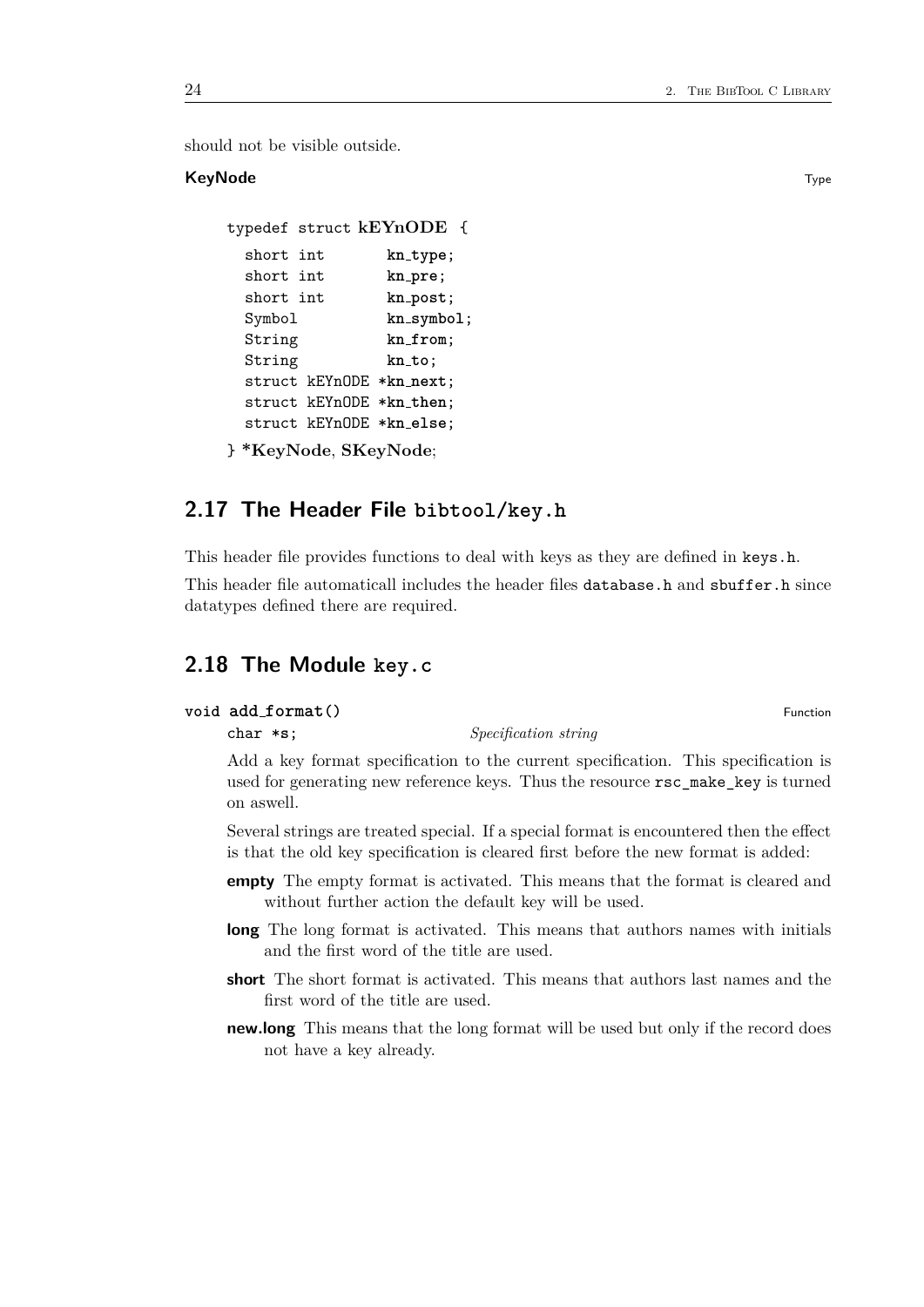should not be visible outside.

**KeyNode** Type

```
typedef struct kEYnODE {
  short int       kn_type;
  short int       kn_pre;
  short int       kn_post;
  Symbol          kn_symbol;
  String          kn_from;
  String          kn_to;
  struct kEYnODE *kn_next;
  struct kEYnODE *kn_then;
  struct kEYnODE *kn_else;
} *KeyNode, SKeyNode;
```

## 2.17 The Header File `bibtool/key.h`

This header file provides functions to deal with keys as they are defined in `keys.h`.

This header file automaticall includes the header files `database.h` and `sbuffer.h` since datatypes defined there are required.

## 2.18 The Module `key.c`

**`void add_format()`** Function

`char *s;` *Specification string*

Add a key format specification to the current specification. This specification is used for generating new reference keys. Thus the resource `rsc_make_key` is turned on aswell.

Several strings are treated special. If a special format is encountered then the effect is that the old key specification is cleared first before the new format is added:

- **empty** The empty format is activated. This means that the format is cleared and without further action the default key will be used.
- **long** The long format is activated. This means that authors names with initials and the first word of the title are used.
- **short** The short format is activated. This means that authors last names and the first word of the title are used.
- **new.long** This means that the long format will be used but only if the record does not have a key already.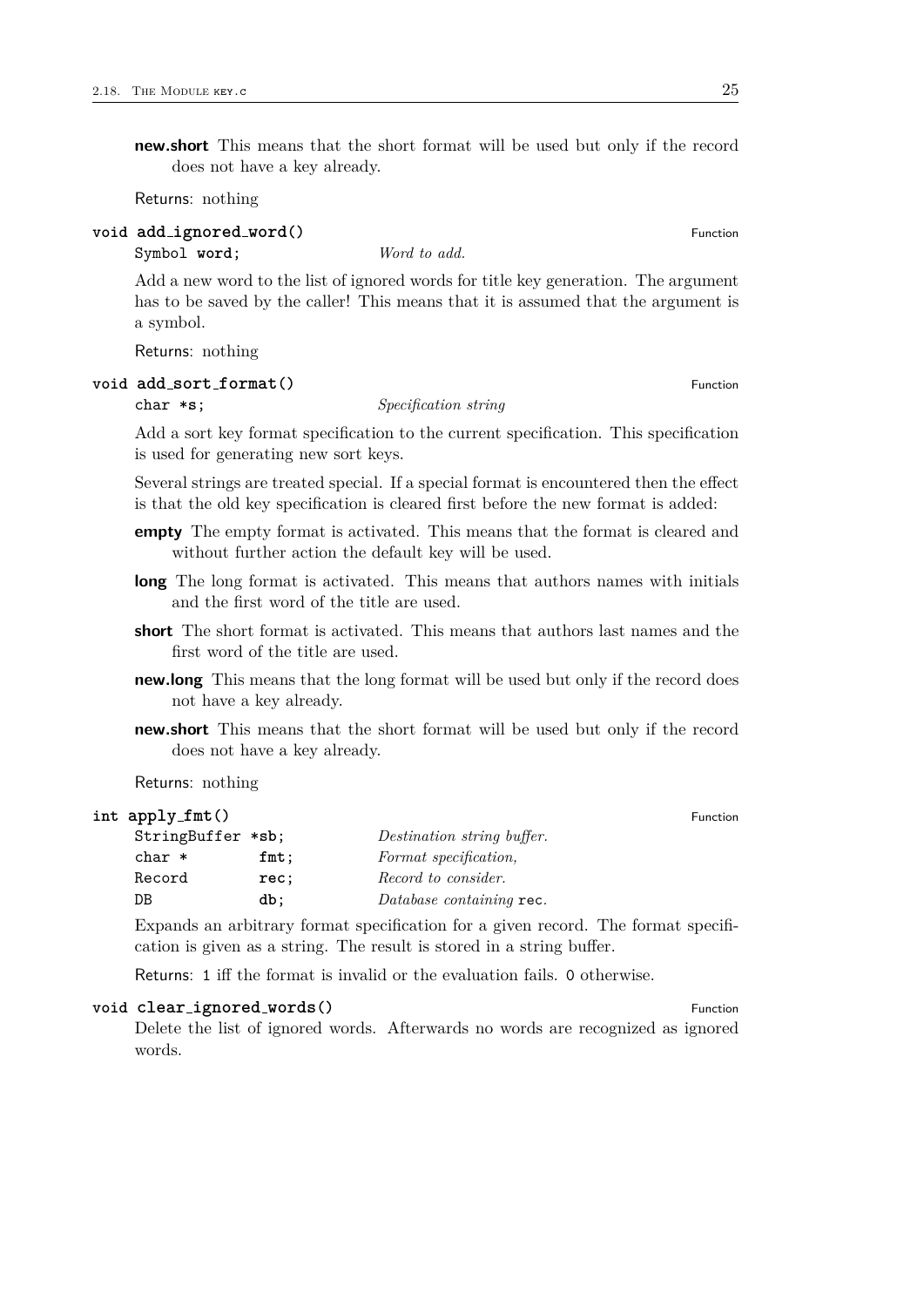**new.short** This means that the short format will be used but only if the record does not have a key already.

Returns: nothing

**void add_ignored_word()** Function

| | |
|---|---|
| Symbol **word**; | *Word to add.* |

Add a new word to the list of ignored words for title key generation. The argument has to be saved by the caller! This means that it is assumed that the argument is a symbol.

Returns: nothing

**void add_sort_format()** Function

| | |
|---|---|
| char ***s**; | *Specification string* |

Add a sort key format specification to the current specification. This specification is used for generating new sort keys.

Several strings are treated special. If a special format is encountered then the effect is that the old key specification is cleared first before the new format is added:

**empty** The empty format is activated. This means that the format is cleared and without further action the default key will be used.

**long** The long format is activated. This means that authors names with initials and the first word of the title are used.

**short** The short format is activated. This means that authors last names and the first word of the title are used.

**new.long** This means that the long format will be used but only if the record does not have a key already.

**new.short** This means that the short format will be used but only if the record does not have a key already.

Returns: nothing

**int apply_fmt()** Function

| | | |
|---|---|---|
| StringBuffer | ***sb**; | *Destination string buffer.* |
| char * | **fmt**; | *Format specification,* |
| Record | **rec**; | *Record to consider.* |
| DB | **db**; | *Database containing* `rec`. |

Expands an arbitrary format specification for a given record. The format specification is given as a string. The result is stored in a string buffer.

Returns: `1` iff the format is invalid or the evaluation fails. `0` otherwise.

**void clear_ignored_words()** Function

Delete the list of ignored words. Afterwards no words are recognized as ignored words.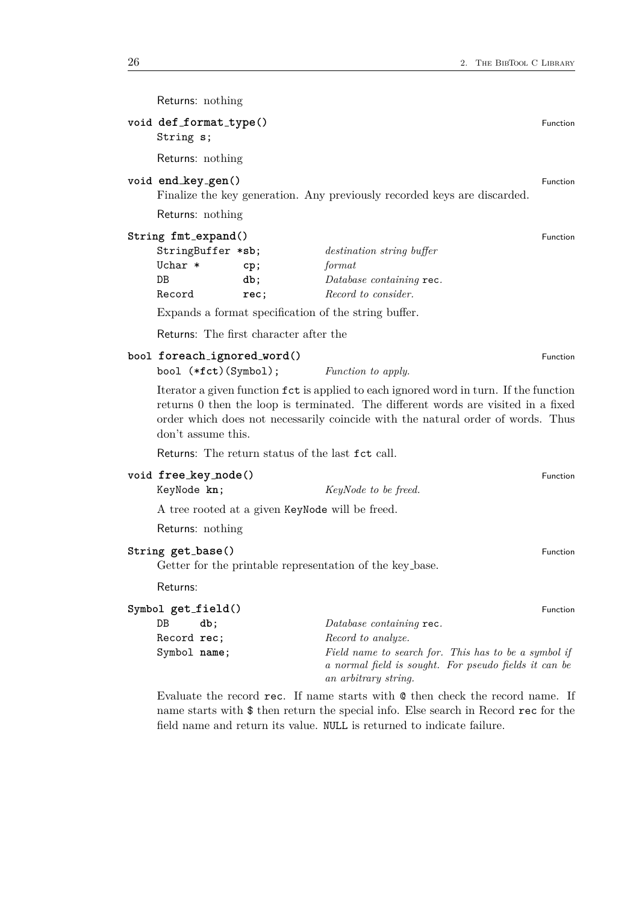Returns: nothing

**void def_format_type()** Function

String **s**;

Returns: nothing

**void end_key_gen()** Function

Finalize the key generation. Any previously recorded keys are discarded.

Returns: nothing

**String fmt_expand()** Function

| | |
|---|---|
| StringBuffer **\*sb**; | *destination string buffer* |
| Uchar \* **cp**; | *format* |
| DB **db**; | *Database containing* rec. |
| Record **rec**; | *Record to consider.* |

Expands a format specification of the string buffer.

Returns: The first character after the

**bool foreach_ignored_word()** Function

| | |
|---|---|
| bool (\***fct**)(Symbol); | *Function to apply.* |

Iterator a given function `fct` is applied to each ignored word in turn. If the function returns 0 then the loop is terminated. The different words are visited in a fixed order which does not necessarily coincide with the natural order of words. Thus don't assume this.

Returns: The return status of the last `fct` call.

**void free_key_node()** Function

| | |
|---|---|
| KeyNode **kn**; | *KeyNode to be freed.* |

A tree rooted at a given `KeyNode` will be freed.

Returns: nothing

**String get_base()** Function

Getter for the printable representation of the key_base.

Returns:

**Symbol get_field()** Function

| | |
|---|---|
| DB **db**; | *Database containing* rec. |
| Record **rec**; | *Record to analyze.* |
| Symbol **name**; | *Field name to search for. This has to be a symbol if a normal field is sought. For pseudo fields it can be an arbitrary string.* |

Evaluate the record `rec`. If name starts with `@` then check the record name. If name starts with `$` then return the special info. Else search in Record `rec` for the field name and return its value. `NULL` is returned to indicate failure.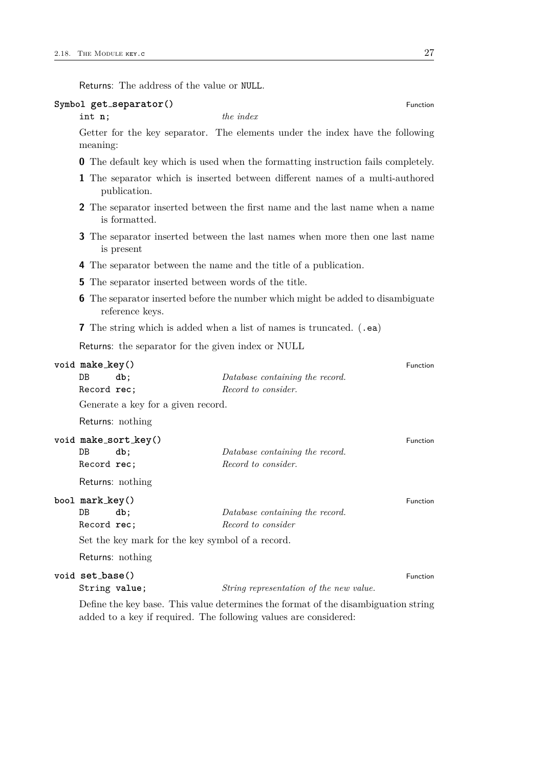Returns: The address of the value or `NULL`.

**`Symbol get_separator()`** — Function

| | |
|---|---|
| `int n;` | *the index* |

Getter for the key separator. The elements under the index have the following meaning:

- **0** The default key which is used when the formatting instruction fails completely.
- **1** The separator which is inserted between different names of a multi-authored publication.
- **2** The separator inserted between the first name and the last name when a name is formatted.
- **3** The separator inserted between the last names when more then one last name is present
- **4** The separator between the name and the title of a publication.
- **5** The separator inserted between words of the title.
- **6** The separator inserted before the number which might be added to disambiguate reference keys.
- **7** The string which is added when a list of names is truncated. (`.ea`)

Returns: the separator for the given index or NULL

**`void make_key()`** — Function

| | |
|---|---|
| `DB db;` | *Database containing the record.* |
| `Record rec;` | *Record to consider.* |

Generate a key for a given record.

Returns: nothing

**`void make_sort_key()`** — Function

| | |
|---|---|
| `DB db;` | *Database containing the record.* |
| `Record rec;` | *Record to consider.* |

Returns: nothing

**`bool mark_key()`** — Function

| | |
|---|---|
| `DB db;` | *Database containing the record.* |
| `Record rec;` | *Record to consider* |

Set the key mark for the key symbol of a record.

Returns: nothing

**`void set_base()`** — Function

| | |
|---|---|
| `String value;` | *String representation of the new value.* |

Define the key base. This value determines the format of the disambiguation string added to a key if required. The following values are considered: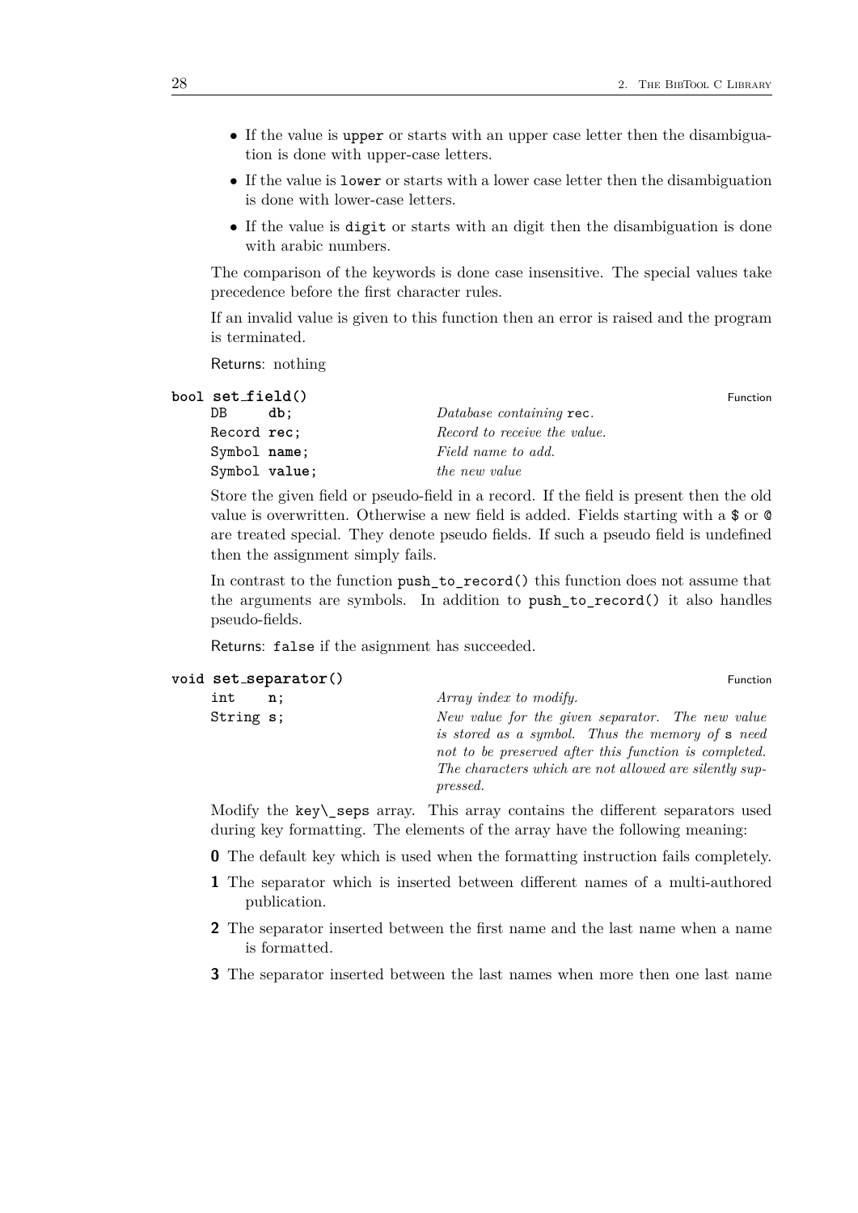- If the value is `upper` or starts with an upper case letter then the disambiguation is done with upper-case letters.
- If the value is `lower` or starts with a lower case letter then the disambiguation is done with lower-case letters.
- If the value is `digit` or starts with an digit then the disambiguation is done with arabic numbers.

The comparison of the keywords is done case insensitive. The special values take precedence before the first character rules.

If an invalid value is given to this function then an error is raised and the program is terminated.

Returns: nothing

**bool set_field()** — Function

| | |
|---|---|
| `DB db;` | *Database containing* `rec`. |
| `Record rec;` | *Record to receive the value.* |
| `Symbol name;` | *Field name to add.* |
| `Symbol value;` | *the new value* |

Store the given field or pseudo-field in a record. If the field is present then the old value is overwritten. Otherwise a new field is added. Fields starting with a `$` or `@` are treated special. They denote pseudo fields. If such a pseudo field is undefined then the assignment simply fails.

In contrast to the function `push_to_record()` this function does not assume that the arguments are symbols. In addition to `push_to_record()` it also handles pseudo-fields.

Returns: `false` if the asignment has succeeded.

**void set_separator()** — Function

| | |
|---|---|
| `int n;` | *Array index to modify.* |
| `String s;` | *New value for the given separator. The new value is stored as a symbol. Thus the memory of* `s` *need not to be preserved after this function is completed. The characters which are not allowed are silently suppressed.* |

Modify the `key\_seps` array. This array contains the different separators used during key formatting. The elements of the array have the following meaning:

**0** The default key which is used when the formatting instruction fails completely.

**1** The separator which is inserted between different names of a multi-authored publication.

**2** The separator inserted between the first name and the last name when a name is formatted.

**3** The separator inserted between the last names when more then one last name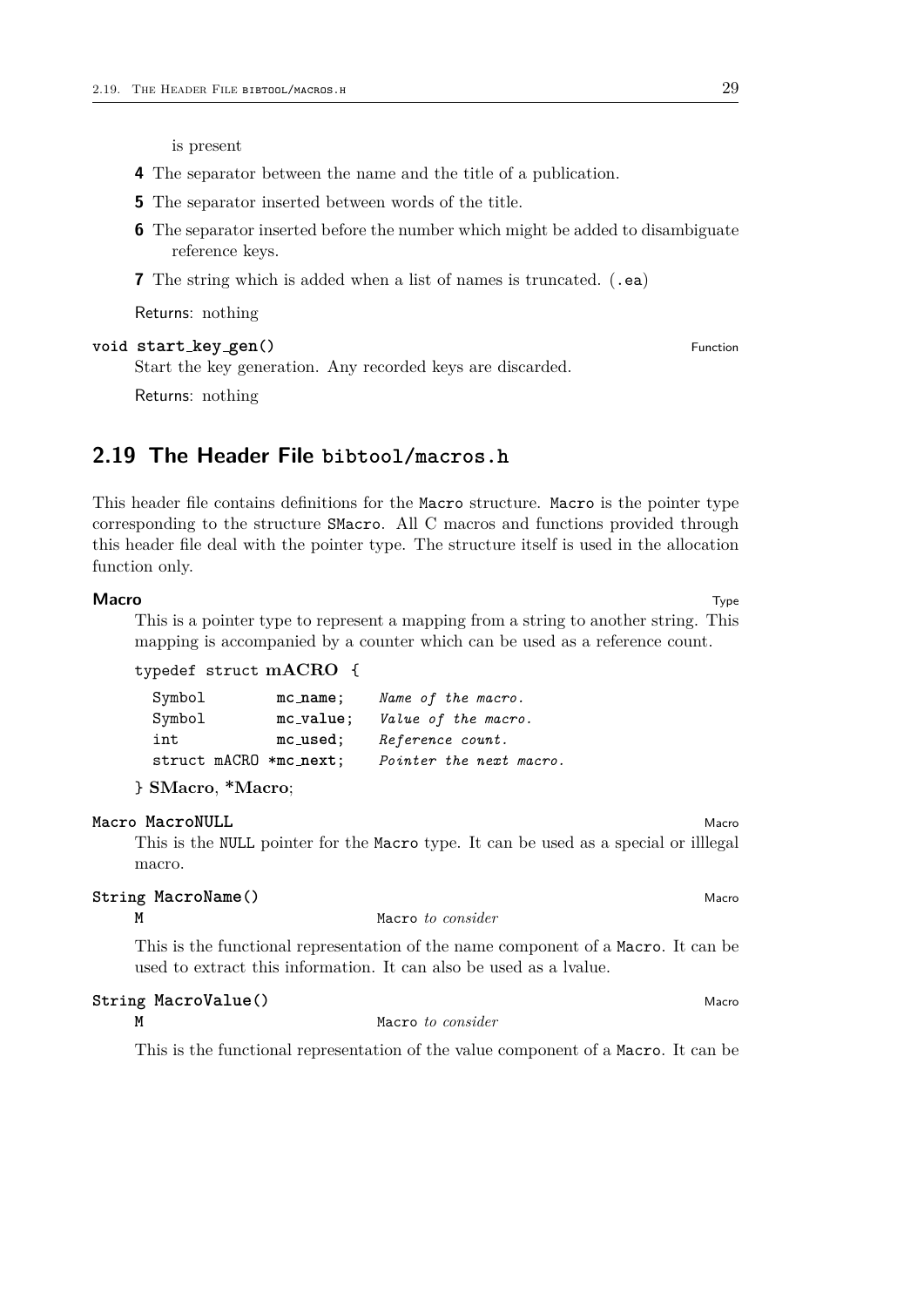is present

**4** The separator between the name and the title of a publication.

**5** The separator inserted between words of the title.

**6** The separator inserted before the number which might be added to disambiguate reference keys.

**7** The string which is added when a list of names is truncated. (`.ea`)

Returns: nothing

**void start_key_gen()** — Function

Start the key generation. Any recorded keys are discarded.

Returns: nothing

## 2.19 The Header File `bibtool/macros.h`

This header file contains definitions for the `Macro` structure. `Macro` is the pointer type corresponding to the structure `SMacro`. All C macros and functions provided through this header file deal with the pointer type. The structure itself is used in the allocation function only.

**Macro** — Type

This is a pointer type to represent a mapping from a string to another string. This mapping is accompanied by a counter which can be used as a reference count.

```
typedef struct mACRO {
  Symbol        mc_name;    Name of the macro.
  Symbol        mc_value;   Value of the macro.
  int           mc_used;    Reference count.
  struct mACRO *mc_next;    Pointer the next macro.
} SMacro, *Macro;
```

**Macro MacroNULL** — Macro

This is the `NULL` pointer for the `Macro` type. It can be used as a special or illlegal macro.

**String MacroName()** — Macro

| | |
|---|---|
| M | `Macro` *to consider* |

This is the functional representation of the name component of a `Macro`. It can be used to extract this information. It can also be used as a lvalue.

**String MacroValue()** — Macro

| | |
|---|---|
| M | `Macro` *to consider* |

This is the functional representation of the value component of a `Macro`. It can be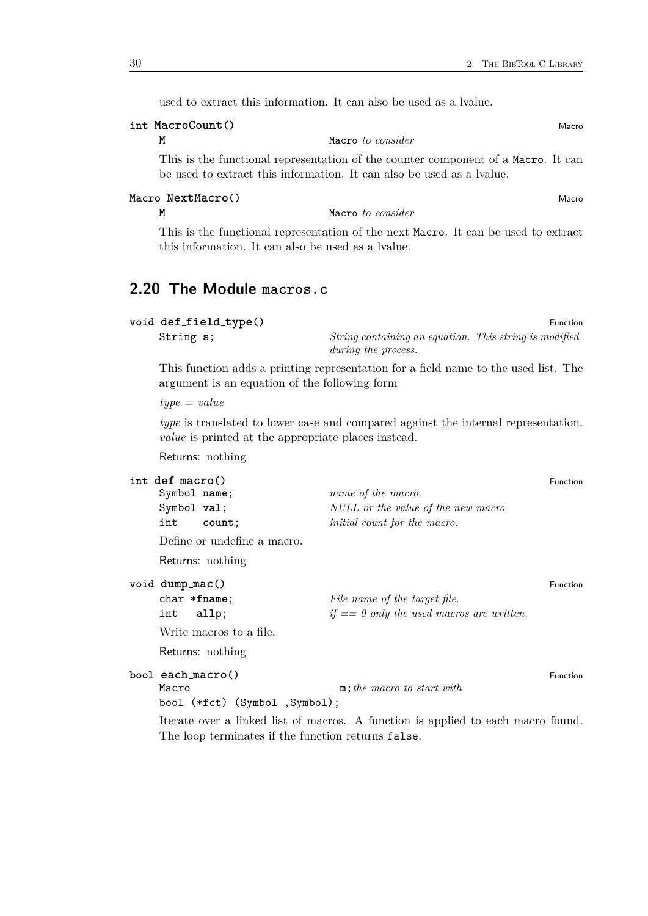used to extract this information. It can also be used as a lvalue.

**int MacroCount()** — Macro

| | |
|---|---|
| `M` | `Macro` *to consider* |

This is the functional representation of the counter component of a `Macro`. It can be used to extract this information. It can also be used as a lvalue.

**Macro NextMacro()** — Macro

| | |
|---|---|
| `M` | `Macro` *to consider* |

This is the functional representation of the next `Macro`. It can be used to extract this information. It can also be used as a lvalue.

## 2.20 The Module `macros.c`

**void def_field_type()** — Function

| | |
|---|---|
| `String s;` | *String containing an equation. This string is modified during the process.* |

This function adds a printing representation for a field name to the used list. The argument is an equation of the following form

*type* = *value*

*type* is translated to lower case and compared against the internal representation. *value* is printed at the appropriate places instead.

Returns: nothing

**int def_macro()** — Function

| | |
|---|---|
| `Symbol name;` | *name of the macro.* |
| `Symbol val;` | *NULL or the value of the new macro* |
| `int count;` | *initial count for the macro.* |

Define or undefine a macro.

Returns: nothing

**void dump_mac()** — Function

| | |
|---|---|
| `char *fname;` | *File name of the target file.* |
| `int allp;` | *if == 0 only the used macros are written.* |

Write macros to a file.

Returns: nothing

**bool each_macro()** — Function

| | |
|---|---|
| `Macro` | `m;` *the macro to start with* |
| `bool (*fct) (Symbol ,Symbol);` | |

Iterate over a linked list of macros. A function is applied to each macro found. The loop terminates if the function returns `false`.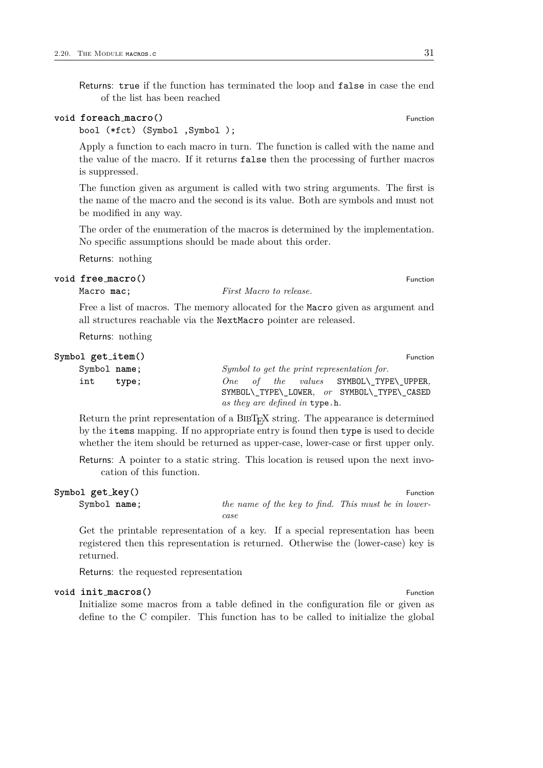Returns: `true` if the function has terminated the loop and `false` in case the end of the list has been reached

**void foreach_macro()** — Function

```
bool (*fct) (Symbol ,Symbol );
```

Apply a function to each macro in turn. The function is called with the name and the value of the macro. If it returns `false` then the processing of further macros is suppressed.

The function given as argument is called with two string arguments. The first is the name of the macro and the second is its value. Both are symbols and must not be modified in any way.

The order of the enumeration of the macros is determined by the implementation. No specific assumptions should be made about this order.

Returns: nothing

**void free_macro()** — Function

| | |
|---|---|
| `Macro mac;` | *First Macro to release.* |

Free a list of macros. The memory allocated for the `Macro` given as argument and all structures reachable via the `NextMacro` pointer are released.

Returns: nothing

**Symbol get_item()** — Function

| | |
|---|---|
| `Symbol name;` | *Symbol to get the print representation for.* |
| `int type;` | *One of the values* `SYMBOL\_TYPE\_UPPER`, `SYMBOL\_TYPE\_LOWER`, *or* `SYMBOL\_TYPE\_CASED` *as they are defined in* `type.h`. |

Return the print representation of a BibTeX string. The appearance is determined by the `items` mapping. If no appropriate entry is found then `type` is used to decide whether the item should be returned as upper-case, lower-case or first upper only.

Returns: A pointer to a static string. This location is reused upon the next invocation of this function.

**Symbol get_key()** — Function

| | |
|---|---|
| `Symbol name;` | *the name of the key to find. This must be in lower-case* |

Get the printable representation of a key. If a special representation has been registered then this representation is returned. Otherwise the (lower-case) key is returned.

Returns: the requested representation

**void init_macros()** — Function

Initialize some macros from a table defined in the configuration file or given as define to the C compiler. This function has to be called to initialize the global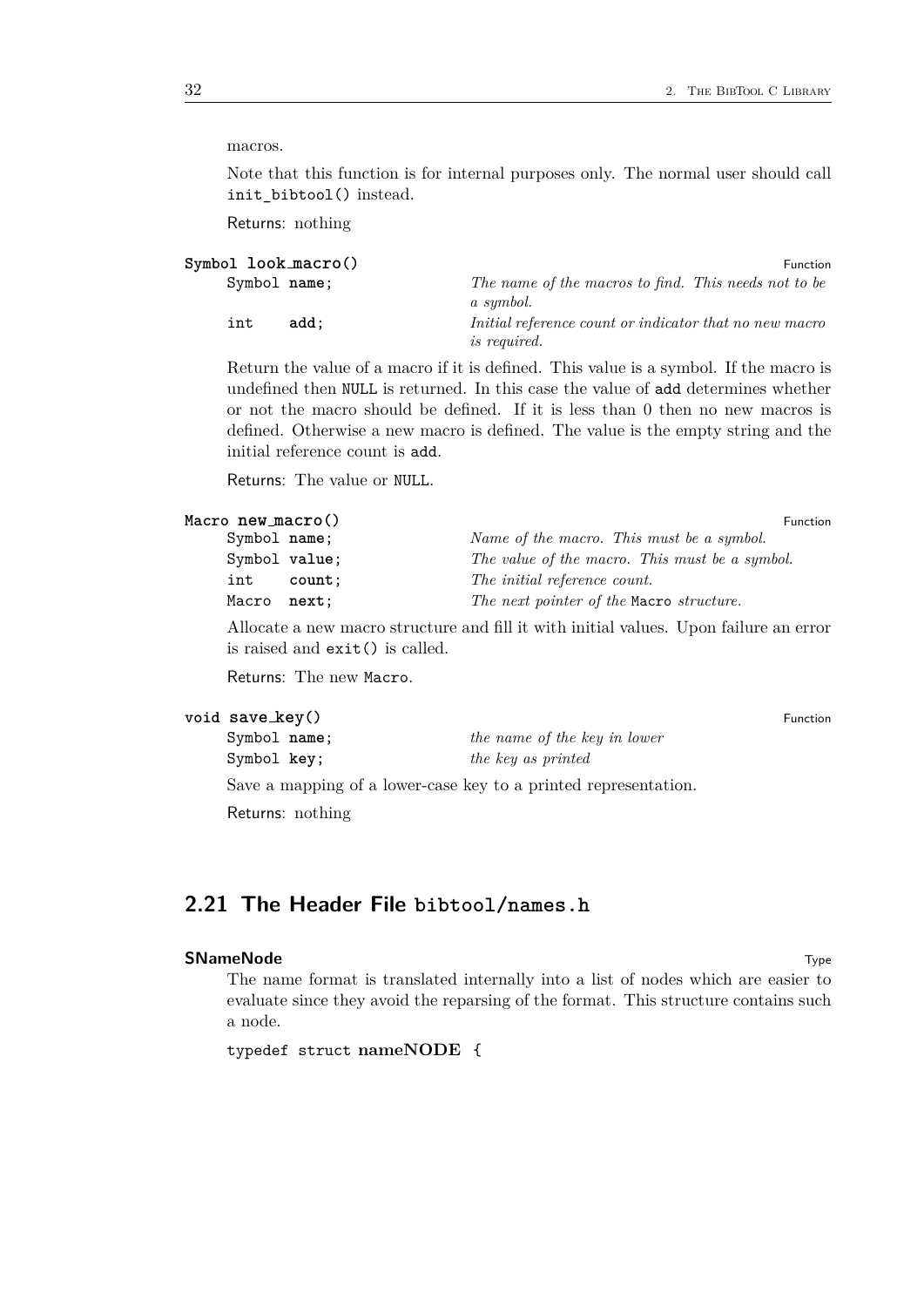macros.

Note that this function is for internal purposes only. The normal user should call `init_bibtool()` instead.

Returns: nothing

**`Symbol look_macro()`** Function

| | |
|---|---|
| `Symbol name;` | *The name of the macros to find. This needs not to be a symbol.* |
| `int add;` | *Initial reference count or indicator that no new macro is required.* |

Return the value of a macro if it is defined. This value is a symbol. If the macro is undefined then `NULL` is returned. In this case the value of `add` determines whether or not the macro should be defined. If it is less than 0 then no new macros is defined. Otherwise a new macro is defined. The value is the empty string and the initial reference count is `add`.

Returns: The value or `NULL`.

**`Macro new_macro()`** Function

| | |
|---|---|
| `Symbol name;` | *Name of the macro. This must be a symbol.* |
| `Symbol value;` | *The value of the macro. This must be a symbol.* |
| `int count;` | *The initial reference count.* |
| `Macro next;` | *The next pointer of the* `Macro` *structure.* |

Allocate a new macro structure and fill it with initial values. Upon failure an error is raised and `exit()` is called.

Returns: The new `Macro`.

**`void save_key()`** Function

| | |
|---|---|
| `Symbol name;` | *the name of the key in lower* |
| `Symbol key;` | *the key as printed* |

Save a mapping of a lower-case key to a printed representation.

Returns: nothing

## 2.21 The Header File `bibtool/names.h`

**SNameNode** Type

The name format is translated internally into a list of nodes which are easier to evaluate since they avoid the reparsing of the format. This structure contains such a node.

```
typedef struct nameNODE {
```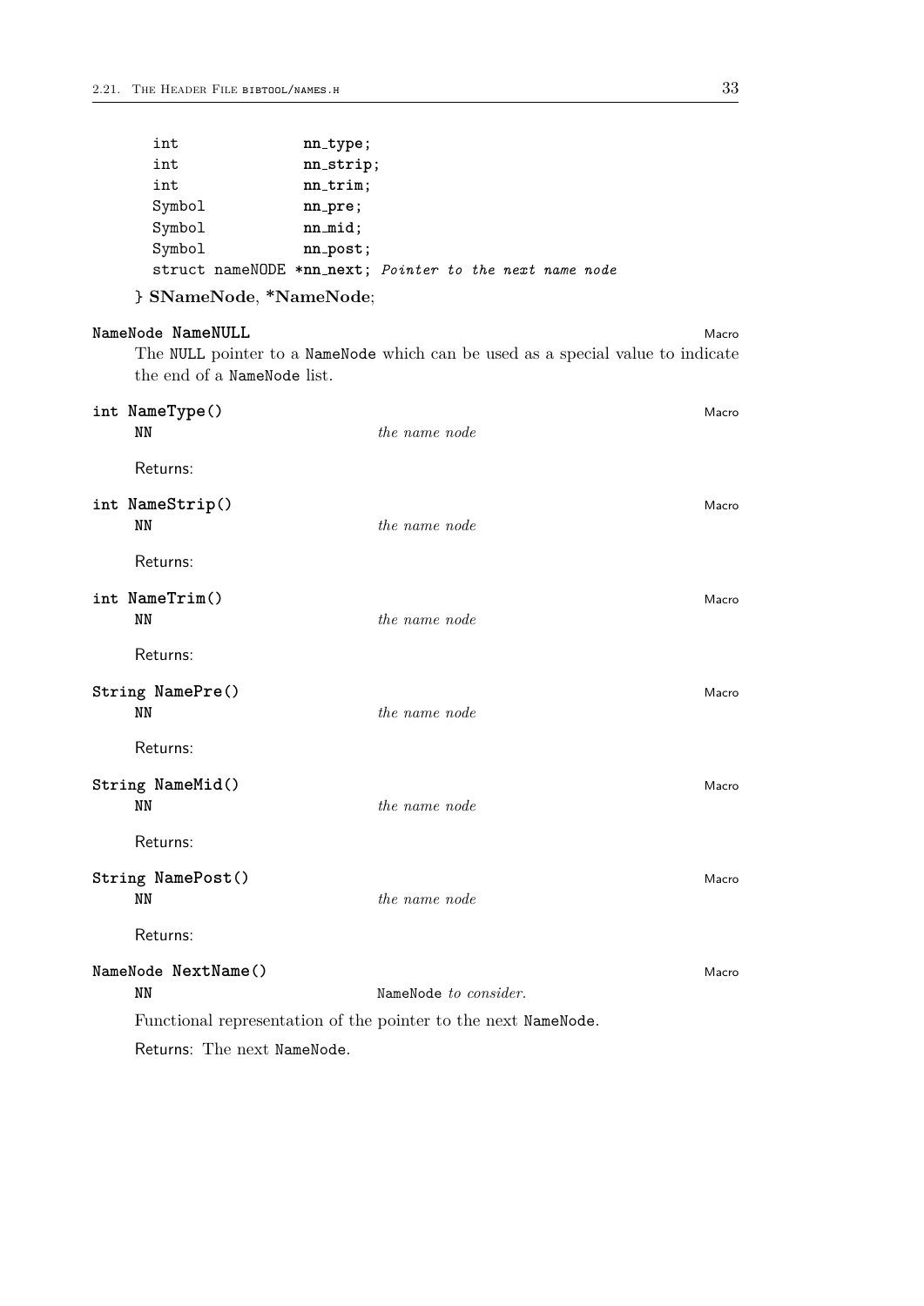```
    int            nn_type;
    int            nn_strip;
    int            nn_trim;
    Symbol         nn_pre;
    Symbol         nn_mid;
    Symbol         nn_post;
    struct nameNODE *nn_next; Pointer to the next name node
} SNameNode, *NameNode;
```

**NameNode NameNULL** — Macro

The NULL pointer to a NameNode which can be used as a special value to indicate the end of a NameNode list.

**int NameType()** — Macro

| | |
|---|---|
| NN | *the name node* |

Returns:

**int NameStrip()** — Macro

| | |
|---|---|
| NN | *the name node* |

Returns:

**int NameTrim()** — Macro

| | |
|---|---|
| NN | *the name node* |

Returns:

**String NamePre()** — Macro

| | |
|---|---|
| NN | *the name node* |

Returns:

**String NameMid()** — Macro

| | |
|---|---|
| NN | *the name node* |

Returns:

**String NamePost()** — Macro

| | |
|---|---|
| NN | *the name node* |

Returns:

**NameNode NextName()** — Macro

| | |
|---|---|
| NN | NameNode *to consider.* |

Functional representation of the pointer to the next NameNode.

Returns: The next NameNode.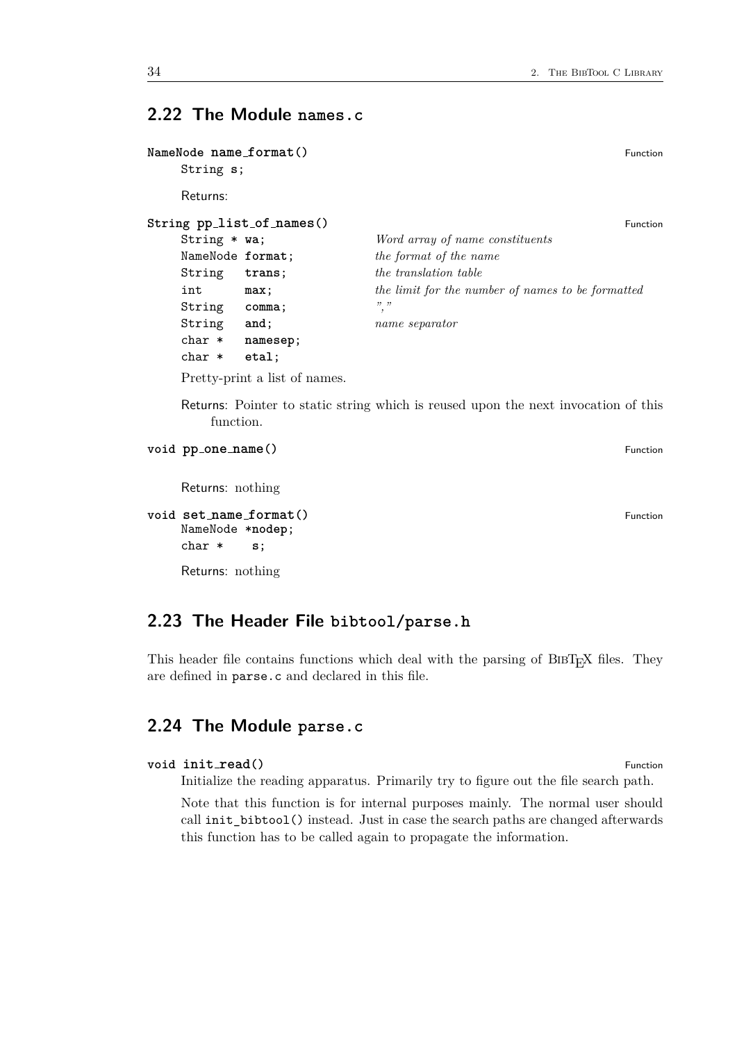## 2.22 The Module names.c

**NameNode name_format()** Function

```
String s;
```

Returns:

**String pp_list_of_names()** Function

| | |
|---|---|
| `String * wa;` | *Word array of name constituents* |
| `NameNode format;` | *the format of the name* |
| `String trans;` | *the translation table* |
| `int max;` | *the limit for the number of names to be formatted* |
| `String comma;` | *","* |
| `String and;` | *name separator* |
| `char * namesep;` | |
| `char * etal;` | |

Pretty-print a list of names.

Returns: Pointer to static string which is reused upon the next invocation of this function.

**void pp_one_name()** Function

Returns: nothing

**void set_name_format()** Function

```
NameNode *nodep;
char *    s;
```

Returns: nothing

## 2.23 The Header File bibtool/parse.h

This header file contains functions which deal with the parsing of BibTeX files. They are defined in `parse.c` and declared in this file.

## 2.24 The Module parse.c

**void init_read()** Function

Initialize the reading apparatus. Primarily try to figure out the file search path.

Note that this function is for internal purposes mainly. The normal user should call `init_bibtool()` instead. Just in case the search paths are changed afterwards this function has to be called again to propagate the information.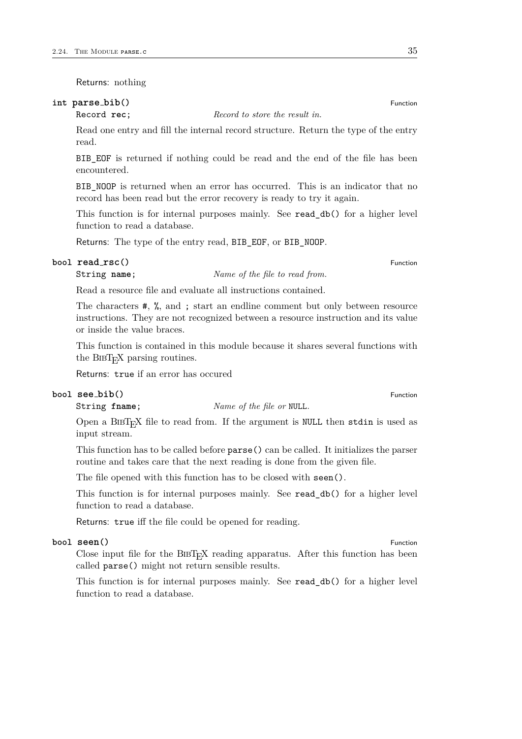Returns: nothing

**int parse_bib()** Function

`Record rec;` *Record to store the result in.*

Read one entry and fill the internal record structure. Return the type of the entry read.

`BIB_EOF` is returned if nothing could be read and the end of the file has been encountered.

`BIB_NOOP` is returned when an error has occurred. This is an indicator that no record has been read but the error recovery is ready to try it again.

This function is for internal purposes mainly. See `read_db()` for a higher level function to read a database.

Returns: The type of the entry read, `BIB_EOF`, or `BIB_NOOP`.

**bool read_rsc()** Function

`String name;` *Name of the file to read from.*

Read a resource file and evaluate all instructions contained.

The characters `#`, `%`, and `;` start an endline comment but only between resource instructions. They are not recognized between a resource instruction and its value or inside the value braces.

This function is contained in this module because it shares several functions with the BibTeX parsing routines.

Returns: `true` if an error has occured

**bool see_bib()** Function

`String fname;` *Name of the file or* `NULL`*.*

Open a BibTeX file to read from. If the argument is `NULL` then `stdin` is used as input stream.

This function has to be called before `parse()` can be called. It initializes the parser routine and takes care that the next reading is done from the given file.

The file opened with this function has to be closed with `seen()`.

This function is for internal purposes mainly. See `read_db()` for a higher level function to read a database.

Returns: `true` iff the file could be opened for reading.

**bool seen()** Function

Close input file for the BibTeX reading apparatus. After this function has been called `parse()` might not return sensible results.

This function is for internal purposes mainly. See `read_db()` for a higher level function to read a database.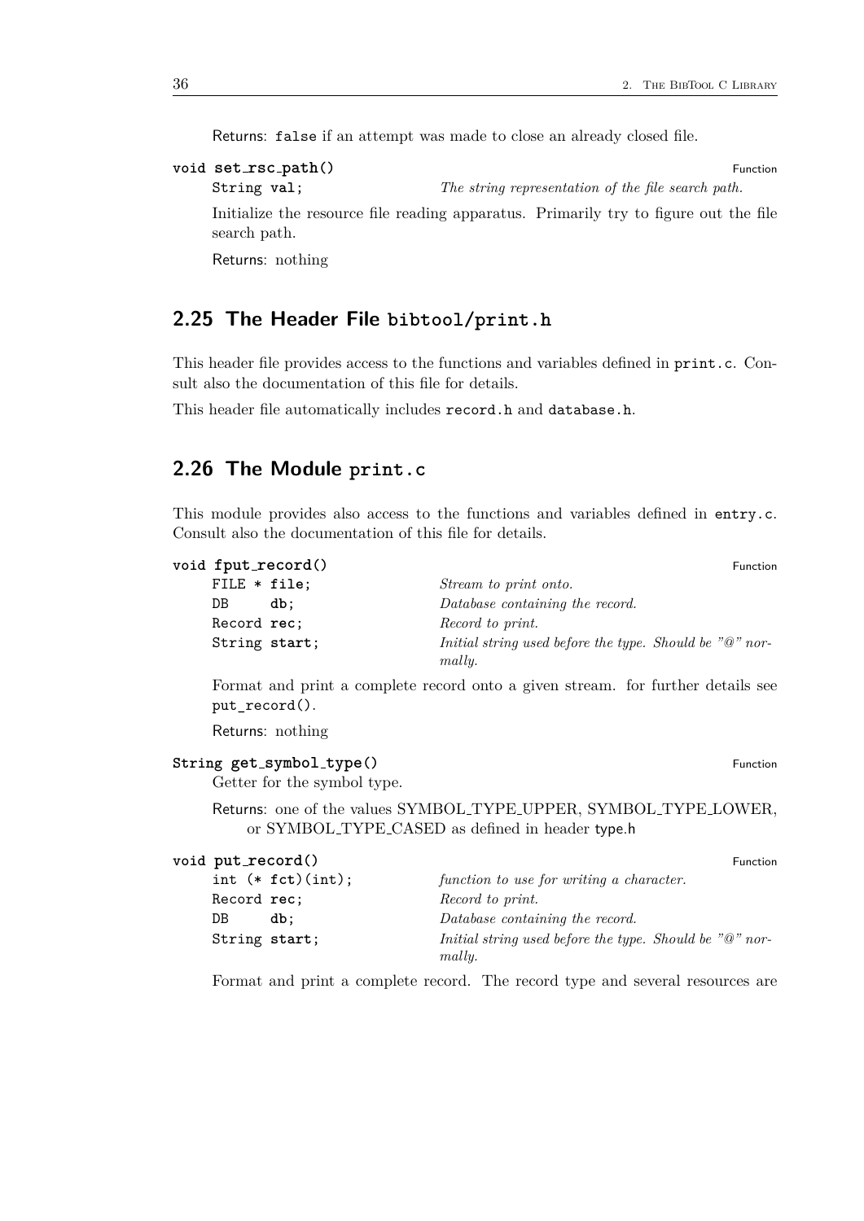Returns: false if an attempt was made to close an already closed file.

**void set_rsc_path()** Function

| | |
|---|---|
| `String val;` | *The string representation of the file search path.* |

Initialize the resource file reading apparatus. Primarily try to figure out the file search path.

Returns: nothing

## 2.25 The Header File bibtool/print.h

This header file provides access to the functions and variables defined in `print.c`. Consult also the documentation of this file for details.

This header file automatically includes `record.h` and `database.h`.

## 2.26 The Module print.c

This module provides also access to the functions and variables defined in `entry.c`. Consult also the documentation of this file for details.

**void fput_record()** Function

| | |
|---|---|
| `FILE * file;` | *Stream to print onto.* |
| `DB db;` | *Database containing the record.* |
| `Record rec;` | *Record to print.* |
| `String start;` | *Initial string used before the type. Should be "@" normally.* |

Format and print a complete record onto a given stream. for further details see `put_record()`.

Returns: nothing

**String get_symbol_type()** Function

Getter for the symbol type.

Returns: one of the values SYMBOL_TYPE_UPPER, SYMBOL_TYPE_LOWER, or SYMBOL_TYPE_CASED as defined in header type.h

**void put_record()** Function

| | |
|---|---|
| `int (* fct)(int);` | *function to use for writing a character.* |
| `Record rec;` | *Record to print.* |
| `DB db;` | *Database containing the record.* |
| `String start;` | *Initial string used before the type. Should be "@" normally.* |

Format and print a complete record. The record type and several resources are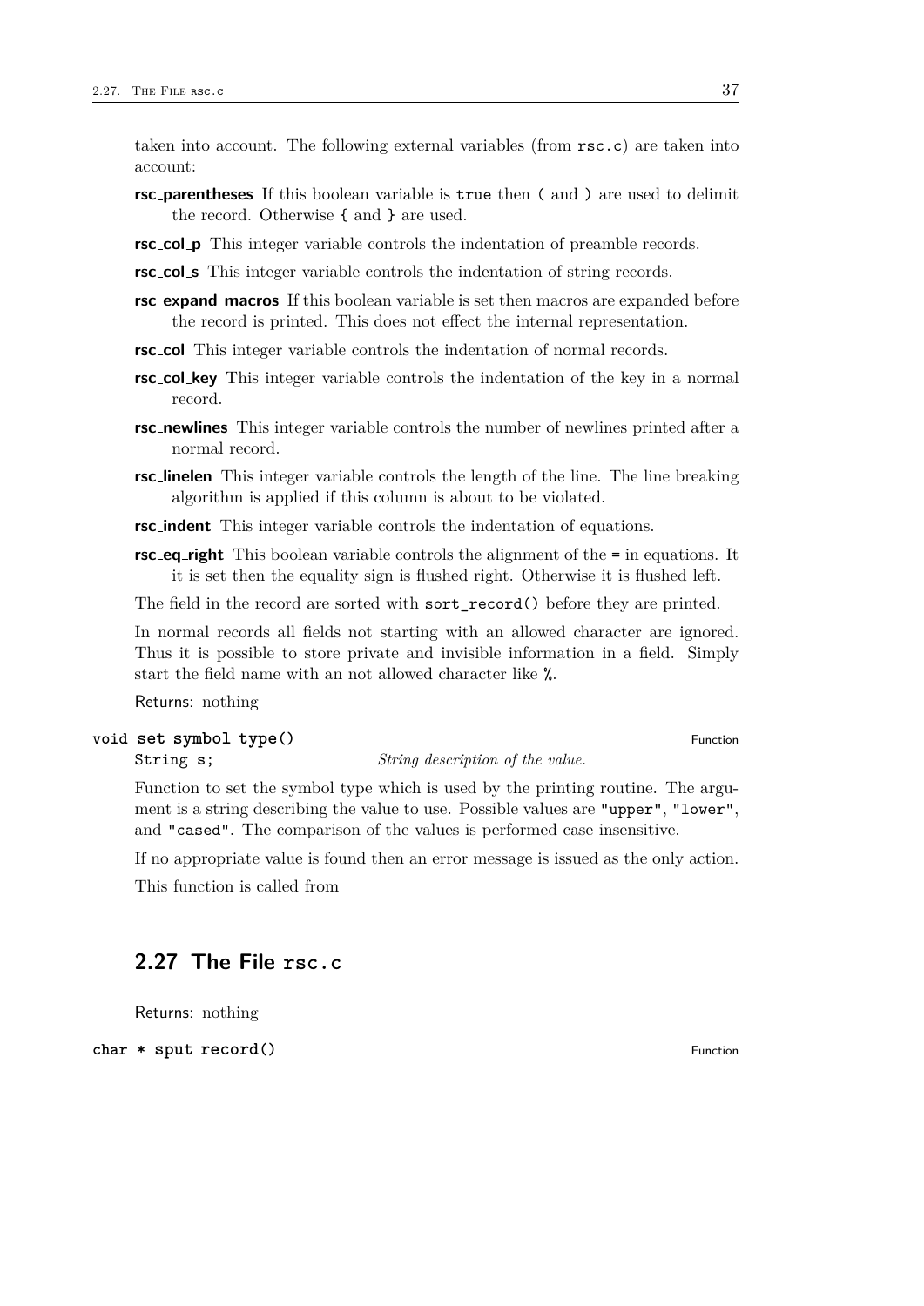taken into account. The following external variables (from `rsc.c`) are taken into account:

**rsc_parentheses** If this boolean variable is `true` then `(` and `)` are used to delimit the record. Otherwise `{` and `}` are used.

**rsc_col_p** This integer variable controls the indentation of preamble records.

**rsc_col_s** This integer variable controls the indentation of string records.

**rsc_expand_macros** If this boolean variable is set then macros are expanded before the record is printed. This does not effect the internal representation.

**rsc_col** This integer variable controls the indentation of normal records.

**rsc_col_key** This integer variable controls the indentation of the key in a normal record.

**rsc_newlines** This integer variable controls the number of newlines printed after a normal record.

**rsc_linelen** This integer variable controls the length of the line. The line breaking algorithm is applied if this column is about to be violated.

**rsc_indent** This integer variable controls the indentation of equations.

**rsc_eq_right** This boolean variable controls the alignment of the `=` in equations. It it is set then the equality sign is flushed right. Otherwise it is flushed left.

The field in the record are sorted with `sort_record()` before they are printed.

In normal records all fields not starting with an allowed character are ignored. Thus it is possible to store private and invisible information in a field. Simply start the field name with an not allowed character like `%`.

Returns: nothing

**`void set_symbol_type()`** Function

`String s;` *String description of the value.*

Function to set the symbol type which is used by the printing routine. The argument is a string describing the value to use. Possible values are `"upper"`, `"lower"`, and `"cased"`. The comparison of the values is performed case insensitive.

If no appropriate value is found then an error message is issued as the only action.

This function is called from

## 2.27 The File `rsc.c`

Returns: nothing

**`char * sput_record()`** Function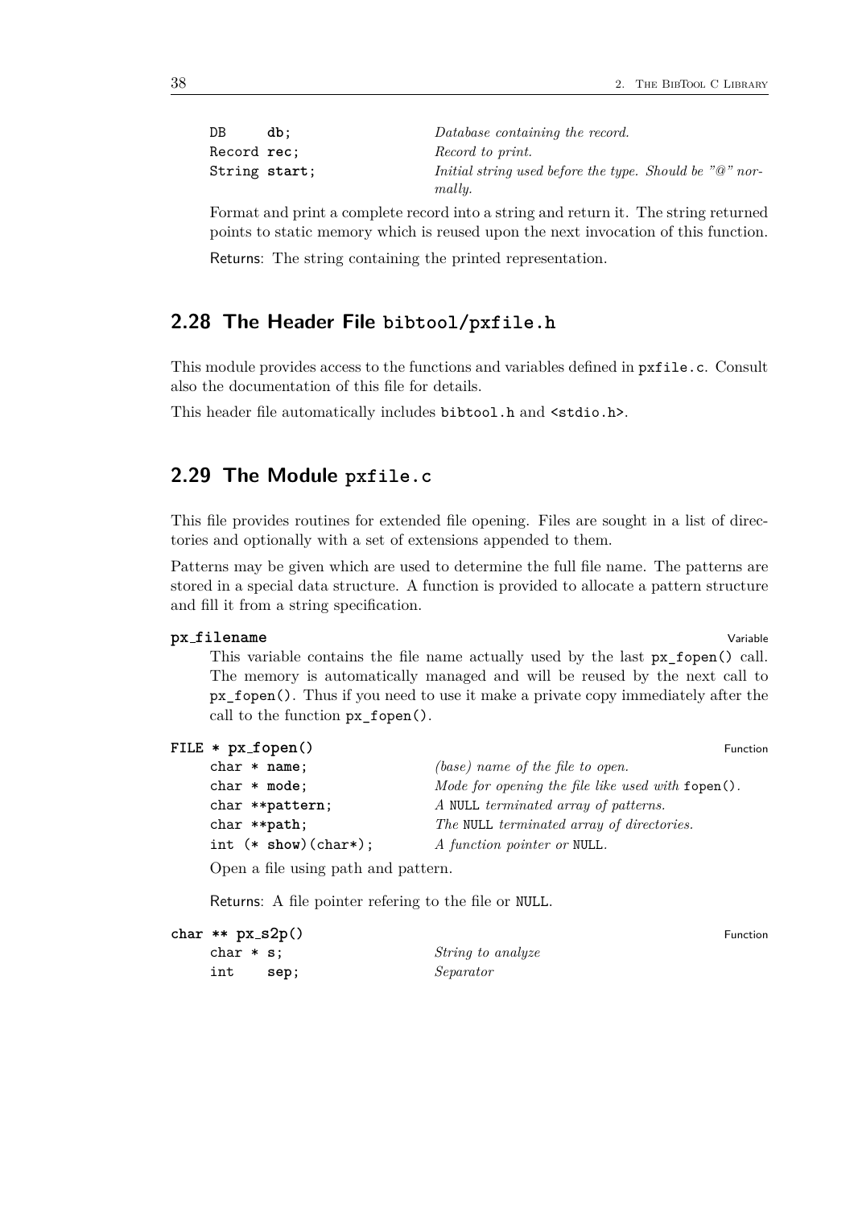| | |
|---|---|
| `DB db;` | *Database containing the record.* |
| `Record rec;` | *Record to print.* |
| `String start;` | *Initial string used before the type. Should be "@" normally.* |

Format and print a complete record into a string and return it. The string returned points to static memory which is reused upon the next invocation of this function.

Returns: The string containing the printed representation.

## 2.28 The Header File `bibtool/pxfile.h`

This module provides access to the functions and variables defined in `pxfile.c`. Consult also the documentation of this file for details.

This header file automatically includes `bibtool.h` and `<stdio.h>`.

## 2.29 The Module `pxfile.c`

This file provides routines for extended file opening. Files are sought in a list of directories and optionally with a set of extensions appended to them.

Patterns may be given which are used to determine the full file name. The patterns are stored in a special data structure. A function is provided to allocate a pattern structure and fill it from a string specification.

**`px_filename`** — Variable

This variable contains the file name actually used by the last `px_fopen()` call. The memory is automatically managed and will be reused by the next call to `px_fopen()`. Thus if you need to use it make a private copy immediately after the call to the function `px_fopen()`.

**`FILE * px_fopen()`** — Function

| | |
|---|---|
| `char * name;` | *(base) name of the file to open.* |
| `char * mode;` | *Mode for opening the file like used with* `fopen()`*.* |
| `char **pattern;` | *A* `NULL` *terminated array of patterns.* |
| `char **path;` | *The* `NULL` *terminated array of directories.* |
| `int (* show)(char*);` | *A function pointer or* `NULL`*.* |

Open a file using path and pattern.

Returns: A file pointer refering to the file or `NULL`.

**`char ** px_s2p()`** — Function

| | |
|---|---|
| `char * s;` | *String to analyze* |
| `int sep;` | *Separator* |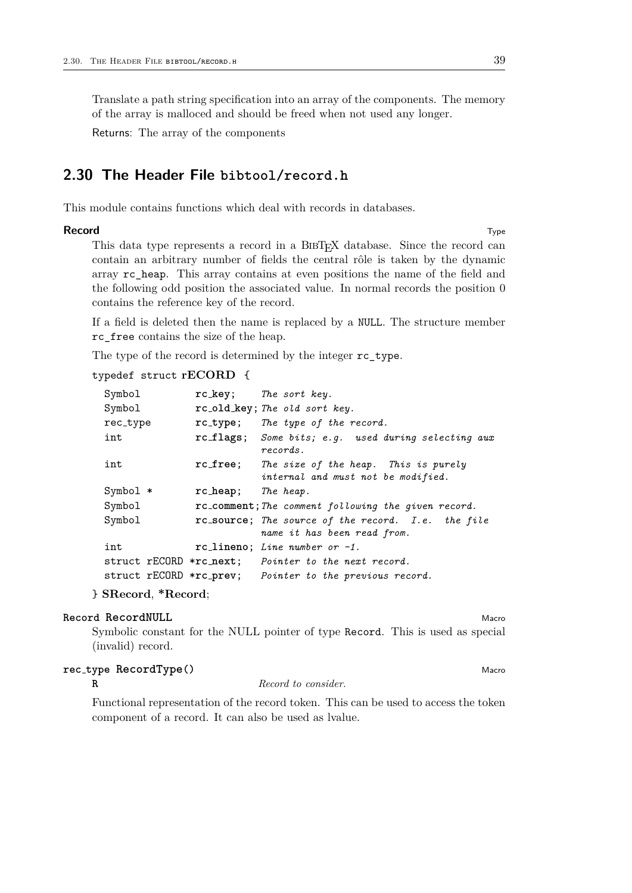Translate a path string specification into an array of the components. The memory of the array is malloced and should be freed when not used any longer.

Returns: The array of the components

## 2.30 The Header File `bibtool/record.h`

This module contains functions which deal with records in databases.

**Record** — Type

This data type represents a record in a BibTeX database. Since the record can contain an arbitrary number of fields the central rôle is taken by the dynamic array `rc_heap`. This array contains at even positions the name of the field and the following odd position the associated value. In normal records the position 0 contains the reference key of the record.

If a field is deleted then the name is replaced by a `NULL`. The structure member `rc_free` contains the size of the heap.

The type of the record is determined by the integer `rc_type`.

```
typedef struct rECORD {
  Symbol         rc_key;       The sort key.
  Symbol         rc_old_key;   The old sort key.
  rec_type       rc_type;      The type of the record.
  int            rc_flags;     Some bits; e.g. used during selecting aux
                               records.
  int            rc_free;      The size of the heap. This is purely
                               internal and must not be modified.
  Symbol *       rc_heap;      The heap.
  Symbol         rc_comment;   The comment following the given record.
  Symbol         rc_source;    The source of the record. I.e. the file
                               name it has been read from.
  int            rc_lineno;    Line number or -1.
  struct rECORD *rc_next;      Pointer to the next record.
  struct rECORD *rc_prev;      Pointer to the previous record.
} SRecord, *Record;
```

**`Record RecordNULL`** — Macro

Symbolic constant for the NULL pointer of type `Record`. This is used as special (invalid) record.

**`rec_type RecordType()`** — Macro

`R` — *Record to consider.*

Functional representation of the record token. This can be used to access the token component of a record. It can also be used as lvalue.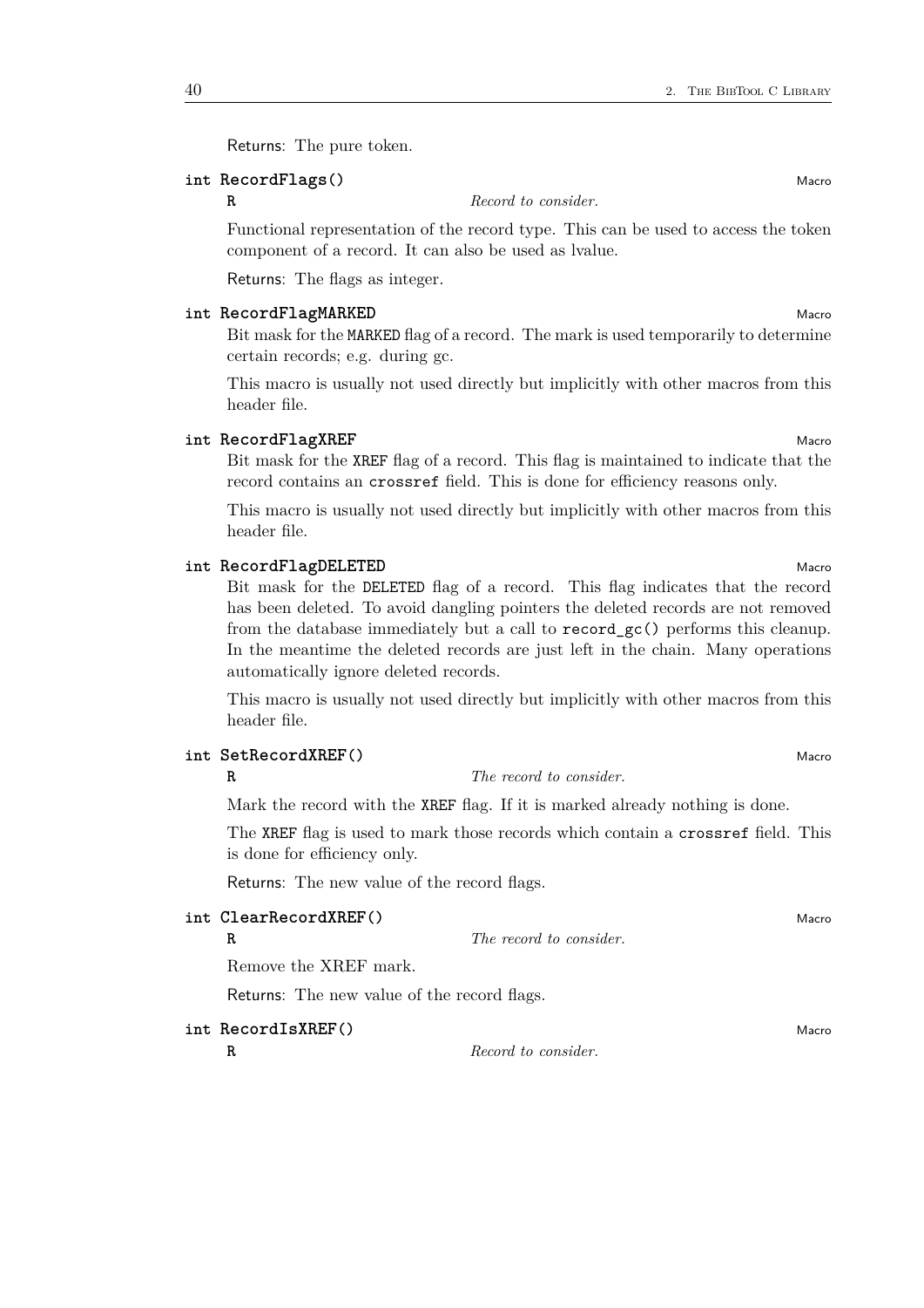Returns: The pure token.

**int RecordFlags()** Macro

**R** *Record to consider.*

Functional representation of the record type. This can be used to access the token component of a record. It can also be used as lvalue.

Returns: The flags as integer.

**int RecordFlagMARKED** Macro

Bit mask for the `MARKED` flag of a record. The mark is used temporarily to determine certain records; e.g. during gc.

This macro is usually not used directly but implicitly with other macros from this header file.

**int RecordFlagXREF** Macro

Bit mask for the `XREF` flag of a record. This flag is maintained to indicate that the record contains an `crossref` field. This is done for efficiency reasons only.

This macro is usually not used directly but implicitly with other macros from this header file.

**int RecordFlagDELETED** Macro

Bit mask for the `DELETED` flag of a record. This flag indicates that the record has been deleted. To avoid dangling pointers the deleted records are not removed from the database immediately but a call to `record_gc()` performs this cleanup. In the meantime the deleted records are just left in the chain. Many operations automatically ignore deleted records.

This macro is usually not used directly but implicitly with other macros from this header file.

**int SetRecordXREF()** Macro

**R** *The record to consider.*

Mark the record with the `XREF` flag. If it is marked already nothing is done.

The `XREF` flag is used to mark those records which contain a `crossref` field. This is done for efficiency only.

Returns: The new value of the record flags.

**int ClearRecordXREF()** Macro

**R** *The record to consider.*

Remove the XREF mark.

Returns: The new value of the record flags.

**int RecordIsXREF()** Macro

**R** *Record to consider.*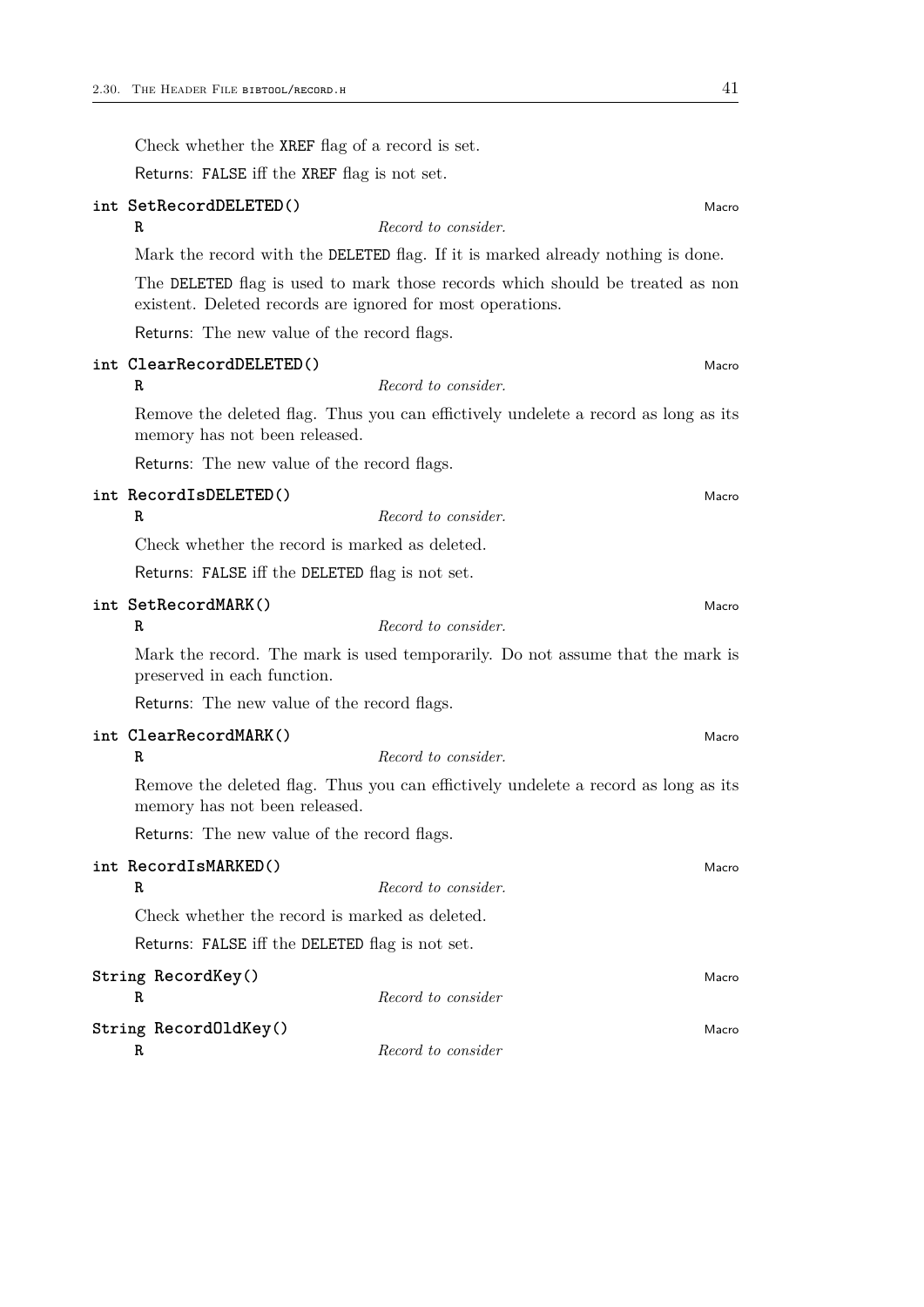Check whether the `XREF` flag of a record is set.

Returns: `FALSE` iff the `XREF` flag is not set.

**`int SetRecordDELETED()`** Macro

`R` *Record to consider.*

Mark the record with the `DELETED` flag. If it is marked already nothing is done.

The `DELETED` flag is used to mark those records which should be treated as non existent. Deleted records are ignored for most operations.

Returns: The new value of the record flags.

**`int ClearRecordDELETED()`** Macro

`R` *Record to consider.*

Remove the deleted flag. Thus you can effictively undelete a record as long as its memory has not been released.

Returns: The new value of the record flags.

**`int RecordIsDELETED()`** Macro

`R` *Record to consider.*

Check whether the record is marked as deleted.

Returns: `FALSE` iff the `DELETED` flag is not set.

**`int SetRecordMARK()`** Macro

`R` *Record to consider.*

Mark the record. The mark is used temporarily. Do not assume that the mark is preserved in each function.

Returns: The new value of the record flags.

**`int ClearRecordMARK()`** Macro

`R` *Record to consider.*

Remove the deleted flag. Thus you can effictively undelete a record as long as its memory has not been released.

Returns: The new value of the record flags.

**`int RecordIsMARKED()`** Macro

`R` *Record to consider.*

Check whether the record is marked as deleted.

Returns: `FALSE` iff the `DELETED` flag is not set.

**`String RecordKey()`** Macro

`R` *Record to consider*

**`String RecordOldKey()`** Macro

`R` *Record to consider*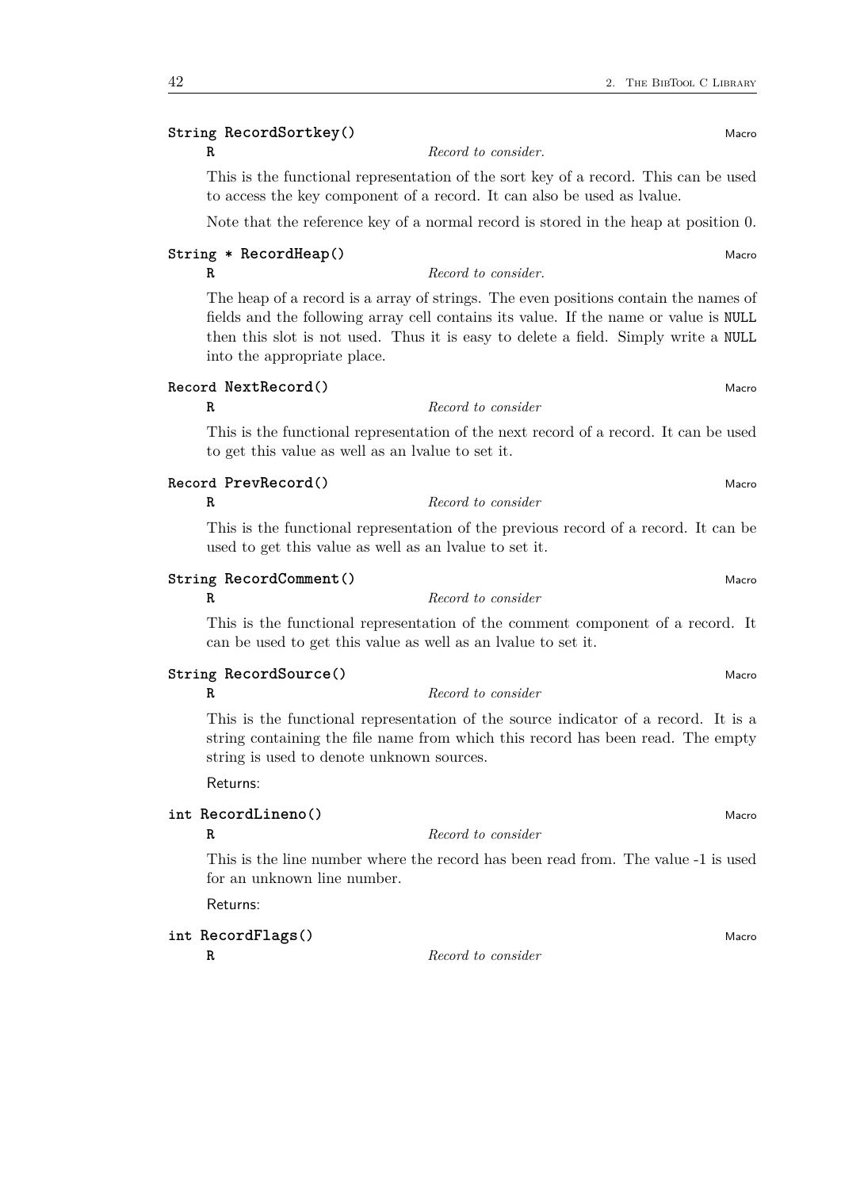**String RecordSortkey()** Macro

**R** *Record to consider.*

This is the functional representation of the sort key of a record. This can be used to access the key component of a record. It can also be used as lvalue.

Note that the reference key of a normal record is stored in the heap at position 0.

**String * RecordHeap()** Macro

**R** *Record to consider.*

The heap of a record is a array of strings. The even positions contain the names of fields and the following array cell contains its value. If the name or value is `NULL` then this slot is not used. Thus it is easy to delete a field. Simply write a `NULL` into the appropriate place.

**Record NextRecord()** Macro

**R** *Record to consider*

This is the functional representation of the next record of a record. It can be used to get this value as well as an lvalue to set it.

**Record PrevRecord()** Macro

**R** *Record to consider*

This is the functional representation of the previous record of a record. It can be used to get this value as well as an lvalue to set it.

**String RecordComment()** Macro

**R** *Record to consider*

This is the functional representation of the comment component of a record. It can be used to get this value as well as an lvalue to set it.

**String RecordSource()** Macro

**R** *Record to consider*

This is the functional representation of the source indicator of a record. It is a string containing the file name from which this record has been read. The empty string is used to denote unknown sources.

Returns:

**int RecordLineno()** Macro

**R** *Record to consider*

This is the line number where the record has been read from. The value -1 is used for an unknown line number.

Returns:

**int RecordFlags()** Macro

**R** *Record to consider*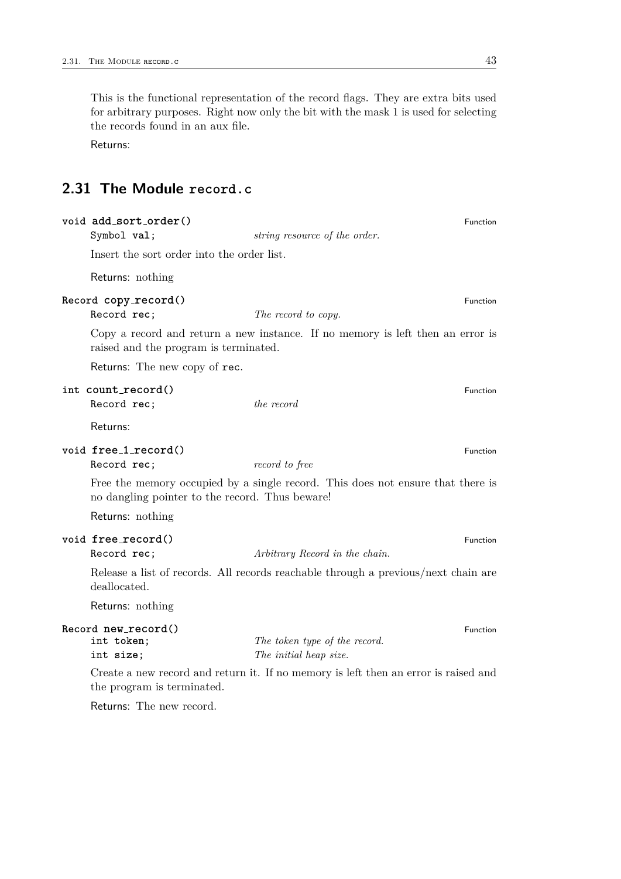This is the functional representation of the record flags. They are extra bits used for arbitrary purposes. Right now only the bit with the mask 1 is used for selecting the records found in an aux file.

Returns:

## 2.31 The Module `record.c`

**`void add_sort_order()`** Function

`Symbol val;` *string resource of the order.*

Insert the sort order into the order list.

Returns: nothing

**`Record copy_record()`** Function

`Record rec;` *The record to copy.*

Copy a record and return a new instance. If no memory is left then an error is raised and the program is terminated.

Returns: The new copy of `rec`.

**`int count_record()`** Function

`Record rec;` *the record*

Returns:

**`void free_1_record()`** Function

`Record rec;` *record to free*

Free the memory occupied by a single record. This does not ensure that there is no dangling pointer to the record. Thus beware!

Returns: nothing

**`void free_record()`** Function

`Record rec;` *Arbitrary Record in the chain.*

Release a list of records. All records reachable through a previous/next chain are deallocated.

Returns: nothing

**`Record new_record()`** Function

`int token;` *The token type of the record.*
`int size;` *The initial heap size.*

Create a new record and return it. If no memory is left then an error is raised and the program is terminated.

Returns: The new record.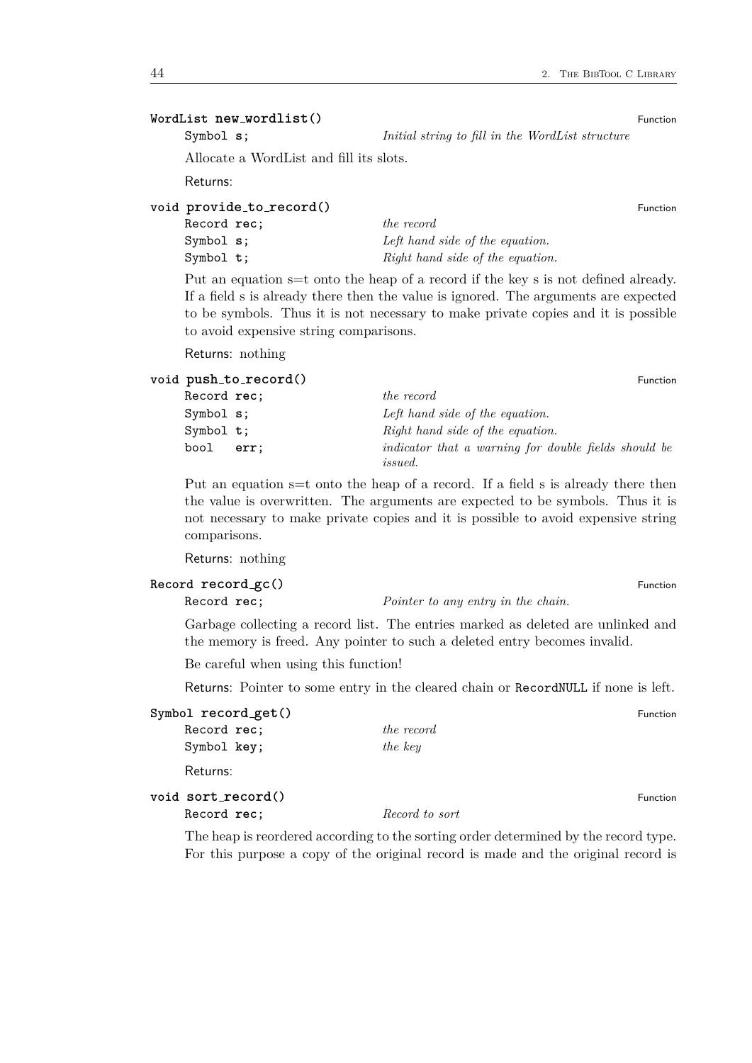**WordList new_wordlist()** Function

| | |
|---|---|
| `Symbol s;` | *Initial string to fill in the WordList structure* |

Allocate a WordList and fill its slots.

Returns:

**void provide_to_record()** Function

| | |
|---|---|
| `Record rec;` | *the record* |
| `Symbol s;` | *Left hand side of the equation.* |
| `Symbol t;` | *Right hand side of the equation.* |

Put an equation s=t onto the heap of a record if the key s is not defined already. If a field s is already there then the value is ignored. The arguments are expected to be symbols. Thus it is not necessary to make private copies and it is possible to avoid expensive string comparisons.

Returns: nothing

**void push_to_record()** Function

| | |
|---|---|
| `Record rec;` | *the record* |
| `Symbol s;` | *Left hand side of the equation.* |
| `Symbol t;` | *Right hand side of the equation.* |
| `bool err;` | *indicator that a warning for double fields should be issued.* |

Put an equation s=t onto the heap of a record. If a field s is already there then the value is overwritten. The arguments are expected to be symbols. Thus it is not necessary to make private copies and it is possible to avoid expensive string comparisons.

Returns: nothing

**Record record_gc()** Function

| | |
|---|---|
| `Record rec;` | *Pointer to any entry in the chain.* |

Garbage collecting a record list. The entries marked as deleted are unlinked and the memory is freed. Any pointer to such a deleted entry becomes invalid.

Be careful when using this function!

Returns: Pointer to some entry in the cleared chain or `RecordNULL` if none is left.

**Symbol record_get()** Function

| | |
|---|---|
| `Record rec;` | *the record* |
| `Symbol key;` | *the key* |

Returns:

**void sort_record()** Function

| | |
|---|---|
| `Record rec;` | *Record to sort* |

The heap is reordered according to the sorting order determined by the record type. For this purpose a copy of the original record is made and the original record is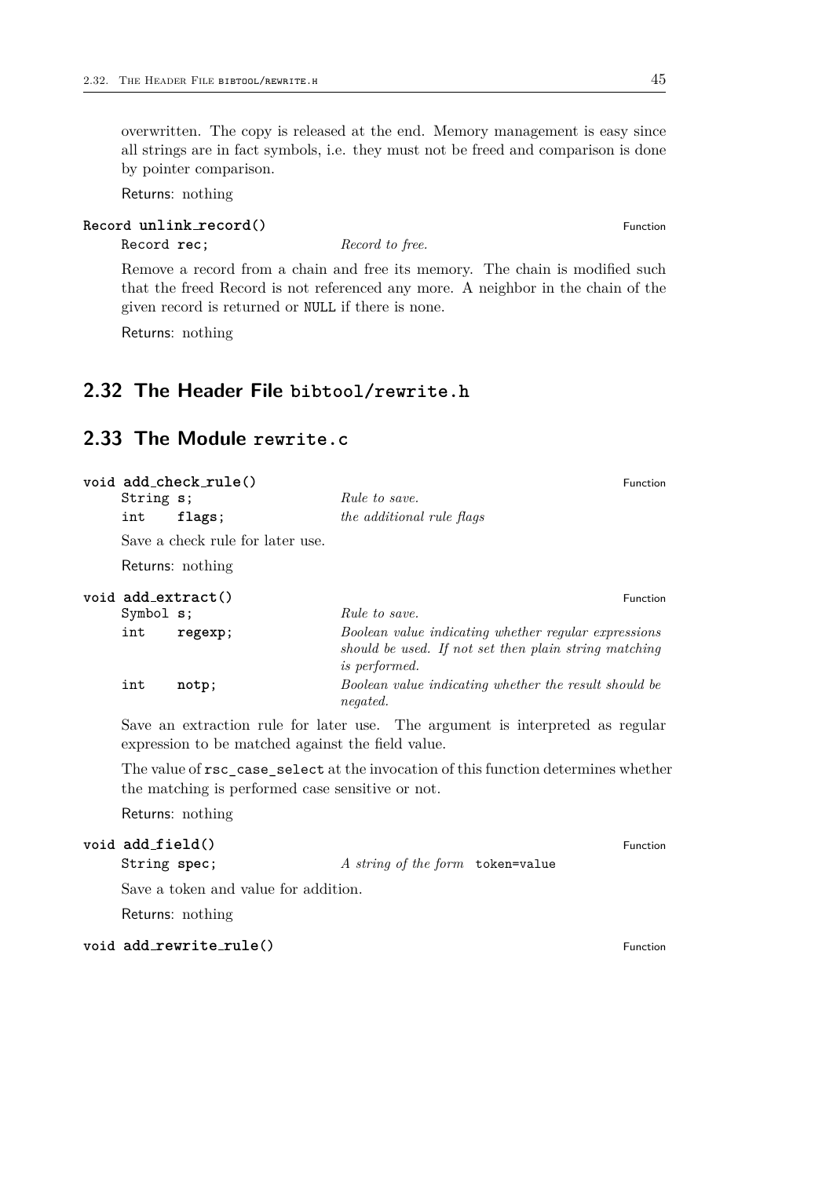overwritten. The copy is released at the end. Memory management is easy since all strings are in fact symbols, i.e. they must not be freed and comparison is done by pointer comparison.

Returns: nothing

**Record unlink_record()** — Function

| | |
|---|---|
| `Record rec;` | *Record to free.* |

Remove a record from a chain and free its memory. The chain is modified such that the freed Record is not referenced any more. A neighbor in the chain of the given record is returned or `NULL` if there is none.

Returns: nothing

## 2.32 The Header File `bibtool/rewrite.h`

## 2.33 The Module `rewrite.c`

**void add_check_rule()** — Function

| | |
|---|---|
| `String s;` | *Rule to save.* |
| `int flags;` | *the additional rule flags* |

Save a check rule for later use.

Returns: nothing

**void add_extract()** — Function

| | |
|---|---|
| `Symbol s;` | *Rule to save.* |
| `int regexp;` | *Boolean value indicating whether regular expressions should be used. If not set then plain string matching is performed.* |
| `int notp;` | *Boolean value indicating whether the result should be negated.* |

Save an extraction rule for later use. The argument is interpreted as regular expression to be matched against the field value.

The value of `rsc_case_select` at the invocation of this function determines whether the matching is performed case sensitive or not.

Returns: nothing

**void add_field()** — Function

| | |
|---|---|
| `String spec;` | *A string of the form* `token=value` |

Save a token and value for addition.

Returns: nothing

**void add_rewrite_rule()** — Function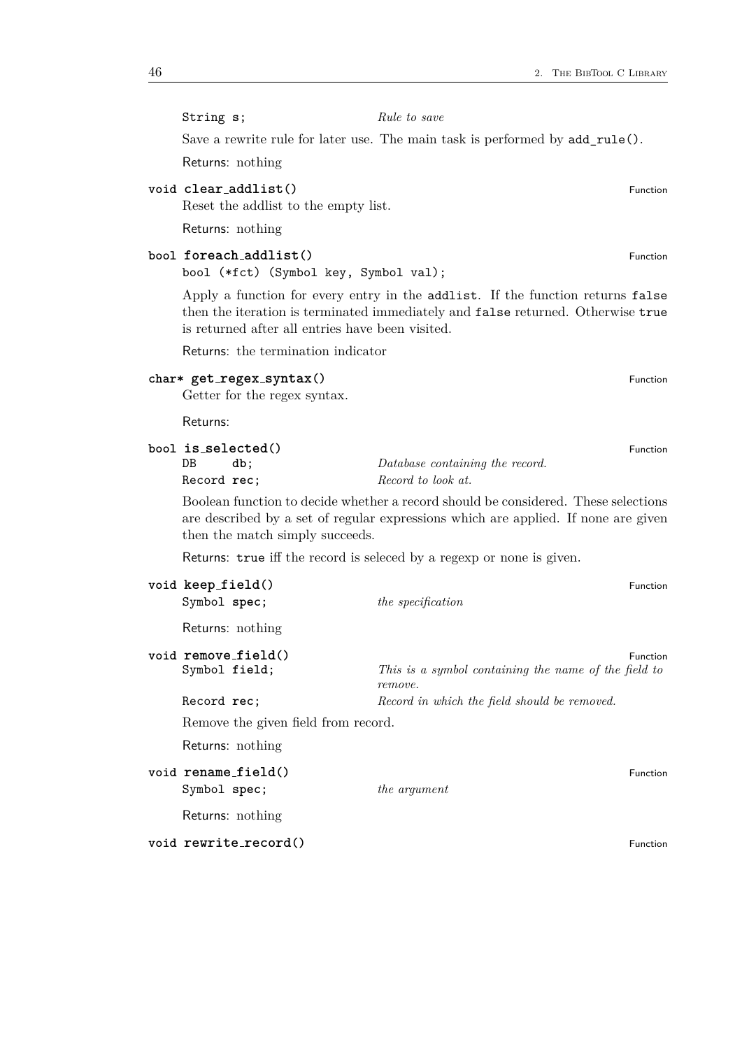`String s;` — *Rule to save*

Save a rewrite rule for later use. The main task is performed by `add_rule()`.

Returns: nothing

**void clear_addlist()** — Function

Reset the addlist to the empty list.

Returns: nothing

**bool foreach_addlist()** — Function

`bool (*fct) (Symbol key, Symbol val);`

Apply a function for every entry in the `addlist`. If the function returns `false` then the iteration is terminated immediately and `false` returned. Otherwise `true` is returned after all entries have been visited.

Returns: the termination indicator

**char* get_regex_syntax()** — Function

Getter for the regex syntax.

Returns:

**bool is_selected()** — Function

`DB db;` — *Database containing the record.*
`Record rec;` — *Record to look at.*

Boolean function to decide whether a record should be considered. These selections are described by a set of regular expressions which are applied. If none are given then the match simply succeeds.

Returns: `true` iff the record is seleced by a regexp or none is given.

**void keep_field()** — Function

`Symbol spec;` — *the specification*

Returns: nothing

**void remove_field()** — Function

`Symbol field;` — *This is a symbol containing the name of the field to remove.*
`Record rec;` — *Record in which the field should be removed.*

Remove the given field from record.

Returns: nothing

**void rename_field()** — Function

`Symbol spec;` — *the argument*

Returns: nothing

**void rewrite_record()** — Function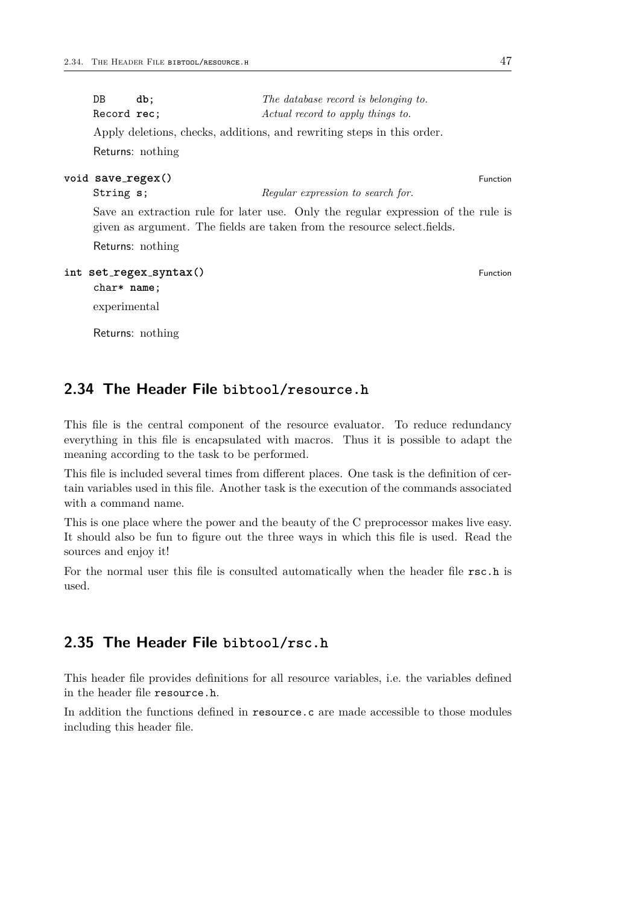DB **db**; *The database record is belonging to.*
Record **rec**; *Actual record to apply things to.*

Apply deletions, checks, additions, and rewriting steps in this order.

Returns: nothing

**void save_regex()** Function

String **s**; *Regular expression to search for.*

Save an extraction rule for later use. Only the regular expression of the rule is given as argument. The fields are taken from the resource select.fields.

Returns: nothing

**int set_regex_syntax()** Function

char* **name**;

experimental

Returns: nothing

## 2.34 The Header File `bibtool/resource.h`

This file is the central component of the resource evaluator. To reduce redundancy everything in this file is encapsulated with macros. Thus it is possible to adapt the meaning according to the task to be performed.

This file is included several times from different places. One task is the definition of certain variables used in this file. Another task is the execution of the commands associated with a command name.

This is one place where the power and the beauty of the C preprocessor makes live easy. It should also be fun to figure out the three ways in which this file is used. Read the sources and enjoy it!

For the normal user this file is consulted automatically when the header file `rsc.h` is used.

## 2.35 The Header File `bibtool/rsc.h`

This header file provides definitions for all resource variables, i.e. the variables defined in the header file `resource.h`.

In addition the functions defined in `resource.c` are made accessible to those modules including this header file.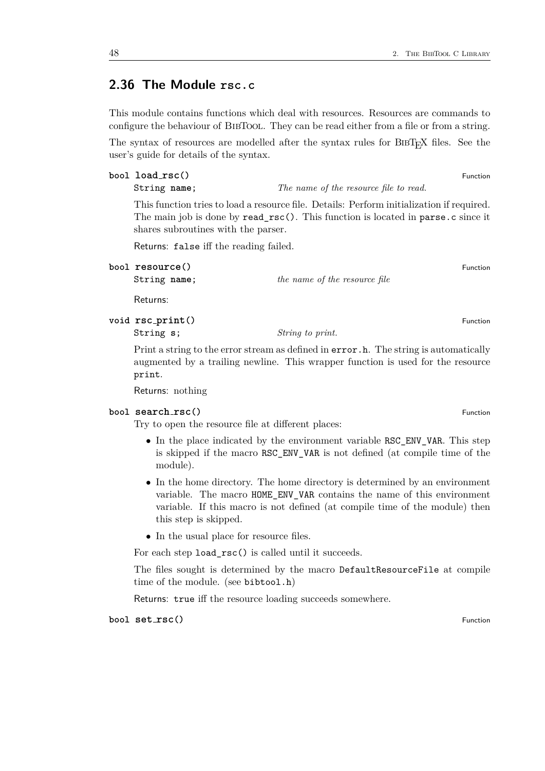## 2.36 The Module `rsc.c`

This module contains functions which deal with resources. Resources are commands to configure the behaviour of BibTool. They can be read either from a file or from a string.

The syntax of resources are modelled after the syntax rules for BibTeX files. See the user's guide for details of the syntax.

**bool load_rsc()** Function

`String name;` *The name of the resource file to read.*

This function tries to load a resource file. Details: Perform initialization if required. The main job is done by `read_rsc()`. This function is located in `parse.c` since it shares subroutines with the parser.

Returns: `false` iff the reading failed.

**bool resource()** Function

`String name;` *the name of the resource file*

Returns:

**void rsc_print()** Function

`String s;` *String to print.*

Print a string to the error stream as defined in `error.h`. The string is automatically augmented by a trailing newline. This wrapper function is used for the resource `print`.

Returns: nothing

**bool search_rsc()** Function

Try to open the resource file at different places:

- In the place indicated by the environment variable `RSC_ENV_VAR`. This step is skipped if the macro `RSC_ENV_VAR` is not defined (at compile time of the module).
- In the home directory. The home directory is determined by an environment variable. The macro `HOME_ENV_VAR` contains the name of this environment variable. If this macro is not defined (at compile time of the module) then this step is skipped.
- In the usual place for resource files.

For each step `load_rsc()` is called until it succeeds.

The files sought is determined by the macro `DefaultResourceFile` at compile time of the module. (see `bibtool.h`)

Returns: `true` iff the resource loading succeeds somewhere.

**bool set_rsc()** Function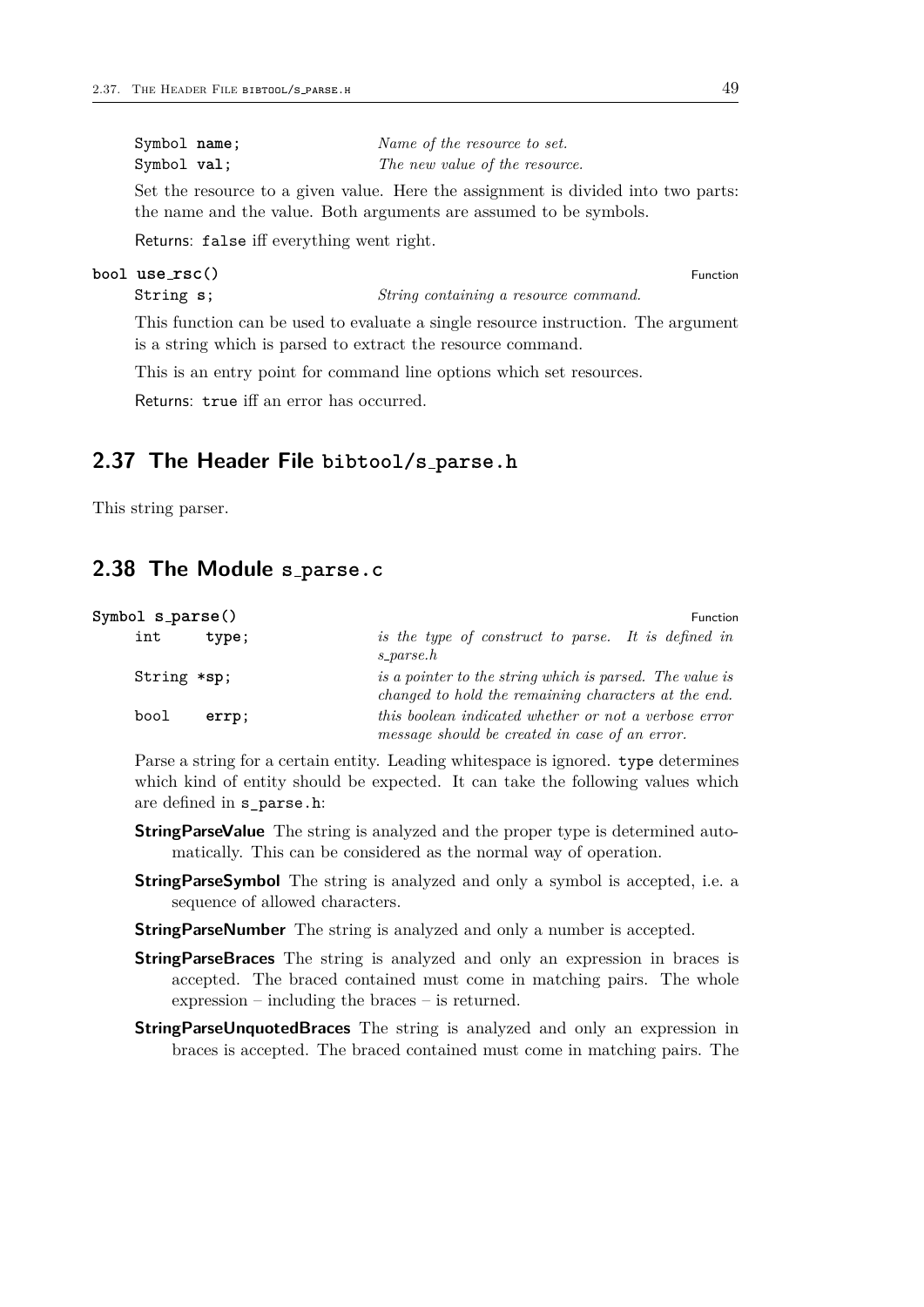```
Symbol name;
Symbol val;
```

| | |
|---|---|
| `Symbol name;` | *Name of the resource to set.* |
| `Symbol val;` | *The new value of the resource.* |

Set the resource to a given value. Here the assignment is divided into two parts: the name and the value. Both arguments are assumed to be symbols.

Returns: `false` iff everything went right.

**`bool use_rsc()`** — Function

| | |
|---|---|
| `String s;` | *String containing a resource command.* |

This function can be used to evaluate a single resource instruction. The argument is a string which is parsed to extract the resource command.

This is an entry point for command line options which set resources.

Returns: `true` iff an error has occurred.

## 2.37 The Header File bibtool/s_parse.h

This string parser.

## 2.38 The Module s_parse.c

**`Symbol s_parse()`** — Function

| | |
|---|---|
| `int type;` | *is the type of construct to parse. It is defined in s_parse.h* |
| `String *sp;` | *is a pointer to the string which is parsed. The value is changed to hold the remaining characters at the end.* |
| `bool errp;` | *this boolean indicated whether or not a verbose error message should be created in case of an error.* |

Parse a string for a certain entity. Leading whitespace is ignored. `type` determines which kind of entity should be expected. It can take the following values which are defined in `s_parse.h`:

**StringParseValue** The string is analyzed and the proper type is determined automatically. This can be considered as the normal way of operation.

**StringParseSymbol** The string is analyzed and only a symbol is accepted, i.e. a sequence of allowed characters.

**StringParseNumber** The string is analyzed and only a number is accepted.

**StringParseBraces** The string is analyzed and only an expression in braces is accepted. The braced contained must come in matching pairs. The whole expression – including the braces – is returned.

**StringParseUnquotedBraces** The string is analyzed and only an expression in braces is accepted. The braced contained must come in matching pairs. The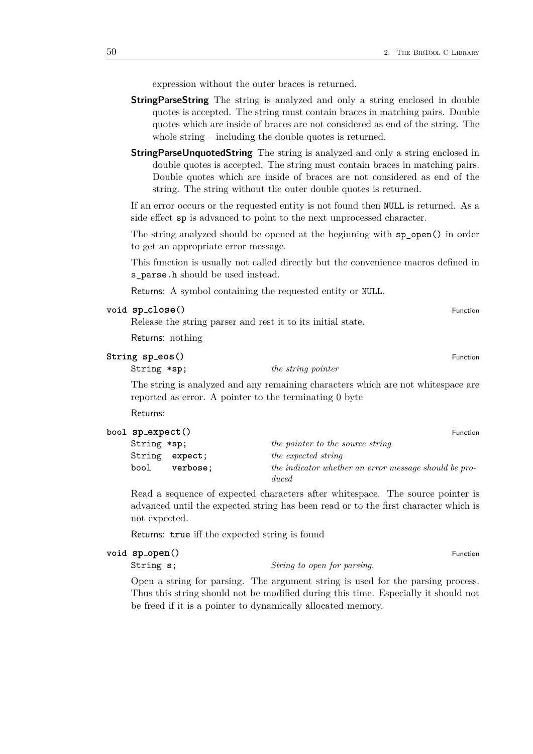expression without the outer braces is returned.

**StringParseString** The string is analyzed and only a string enclosed in double quotes is accepted. The string must contain braces in matching pairs. Double quotes which are inside of braces are not considered as end of the string. The whole string – including the double quotes is returned.

**StringParseUnquotedString** The string is analyzed and only a string enclosed in double quotes is accepted. The string must contain braces in matching pairs. Double quotes which are inside of braces are not considered as end of the string. The string without the outer double quotes is returned.

If an error occurs or the requested entity is not found then `NULL` is returned. As a side effect `sp` is advanced to point to the next unprocessed character.

The string analyzed should be opened at the beginning with `sp_open()` in order to get an appropriate error message.

This function is usually not called directly but the convenience macros defined in `s_parse.h` should be used instead.

Returns: A symbol containing the requested entity or `NULL`.

**`void sp_close()`** — Function

Release the string parser and rest it to its initial state.

Returns: nothing

**`String sp_eos()`** — Function

| | |
|---|---|
| `String *sp;` | *the string pointer* |

The string is analyzed and any remaining characters which are not whitespace are reported as error. A pointer to the terminating 0 byte

Returns:

**`bool sp_expect()`** — Function

| | |
|---|---|
| `String *sp;` | *the pointer to the source string* |
| `String expect;` | *the expected string* |
| `bool verbose;` | *the indicator whether an error message should be produced* |

Read a sequence of expected characters after whitespace. The source pointer is advanced until the expected string has been read or to the first character which is not expected.

Returns: `true` iff the expected string is found

**`void sp_open()`** — Function

| | |
|---|---|
| `String s;` | *String to open for parsing.* |

Open a string for parsing. The argument string is used for the parsing process. Thus this string should not be modified during this time. Especially it should not be freed if it is a pointer to dynamically allocated memory.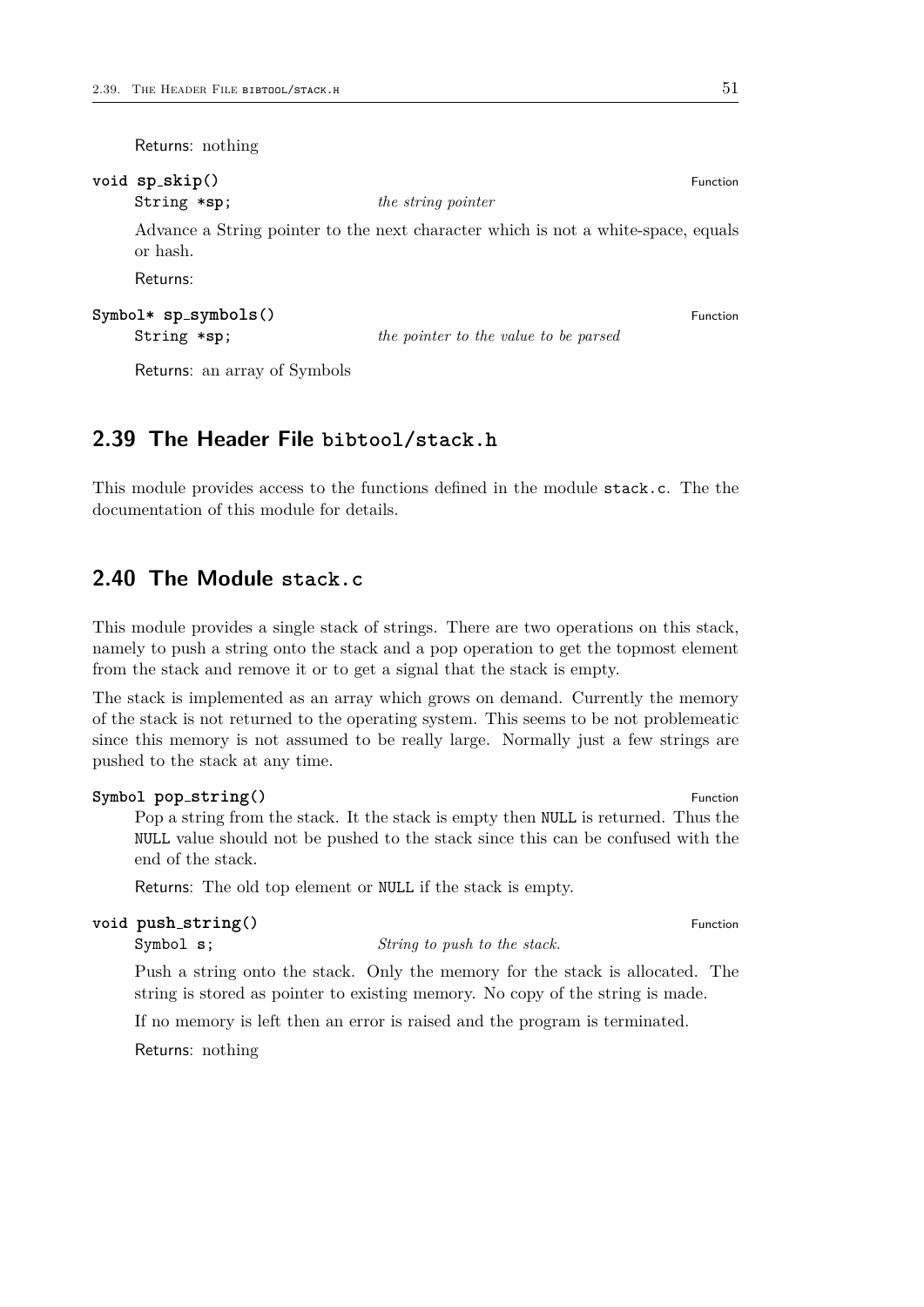Returns: nothing

**void sp_skip()** Function

`String *sp;` *the string pointer*

Advance a String pointer to the next character which is not a white-space, equals or hash.

Returns:

**Symbol* sp_symbols()** Function

`String *sp;` *the pointer to the value to be parsed*

Returns: an array of Symbols

## 2.39 The Header File bibtool/stack.h

This module provides access to the functions defined in the module `stack.c`. The the documentation of this module for details.

## 2.40 The Module stack.c

This module provides a single stack of strings. There are two operations on this stack, namely to push a string onto the stack and a pop operation to get the topmost element from the stack and remove it or to get a signal that the stack is empty.

The stack is implemented as an array which grows on demand. Currently the memory of the stack is not returned to the operating system. This seems to be not problemeatic since this memory is not assumed to be really large. Normally just a few strings are pushed to the stack at any time.

**Symbol pop_string()** Function

Pop a string from the stack. It the stack is empty then `NULL` is returned. Thus the `NULL` value should not be pushed to the stack since this can be confused with the end of the stack.

Returns: The old top element or `NULL` if the stack is empty.

**void push_string()** Function

`Symbol s;` *String to push to the stack.*

Push a string onto the stack. Only the memory for the stack is allocated. The string is stored as pointer to existing memory. No copy of the string is made.

If no memory is left then an error is raised and the program is terminated.

Returns: nothing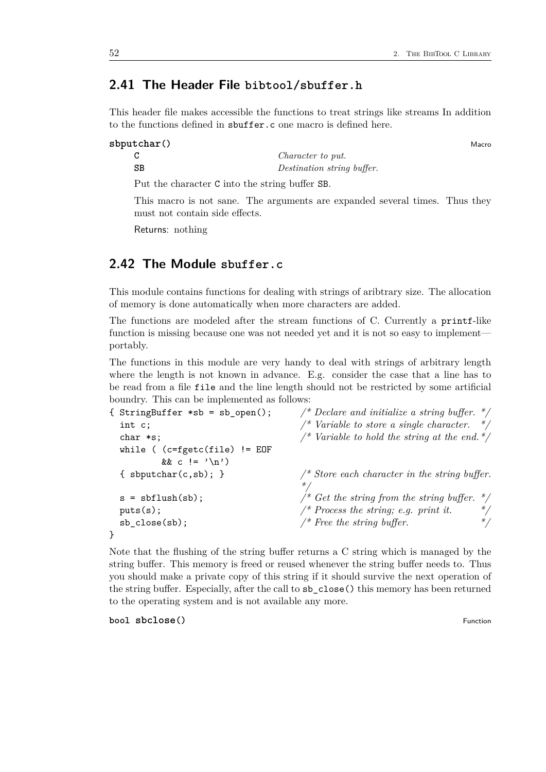## 2.41 The Header File `bibtool/sbuffer.h`

This header file makes accessible the functions to treat strings like streams In addition to the functions defined in `sbuffer.c` one macro is defined here.

**`sbputchar()`** Macro

| | |
|---|---|
| `C` | *Character to put.* |
| `SB` | *Destination string buffer.* |

Put the character `C` into the string buffer `SB`.

This macro is not sane. The arguments are expanded several times. Thus they must not contain side effects.

Returns: nothing

## 2.42 The Module `sbuffer.c`

This module contains functions for dealing with strings of aribtrary size. The allocation of memory is done automatically when more characters are added.

The functions are modeled after the stream functions of C. Currently a `printf`-like function is missing because one was not needed yet and it is not so easy to implement—portably.

The functions in this module are very handy to deal with strings of arbitrary length where the length is not known in advance. E.g. consider the case that a line has to be read from a file `file` and the line length should not be restricted by some artificial boundry. This can be implemented as follows:

```
{ StringBuffer *sb = sb_open();        /* Declare and initialize a string buffer. */
  int c;                               /* Variable to store a single character.   */
  char *s;                             /* Variable to hold the string at the end.*/
  while ( (c=fgetc(file) != EOF
          && c != '\n')
  { sbputchar(c,sb); }                 /* Store each character in the string buffer.
                                        */
  s = sbflush(sb);                     /* Get the string from the string buffer.  */
  puts(s);                             /* Process the string; e.g. print it.       */
  sb_close(sb);                        /* Free the string buffer.                  */
}
```

Note that the flushing of the string buffer returns a C string which is managed by the string buffer. This memory is freed or reused whenever the string buffer needs to. Thus you should make a private copy of this string if it should survive the next operation of the string buffer. Especially, after the call to `sb_close()` this memory has been returned to the operating system and is not available any more.

**`bool sbclose()`** Function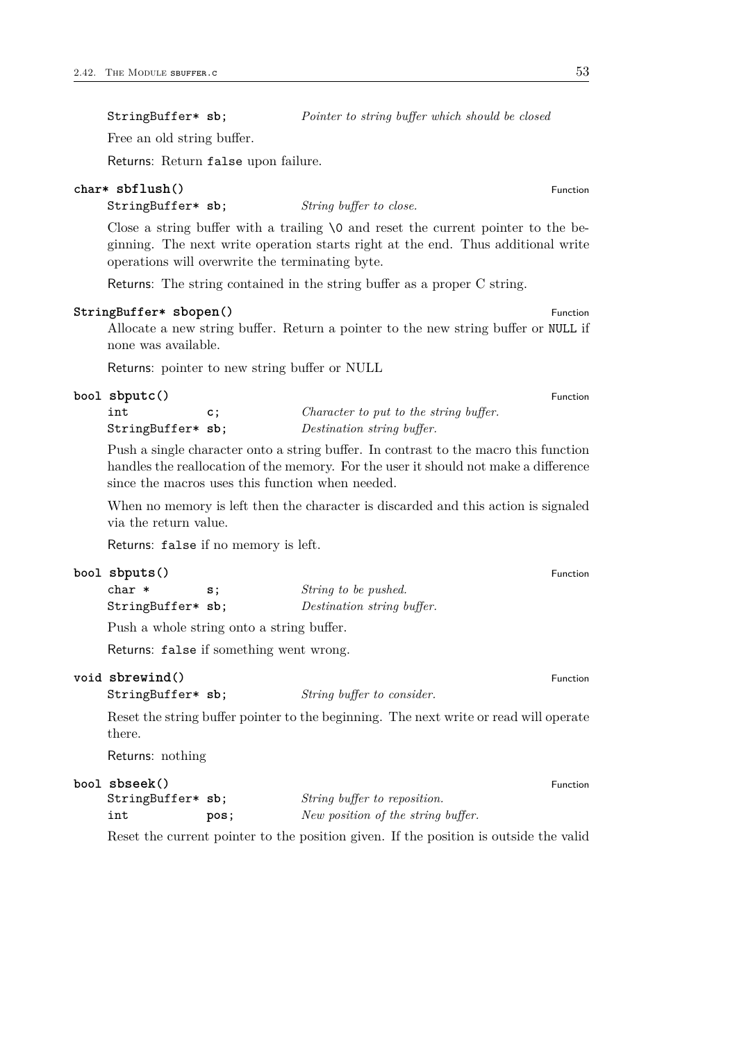| | |
|---|---|
| `StringBuffer* sb;` | *Pointer to string buffer which should be closed* |

Free an old string buffer.

Returns: Return `false` upon failure.

**`char* sbflush()`** — Function

| | |
|---|---|
| `StringBuffer* sb;` | *String buffer to close.* |

Close a string buffer with a trailing `\0` and reset the current pointer to the beginning. The next write operation starts right at the end. Thus additional write operations will overwrite the terminating byte.

Returns: The string contained in the string buffer as a proper C string.

**`StringBuffer* sbopen()`** — Function

Allocate a new string buffer. Return a pointer to the new string buffer or `NULL` if none was available.

Returns: pointer to new string buffer or NULL

**`bool sbputc()`** — Function

| | |
|---|---|
| `int c;` | *Character to put to the string buffer.* |
| `StringBuffer* sb;` | *Destination string buffer.* |

Push a single character onto a string buffer. In contrast to the macro this function handles the reallocation of the memory. For the user it should not make a difference since the macros uses this function when needed.

When no memory is left then the character is discarded and this action is signaled via the return value.

Returns: `false` if no memory is left.

**`bool sbputs()`** — Function

| | |
|---|---|
| `char * s;` | *String to be pushed.* |
| `StringBuffer* sb;` | *Destination string buffer.* |

Push a whole string onto a string buffer.

Returns: `false` if something went wrong.

**`void sbrewind()`** — Function

| | |
|---|---|
| `StringBuffer* sb;` | *String buffer to consider.* |

Reset the string buffer pointer to the beginning. The next write or read will operate there.

Returns: nothing

**`bool sbseek()`** — Function

| | |
|---|---|
| `StringBuffer* sb;` | *String buffer to reposition.* |
| `int pos;` | *New position of the string buffer.* |

Reset the current pointer to the position given. If the position is outside the valid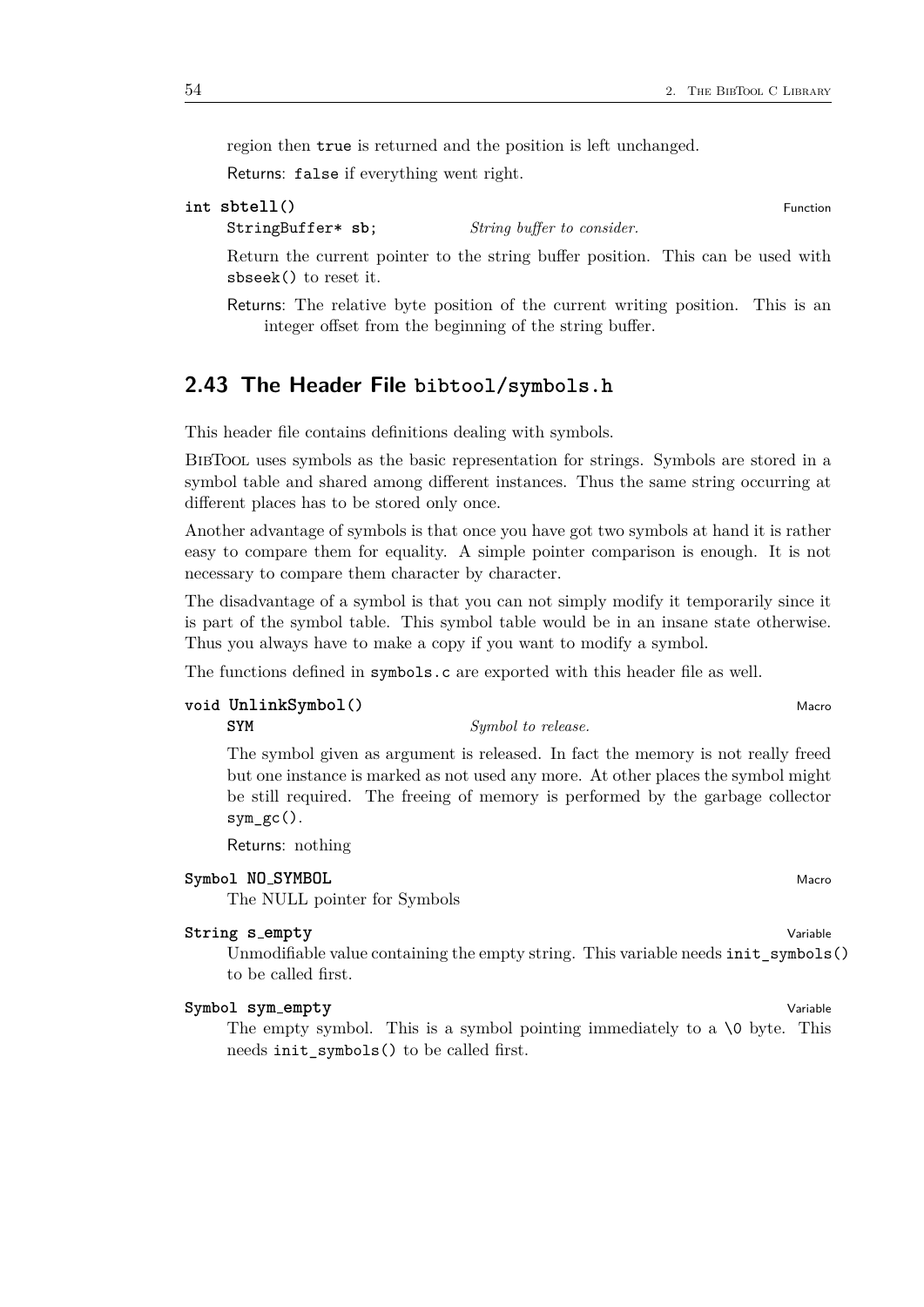region then `true` is returned and the position is left unchanged.

Returns: `false` if everything went right.

**`int sbtell()`** — Function

`StringBuffer* sb;` *String buffer to consider.*

Return the current pointer to the string buffer position. This can be used with `sbseek()` to reset it.

Returns: The relative byte position of the current writing position. This is an integer offset from the beginning of the string buffer.

## 2.43 The Header File `bibtool/symbols.h`

This header file contains definitions dealing with symbols.

BibTool uses symbols as the basic representation for strings. Symbols are stored in a symbol table and shared among different instances. Thus the same string occurring at different places has to be stored only once.

Another advantage of symbols is that once you have got two symbols at hand it is rather easy to compare them for equality. A simple pointer comparison is enough. It is not necessary to compare them character by character.

The disadvantage of a symbol is that you can not simply modify it temporarily since it is part of the symbol table. This symbol table would be in an insane state otherwise. Thus you always have to make a copy if you want to modify a symbol.

The functions defined in `symbols.c` are exported with this header file as well.

**`void UnlinkSymbol()`** — Macro

**`SYM`** *Symbol to release.*

The symbol given as argument is released. In fact the memory is not really freed but one instance is marked as not used any more. At other places the symbol might be still required. The freeing of memory is performed by the garbage collector `sym_gc()`.

Returns: nothing

**`Symbol NO_SYMBOL`** — Macro

The NULL pointer for Symbols

**`String s_empty`** — Variable

Unmodifiable value containing the empty string. This variable needs `init_symbols()` to be called first.

**`Symbol sym_empty`** — Variable

The empty symbol. This is a symbol pointing immediately to a `\0` byte. This needs `init_symbols()` to be called first.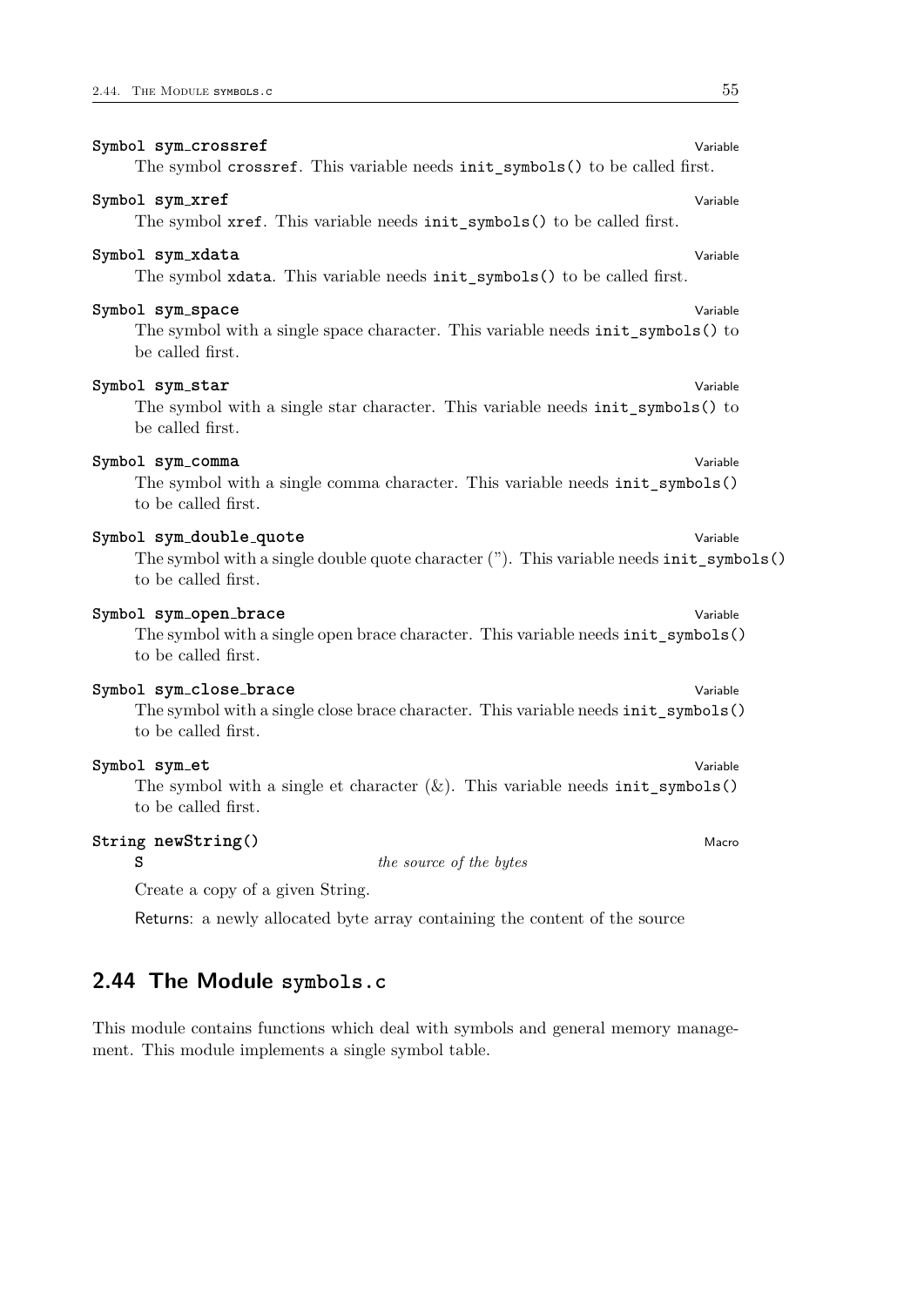**Symbol sym_crossref** Variable

The symbol `crossref`. This variable needs `init_symbols()` to be called first.

**Symbol sym_xref** Variable

The symbol `xref`. This variable needs `init_symbols()` to be called first.

**Symbol sym_xdata** Variable

The symbol `xdata`. This variable needs `init_symbols()` to be called first.

**Symbol sym_space** Variable

The symbol with a single space character. This variable needs `init_symbols()` to be called first.

**Symbol sym_star** Variable

The symbol with a single star character. This variable needs `init_symbols()` to be called first.

**Symbol sym_comma** Variable

The symbol with a single comma character. This variable needs `init_symbols()` to be called first.

**Symbol sym_double_quote** Variable

The symbol with a single double quote character ("). This variable needs `init_symbols()` to be called first.

**Symbol sym_open_brace** Variable

The symbol with a single open brace character. This variable needs `init_symbols()` to be called first.

**Symbol sym_close_brace** Variable

The symbol with a single close brace character. This variable needs `init_symbols()` to be called first.

**Symbol sym_et** Variable

The symbol with a single et character (&). This variable needs `init_symbols()` to be called first.

**String newString()** Macro

**S** *the source of the bytes*

Create a copy of a given String.

Returns: a newly allocated byte array containing the content of the source

## 2.44 The Module `symbols.c`

This module contains functions which deal with symbols and general memory management. This module implements a single symbol table.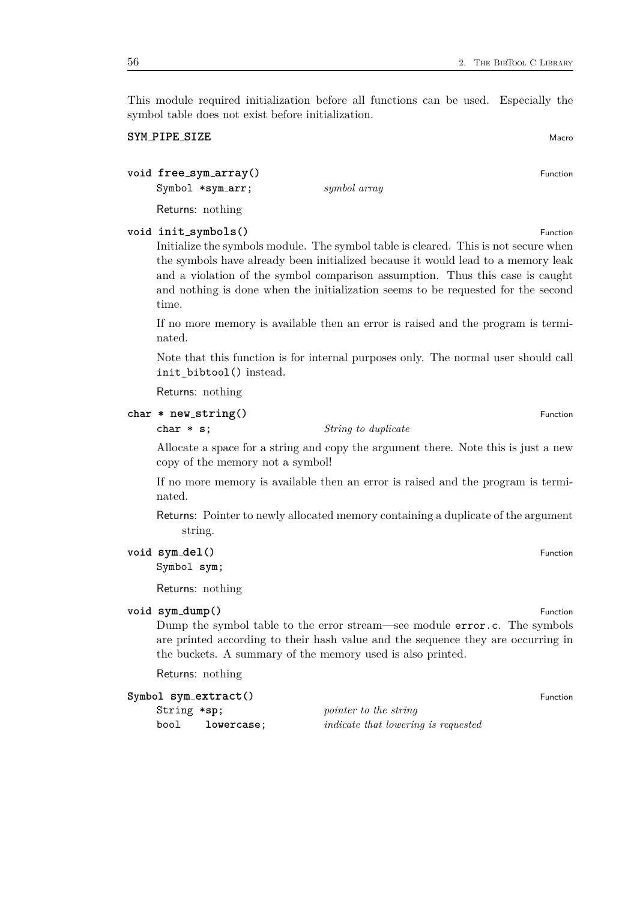This module required initialization before all functions can be used. Especially the symbol table does not exist before initialization.

**SYM_PIPE_SIZE** — Macro

**void free_sym_array()** — Function

`Symbol *sym_arr;` — *symbol array*

Returns: nothing

**void init_symbols()** — Function

Initialize the symbols module. The symbol table is cleared. This is not secure when the symbols have already been initialized because it would lead to a memory leak and a violation of the symbol comparison assumption. Thus this case is caught and nothing is done when the initialization seems to be requested for the second time.

If no more memory is available then an error is raised and the program is terminated.

Note that this function is for internal purposes only. The normal user should call `init_bibtool()` instead.

Returns: nothing

**char * new_string()** — Function

`char * s;` — *String to duplicate*

Allocate a space for a string and copy the argument there. Note this is just a new copy of the memory not a symbol!

If no more memory is available then an error is raised and the program is terminated.

Returns: Pointer to newly allocated memory containing a duplicate of the argument string.

**void sym_del()** — Function

`Symbol sym;`

Returns: nothing

**void sym_dump()** — Function

Dump the symbol table to the error stream—see module `error.c`. The symbols are printed according to their hash value and the sequence they are occurring in the buckets. A summary of the memory used is also printed.

Returns: nothing

**Symbol sym_extract()** — Function

`String *sp;` — *pointer to the string*
`bool lowercase;` — *indicate that lowering is requested*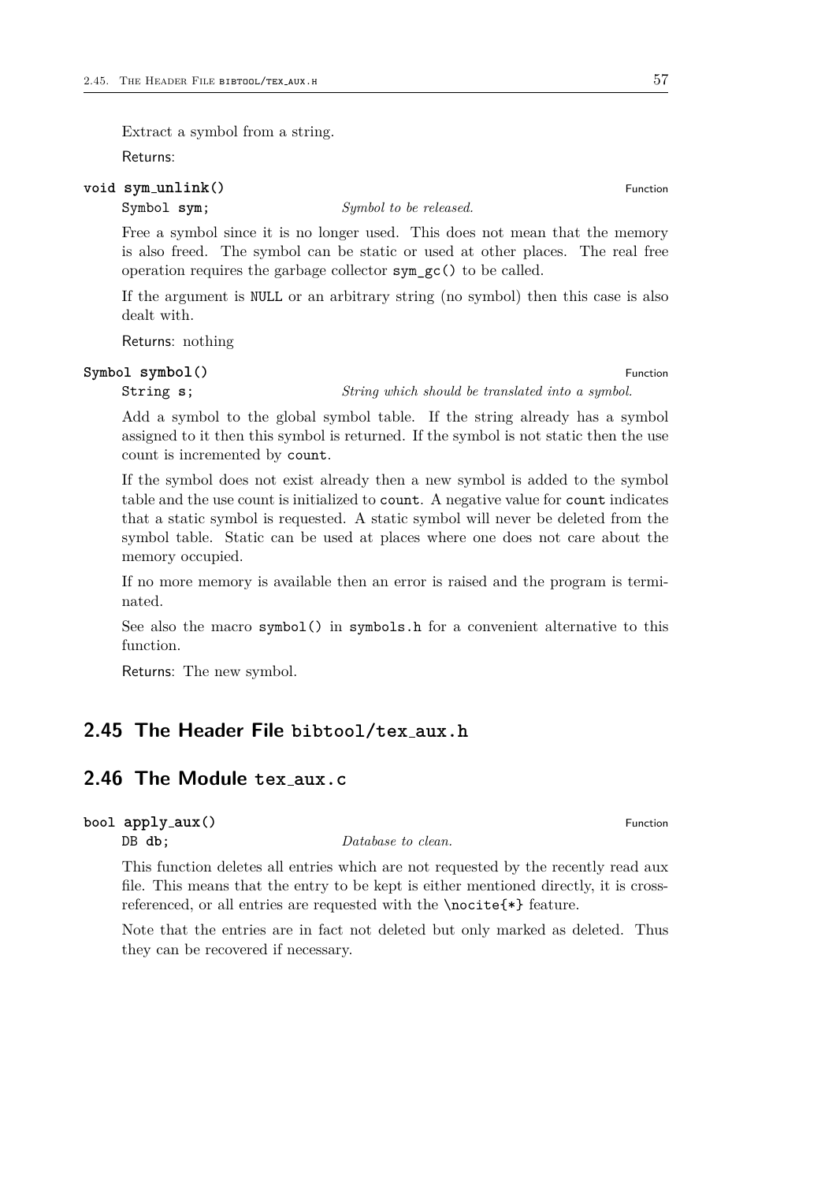Extract a symbol from a string.

Returns:

**void sym_unlink()** Function

`Symbol sym;` *Symbol to be released.*

Free a symbol since it is no longer used. This does not mean that the memory is also freed. The symbol can be static or used at other places. The real free operation requires the garbage collector `sym_gc()` to be called.

If the argument is `NULL` or an arbitrary string (no symbol) then this case is also dealt with.

Returns: nothing

**Symbol symbol()** Function

`String s;` *String which should be translated into a symbol.*

Add a symbol to the global symbol table. If the string already has a symbol assigned to it then this symbol is returned. If the symbol is not static then the use count is incremented by `count`.

If the symbol does not exist already then a new symbol is added to the symbol table and the use count is initialized to `count`. A negative value for `count` indicates that a static symbol is requested. A static symbol will never be deleted from the symbol table. Static can be used at places where one does not care about the memory occupied.

If no more memory is available then an error is raised and the program is terminated.

See also the macro `symbol()` in `symbols.h` for a convenient alternative to this function.

Returns: The new symbol.

## 2.45 The Header File bibtool/tex_aux.h

## 2.46 The Module tex_aux.c

**bool apply_aux()** Function

`DB db;` *Database to clean.*

This function deletes all entries which are not requested by the recently read aux file. This means that the entry to be kept is either mentioned directly, it is cross-referenced, or all entries are requested with the `\nocite{*}` feature.

Note that the entries are in fact not deleted but only marked as deleted. Thus they can be recovered if necessary.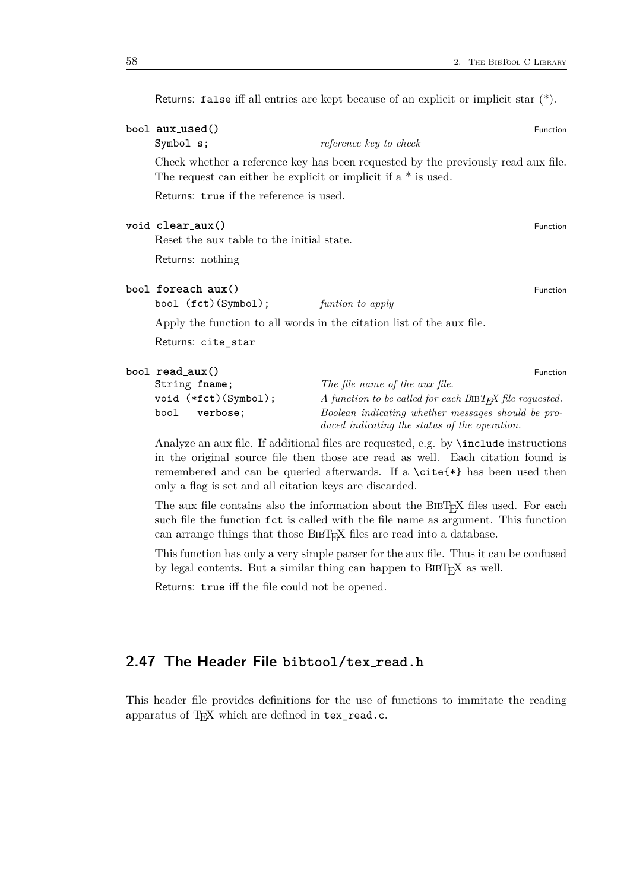Returns: `false` iff all entries are kept because of an explicit or implicit star (*).

**`bool aux_used()`** Function

| | |
|---|---|
| `Symbol s;` | *reference key to check* |

Check whether a reference key has been requested by the previously read aux file. The request can either be explicit or implicit if a * is used.

Returns: `true` if the reference is used.

**`void clear_aux()`** Function

Reset the aux table to the initial state.

Returns: nothing

**`bool foreach_aux()`** Function

| | |
|---|---|
| `bool (fct)(Symbol);` | *funtion to apply* |

Apply the function to all words in the citation list of the aux file.

Returns: `cite_star`

**`bool read_aux()`** Function

| | |
|---|---|
| `String fname;` | *The file name of the aux file.* |
| `void (*fct)(Symbol);` | *A function to be called for each BibTeX file requested.* |
| `bool verbose;` | *Boolean indicating whether messages should be produced indicating the status of the operation.* |

Analyze an aux file. If additional files are requested, e.g. by `\include` instructions in the original source file then those are read as well. Each citation found is remembered and can be queried afterwards. If a `\cite{*}` has been used then only a flag is set and all citation keys are discarded.

The aux file contains also the information about the BibTeX files used. For each such file the function `fct` is called with the file name as argument. This function can arrange things that those BibTeX files are read into a database.

This function has only a very simple parser for the aux file. Thus it can be confused by legal contents. But a similar thing can happen to BibTeX as well.

Returns: `true` iff the file could not be opened.

## 2.47 The Header File `bibtool/tex_read.h`

This header file provides definitions for the use of functions to immitate the reading apparatus of TeX which are defined in `tex_read.c`.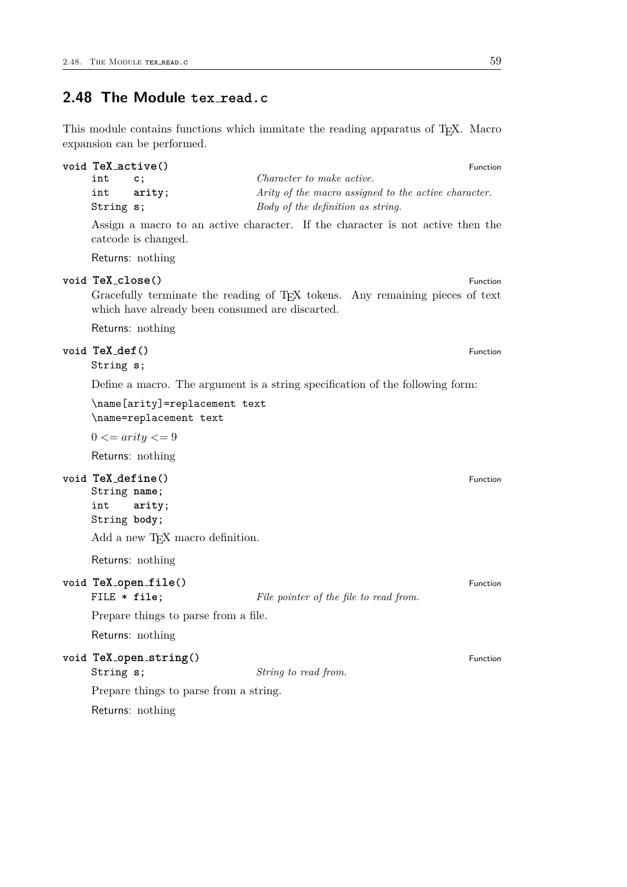## 2.48 The Module `tex_read.c`

This module contains functions which immitate the reading apparatus of TEX. Macro expansion can be performed.

**`void TeX_active()`** — Function

| | |
|---|---|
| `int c;` | *Character to make active.* |
| `int arity;` | *Arity of the macro assigned to the active character.* |
| `String s;` | *Body of the definition as string.* |

Assign a macro to an active character. If the character is not active then the catcode is changed.

Returns: nothing

**`void TeX_close()`** — Function

Gracefully terminate the reading of TEX tokens. Any remaining pieces of text which have already been consumed are discarted.

Returns: nothing

**`void TeX_def()`** — Function

`String s;`

Define a macro. The argument is a string specification of the following form:

```
\name[arity]=replacement text
\name=replacement text
```

$0 <= arity <= 9$

Returns: nothing

**`void TeX_define()`** — Function

```
String name;
int    arity;
String body;
```

Add a new TEX macro definition.

Returns: nothing

**`void TeX_open_file()`** — Function

| | |
|---|---|
| `FILE * file;` | *File pointer of the file to read from.* |

Prepare things to parse from a file.

Returns: nothing

**`void TeX_open_string()`** — Function

| | |
|---|---|
| `String s;` | *String to read from.* |

Prepare things to parse from a string.

Returns: nothing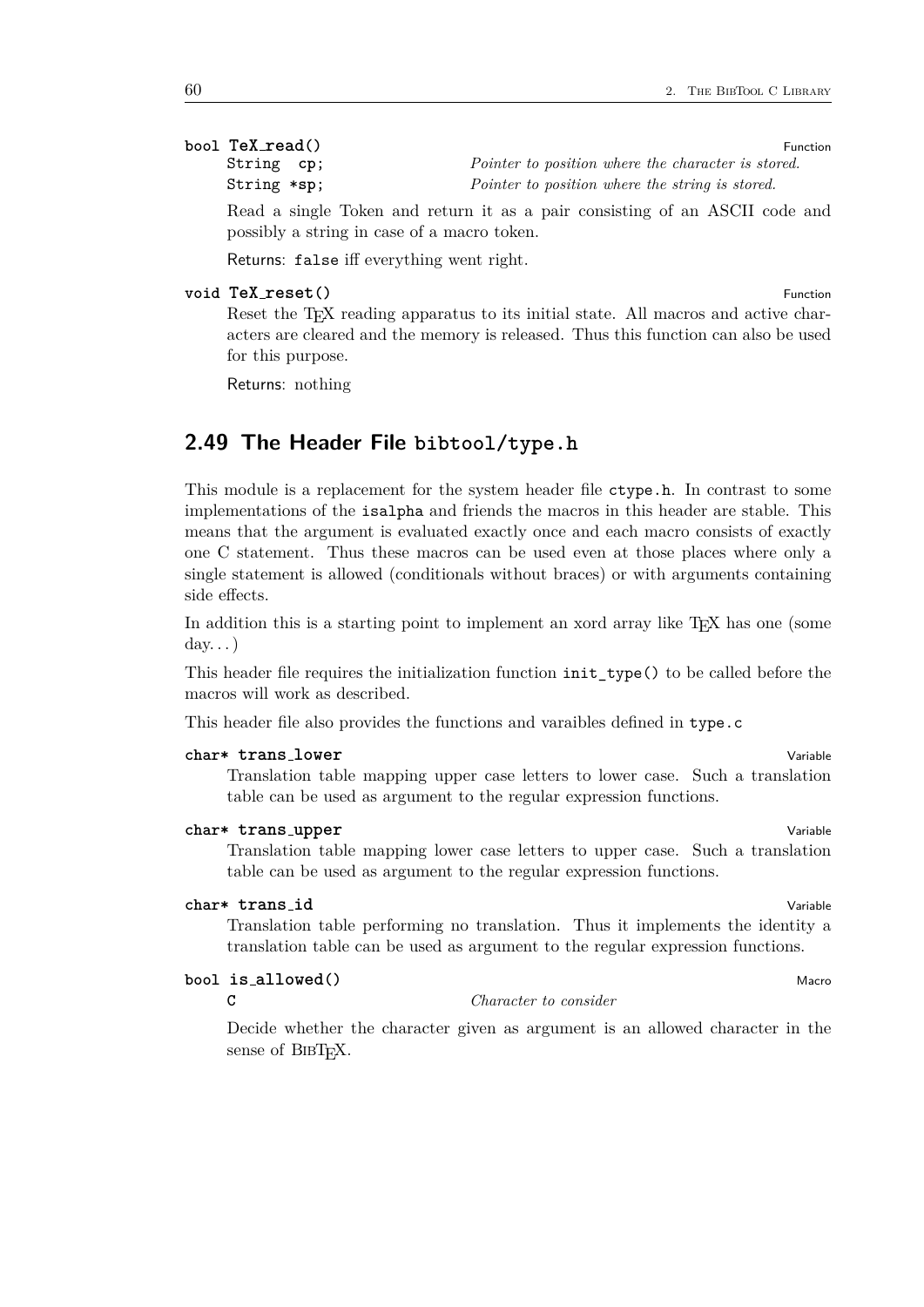**bool TeX_read()** Function

`String  cp;` *Pointer to position where the character is stored.*
`String *sp;` *Pointer to position where the string is stored.*

Read a single Token and return it as a pair consisting of an ASCII code and possibly a string in case of a macro token.

Returns: `false` iff everything went right.

**void TeX_reset()** Function

Reset the TEX reading apparatus to its initial state. All macros and active characters are cleared and the memory is released. Thus this function can also be used for this purpose.

Returns: nothing

## 2.49 The Header File `bibtool/type.h`

This module is a replacement for the system header file `ctype.h`. In contrast to some implementations of the `isalpha` and friends the macros in this header are stable. This means that the argument is evaluated exactly once and each macro consists of exactly one C statement. Thus these macros can be used even at those places where only a single statement is allowed (conditionals without braces) or with arguments containing side effects.

In addition this is a starting point to implement an xord array like TEX has one (some day. . . )

This header file requires the initialization function `init_type()` to be called before the macros will work as described.

This header file also provides the functions and varaibles defined in `type.c`

**char* trans_lower** Variable

Translation table mapping upper case letters to lower case. Such a translation table can be used as argument to the regular expression functions.

**char* trans_upper** Variable

Translation table mapping lower case letters to upper case. Such a translation table can be used as argument to the regular expression functions.

**char* trans_id** Variable

Translation table performing no translation. Thus it implements the identity a translation table can be used as argument to the regular expression functions.

**bool is_allowed()** Macro

`C` *Character to consider*

Decide whether the character given as argument is an allowed character in the sense of BibTEX.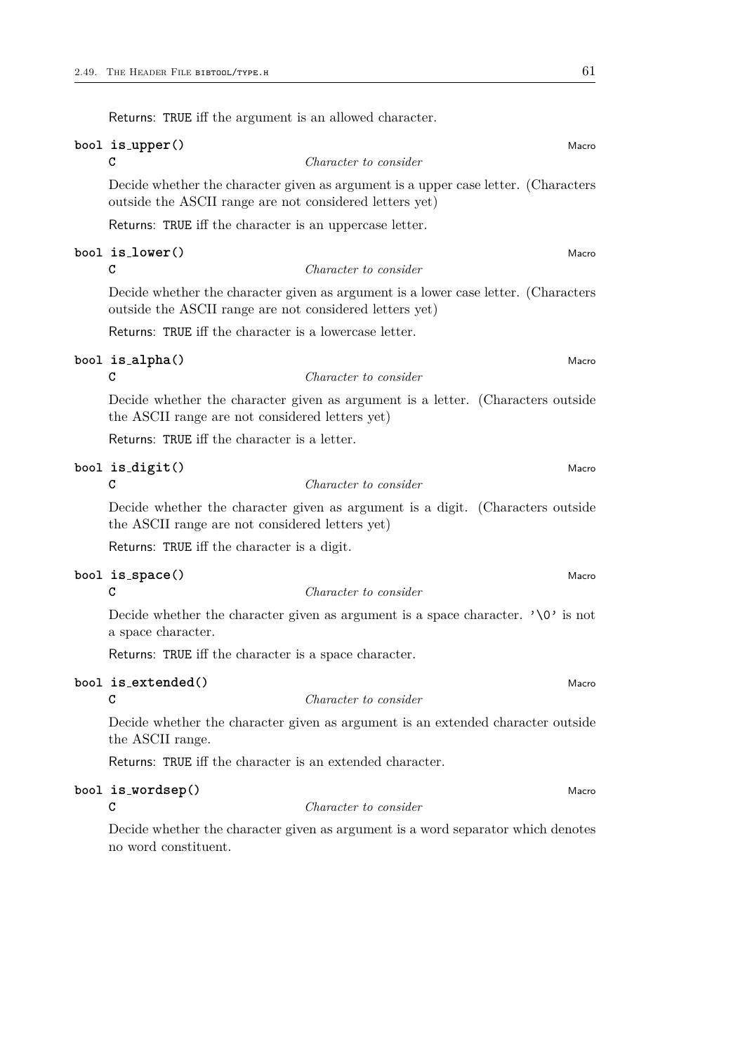Returns: TRUE iff the argument is an allowed character.

**bool is_upper()** Macro

**C** *Character to consider*

Decide whether the character given as argument is a upper case letter. (Characters outside the ASCII range are not considered letters yet)

Returns: TRUE iff the character is an uppercase letter.

**bool is_lower()** Macro

**C** *Character to consider*

Decide whether the character given as argument is a lower case letter. (Characters outside the ASCII range are not considered letters yet)

Returns: TRUE iff the character is a lowercase letter.

**bool is_alpha()** Macro

**C** *Character to consider*

Decide whether the character given as argument is a letter. (Characters outside the ASCII range are not considered letters yet)

Returns: TRUE iff the character is a letter.

**bool is_digit()** Macro

**C** *Character to consider*

Decide whether the character given as argument is a digit. (Characters outside the ASCII range are not considered letters yet)

Returns: TRUE iff the character is a digit.

**bool is_space()** Macro

**C** *Character to consider*

Decide whether the character given as argument is a space character. '\0' is not a space character.

Returns: TRUE iff the character is a space character.

**bool is_extended()** Macro

**C** *Character to consider*

Decide whether the character given as argument is an extended character outside the ASCII range.

Returns: TRUE iff the character is an extended character.

**bool is_wordsep()** Macro

**C** *Character to consider*

Decide whether the character given as argument is a word separator which denotes no word constituent.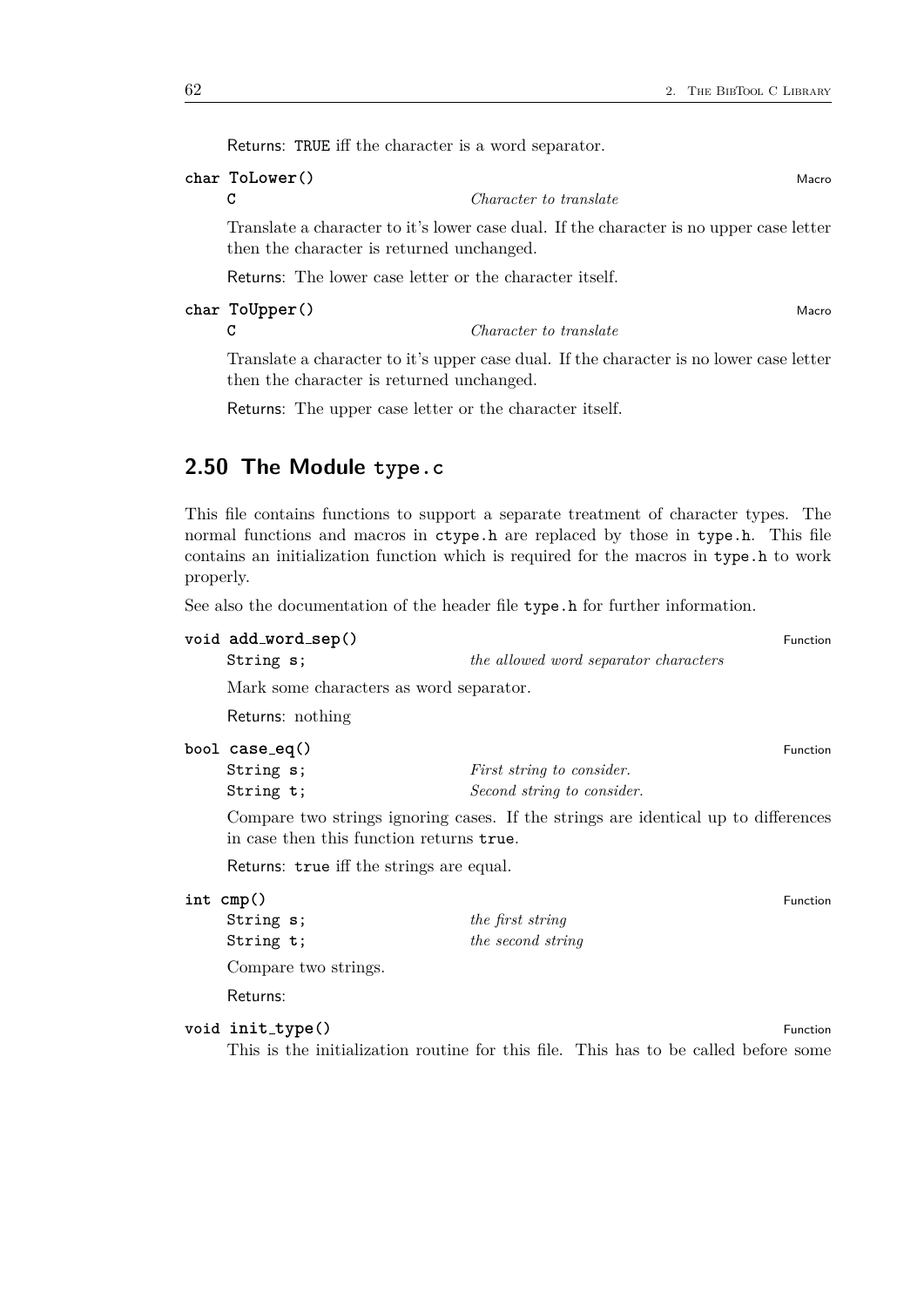Returns: TRUE iff the character is a word separator.

**char ToLower()** Macro

`C` — *Character to translate*

Translate a character to it's lower case dual. If the character is no upper case letter then the character is returned unchanged.

Returns: The lower case letter or the character itself.

**char ToUpper()** Macro

`C` — *Character to translate*

Translate a character to it's upper case dual. If the character is no lower case letter then the character is returned unchanged.

Returns: The upper case letter or the character itself.

## 2.50 The Module type.c

This file contains functions to support a separate treatment of character types. The normal functions and macros in `ctype.h` are replaced by those in `type.h`. This file contains an initialization function which is required for the macros in `type.h` to work properly.

See also the documentation of the header file `type.h` for further information.

**void add_word_sep()** Function

`String s;` — *the allowed word separator characters*

Mark some characters as word separator.

Returns: nothing

**bool case_eq()** Function

`String s;` — *First string to consider.*
`String t;` — *Second string to consider.*

Compare two strings ignoring cases. If the strings are identical up to differences in case then this function returns `true`.

Returns: `true` iff the strings are equal.

**int cmp()** Function

`String s;` — *the first string*
`String t;` — *the second string*

Compare two strings.

Returns:

**void init_type()** Function

This is the initialization routine for this file. This has to be called before some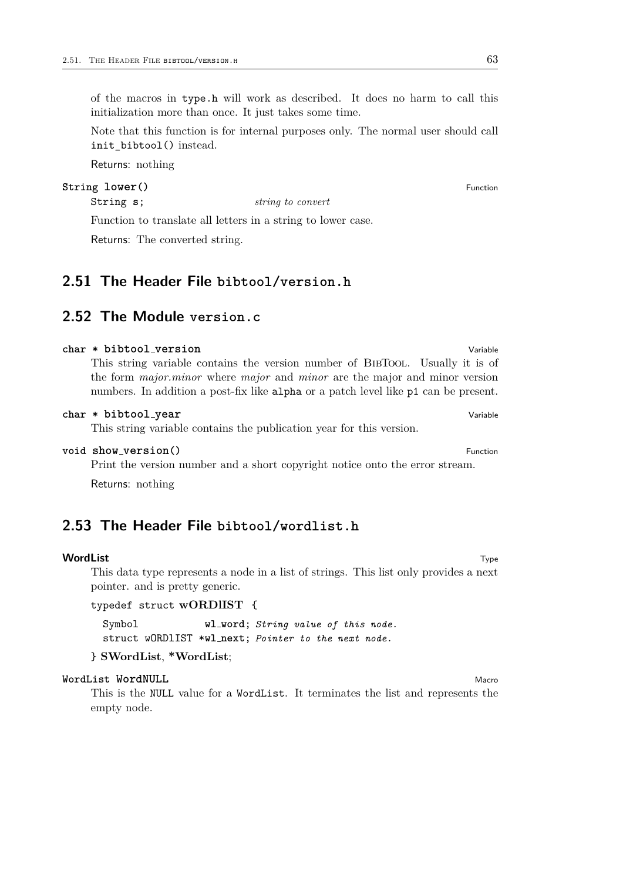of the macros in `type.h` will work as described. It does no harm to call this initialization more than once. It just takes some time.

Note that this function is for internal purposes only. The normal user should call `init_bibtool()` instead.

Returns: nothing

**`String lower()`** — Function

`String s;` — *string to convert*

Function to translate all letters in a string to lower case.

Returns: The converted string.

## 2.51 The Header File `bibtool/version.h`

## 2.52 The Module `version.c`

**`char * bibtool_version`** — Variable

This string variable contains the version number of BibTool. Usually it is of the form *major.minor* where *major* and *minor* are the major and minor version numbers. In addition a post-fix like `alpha` or a patch level like `p1` can be present.

**`char * bibtool_year`** — Variable

This string variable contains the publication year for this version.

**`void show_version()`** — Function

Print the version number and a short copyright notice onto the error stream.

Returns: nothing

## 2.53 The Header File `bibtool/wordlist.h`

**WordList** — Type

This data type represents a node in a list of strings. This list only provides a next pointer. and is pretty generic.

```
typedef struct wORDlIST {
  Symbol          wl_word;  String value of this node.
  struct wORDlIST *wl_next; Pointer to the next node.
} SWordList, *WordList;
```

**`WordList WordNULL`** — Macro

This is the `NULL` value for a `WordList`. It terminates the list and represents the empty node.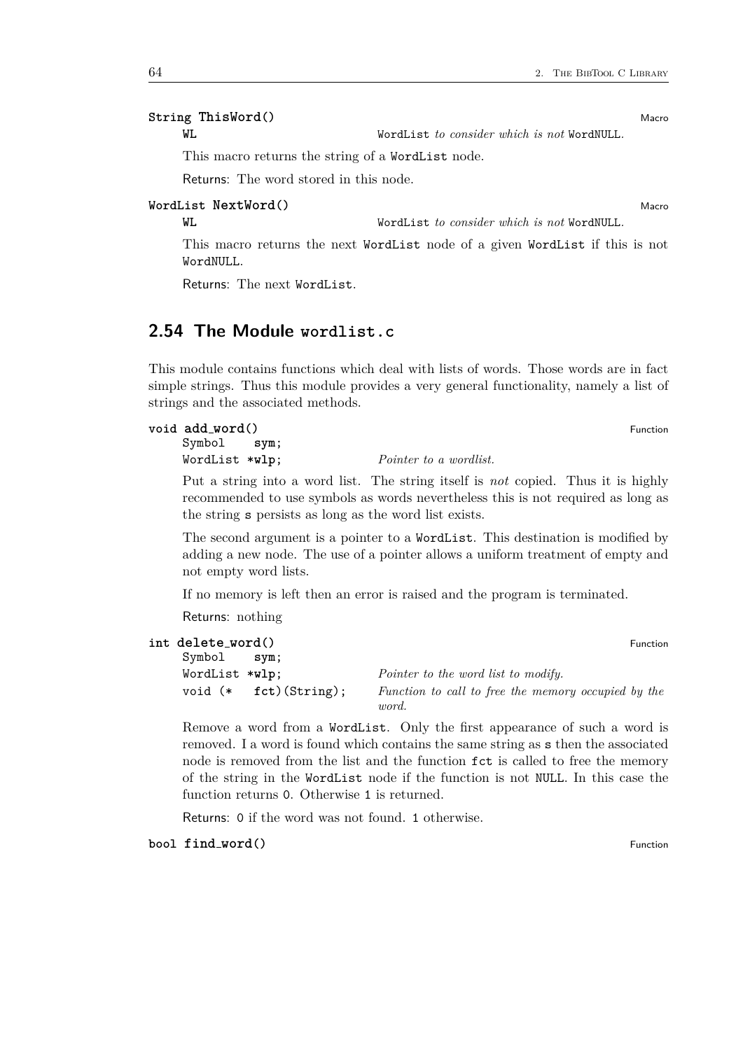**String ThisWord()** Macro

`WL` — WordList *to consider which is not* WordNULL.

This macro returns the string of a `WordList` node.

Returns: The word stored in this node.

**WordList NextWord()** Macro

`WL` — WordList *to consider which is not* WordNULL.

This macro returns the next `WordList` node of a given `WordList` if this is not `WordNULL`.

Returns: The next `WordList`.

## 2.54 The Module `wordlist.c`

This module contains functions which deal with lists of words. Those words are in fact simple strings. Thus this module provides a very general functionality, namely a list of strings and the associated methods.

**void add_word()** Function

```
Symbol    sym;
WordList *wlp;
```

`WordList *wlp;` — *Pointer to a wordlist.*

Put a string into a word list. The string itself is *not* copied. Thus it is highly recommended to use symbols as words nevertheless this is not required as long as the string `s` persists as long as the word list exists.

The second argument is a pointer to a `WordList`. This destination is modified by adding a new node. The use of a pointer allows a uniform treatment of empty and not empty word lists.

If no memory is left then an error is raised and the program is terminated.

Returns: nothing

**int delete_word()** Function

```
Symbol    sym;
WordList *wlp;
void (*   fct)(String);
```

`WordList *wlp;` — *Pointer to the word list to modify.*

`void (* fct)(String);` — *Function to call to free the memory occupied by the word.*

Remove a word from a `WordList`. Only the first appearance of such a word is removed. I a word is found which contains the same string as `s` then the associated node is removed from the list and the function `fct` is called to free the memory of the string in the `WordList` node if the function is not `NULL`. In this case the function returns `0`. Otherwise `1` is returned.

Returns: `0` if the word was not found. `1` otherwise.

**bool find_word()** Function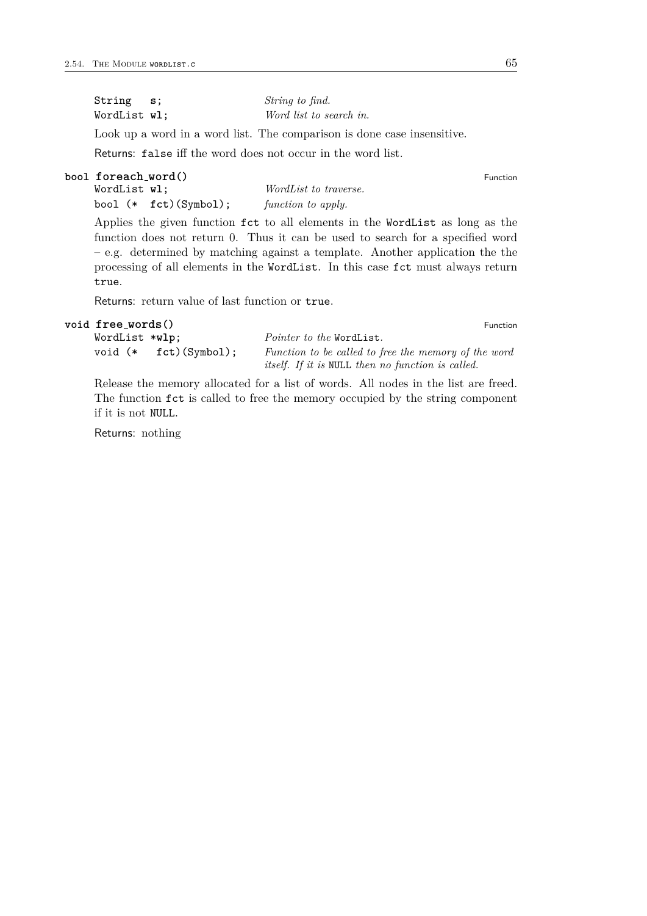| | |
|---|---|
| `String s;` | *String to find.* |
| `WordList wl;` | *Word list to search in.* |

Look up a word in a word list. The comparison is done case insensitive.

Returns: `false` iff the word does not occur in the word list.

**`bool foreach_word()`** Function

| | |
|---|---|
| `WordList wl;` | *WordList to traverse.* |
| `bool (* fct)(Symbol);` | *function to apply.* |

Applies the given function `fct` to all elements in the `WordList` as long as the function does not return 0. Thus it can be used to search for a specified word – e.g. determined by matching against a template. Another application the the processing of all elements in the `WordList`. In this case `fct` must always return `true`.

Returns: return value of last function or `true`.

**`void free_words()`** Function

| | |
|---|---|
| `WordList *wlp;` | *Pointer to the* `WordList`*.* |
| `void (* fct)(Symbol);` | *Function to be called to free the memory of the word itself. If it is* `NULL` *then no function is called.* |

Release the memory allocated for a list of words. All nodes in the list are freed. The function `fct` is called to free the memory occupied by the string component if it is not `NULL`.

Returns: nothing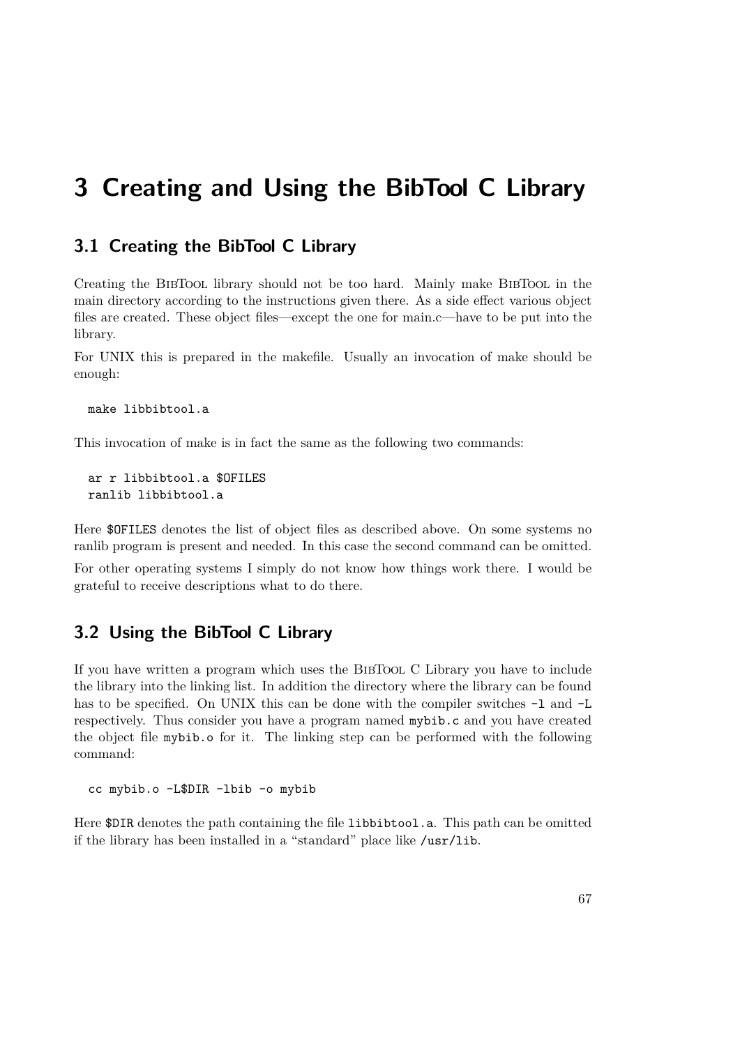# 3 Creating and Using the BibTool C Library

## 3.1 Creating the BibTool C Library

Creating the BibTool library should not be too hard. Mainly make BibTool in the main directory according to the instructions given there. As a side effect various object files are created. These object files—except the one for main.c—have to be put into the library.

For UNIX this is prepared in the makefile. Usually an invocation of make should be enough:

```
make libbibtool.a
```

This invocation of make is in fact the same as the following two commands:

```
ar r libbibtool.a $OFILES
ranlib libbibtool.a
```

Here `$OFILES` denotes the list of object files as described above. On some systems no ranlib program is present and needed. In this case the second command can be omitted.

For other operating systems I simply do not know how things work there. I would be grateful to receive descriptions what to do there.

## 3.2 Using the BibTool C Library

If you have written a program which uses the BibTool C Library you have to include the library into the linking list. In addition the directory where the library can be found has to be specified. On UNIX this can be done with the compiler switches `-l` and `-L` respectively. Thus consider you have a program named `mybib.c` and you have created the object file `mybib.o` for it. The linking step can be performed with the following command:

```
cc mybib.o -L$DIR -lbib -o mybib
```

Here `$DIR` denotes the path containing the file `libbibtool.a`. This path can be omitted if the library has been installed in a "standard" place like `/usr/lib`.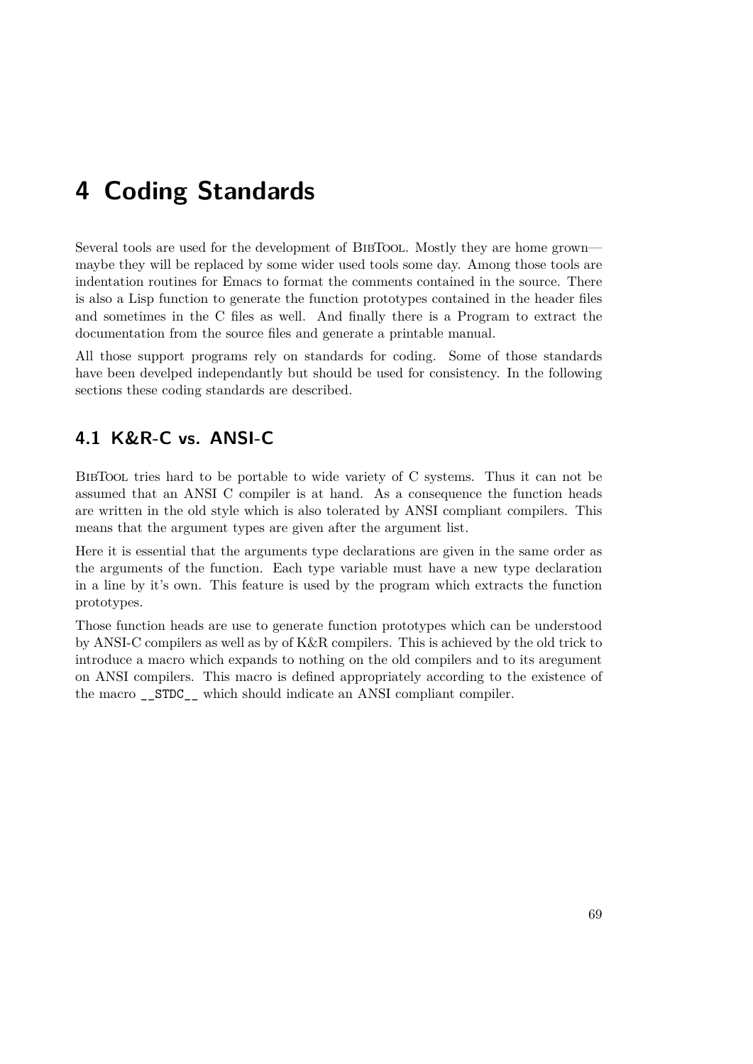# 4 Coding Standards

Several tools are used for the development of BibTool. Mostly they are home grown—maybe they will be replaced by some wider used tools some day. Among those tools are indentation routines for Emacs to format the comments contained in the source. There is also a Lisp function to generate the function prototypes contained in the header files and sometimes in the C files as well. And finally there is a Program to extract the documentation from the source files and generate a printable manual.

All those support programs rely on standards for coding. Some of those standards have been develped independantly but should be used for consistency. In the following sections these coding standards are described.

## 4.1 K&R-C vs. ANSI-C

BibTool tries hard to be portable to wide variety of C systems. Thus it can not be assumed that an ANSI C compiler is at hand. As a consequence the function heads are written in the old style which is also tolerated by ANSI compliant compilers. This means that the argument types are given after the argument list.

Here it is essential that the arguments type declarations are given in the same order as the arguments of the function. Each type variable must have a new type declaration in a line by it's own. This feature is used by the program which extracts the function prototypes.

Those function heads are use to generate function prototypes which can be understood by ANSI-C compilers as well as by of K&R compilers. This is achieved by the old trick to introduce a macro which expands to nothing on the old compilers and to its aregument on ANSI compilers. This macro is defined appropriately according to the existence of the macro `__STDC__` which should indicate an ANSI compliant compiler.